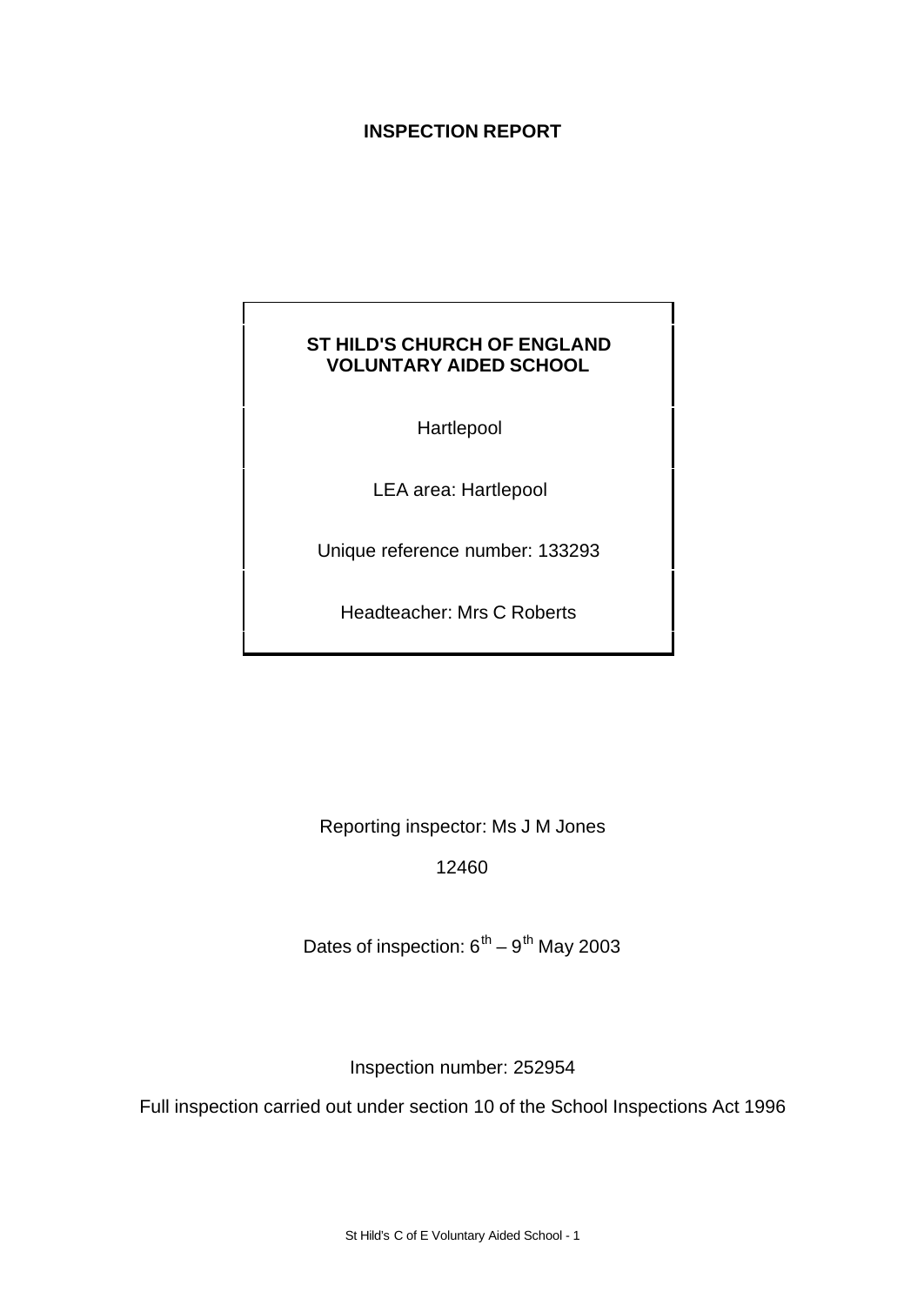# INSPECTION REPORT

**ST HILD'S CHURCH OF ENGLAND VOLUNTARY AIDED SCHOOL**

Hartlepool

LEA area: Hartlepool

Unique reference number: 133293

Headteacher: Mrs C Roberts

Reporting inspector: Ms J M Jones

12460

Dates of inspection: 6th – 9th May 2003

Inspection number: 252954

Full inspection carried out under section 10 of the School Inspections Act 1996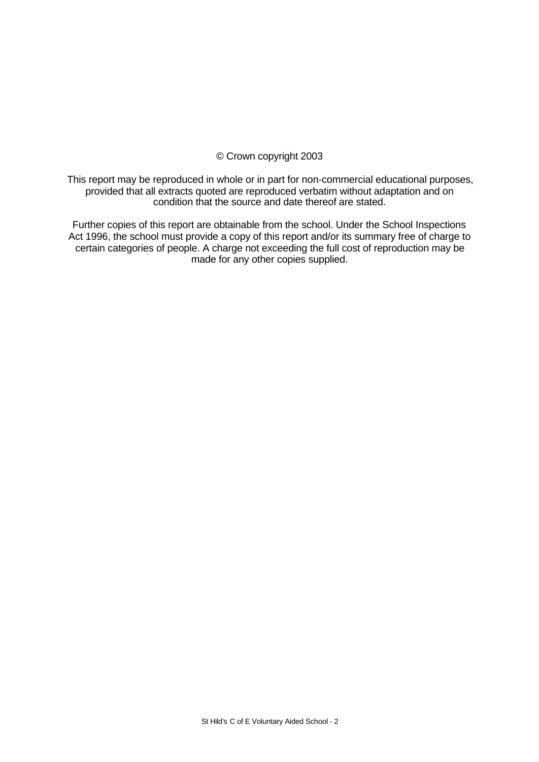© Crown copyright 2003

This report may be reproduced in whole or in part for non-commercial educational purposes, provided that all extracts quoted are reproduced verbatim without adaptation and on condition that the source and date thereof are stated.

Further copies of this report are obtainable from the school. Under the School Inspections Act 1996, the school must provide a copy of this report and/or its summary free of charge to certain categories of people. A charge not exceeding the full cost of reproduction may be made for any other copies supplied.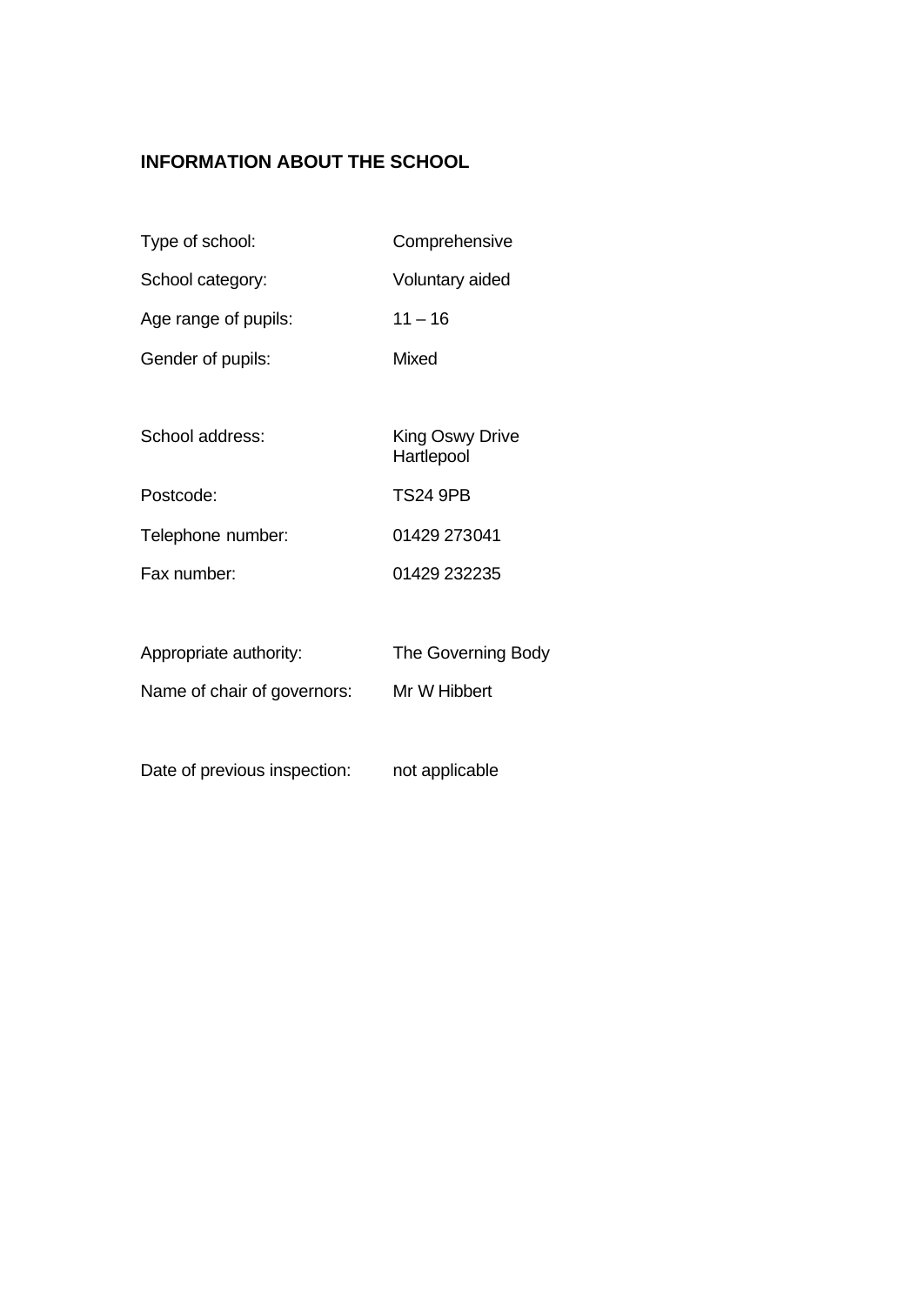## INFORMATION ABOUT THE SCHOOL

| | |
|---|---|
| Type of school: | Comprehensive |
| School category: | Voluntary aided |
| Age range of pupils: | 11 – 16 |
| Gender of pupils: | Mixed |
| | |
| School address: | King Oswy Drive<br>Hartlepool |
| Postcode: | TS24 9PB |
| Telephone number: | 01429 273041 |
| Fax number: | 01429 232235 |
| | |
| Appropriate authority: | The Governing Body |
| Name of chair of governors: | Mr W Hibbert |
| | |
| Date of previous inspection: | not applicable |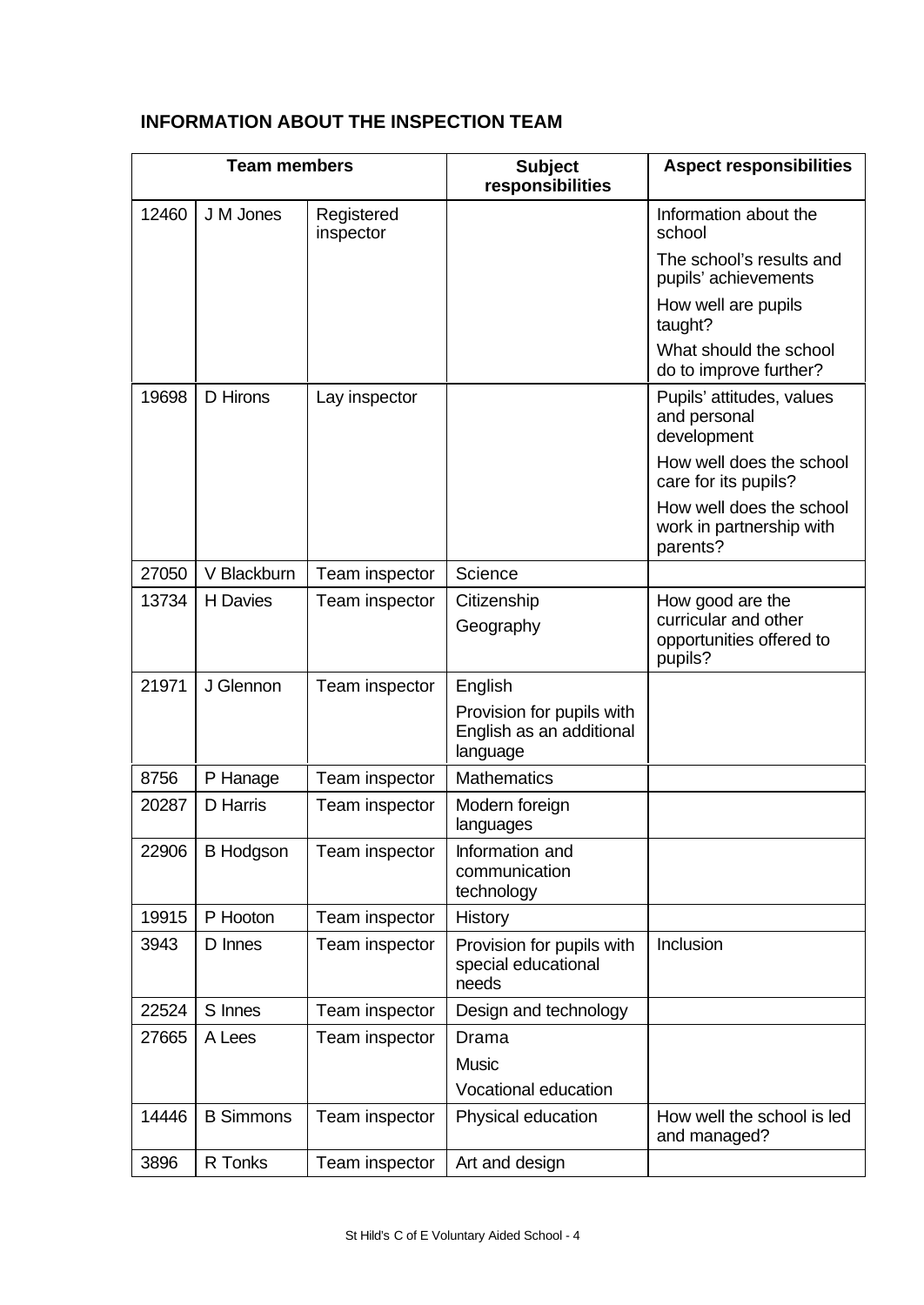## INFORMATION ABOUT THE INSPECTION TEAM

| Team members | | | Subject responsibilities | Aspect responsibilities |
|---|---|---|---|---|
| 12460 | J M Jones | Registered inspector | | Information about the school<br>The school's results and pupils' achievements<br>How well are pupils taught?<br>What should the school do to improve further? |
| 19698 | D Hirons | Lay inspector | | Pupils' attitudes, values and personal development<br>How well does the school care for its pupils?<br>How well does the school work in partnership with parents? |
| 27050 | V Blackburn | Team inspector | Science | |
| 13734 | H Davies | Team inspector | Citizenship<br>Geography | How good are the curricular and other opportunities offered to pupils? |
| 21971 | J Glennon | Team inspector | English<br>Provision for pupils with English as an additional language | |
| 8756 | P Hanage | Team inspector | Mathematics | |
| 20287 | D Harris | Team inspector | Modern foreign languages | |
| 22906 | B Hodgson | Team inspector | Information and communication technology | |
| 19915 | P Hooton | Team inspector | History | |
| 3943 | D Innes | Team inspector | Provision for pupils with special educational needs | Inclusion |
| 22524 | S Innes | Team inspector | Design and technology | |
| 27665 | A Lees | Team inspector | Drama<br>Music<br>Vocational education | |
| 14446 | B Simmons | Team inspector | Physical education | How well the school is led and managed? |
| 3896 | R Tonks | Team inspector | Art and design | |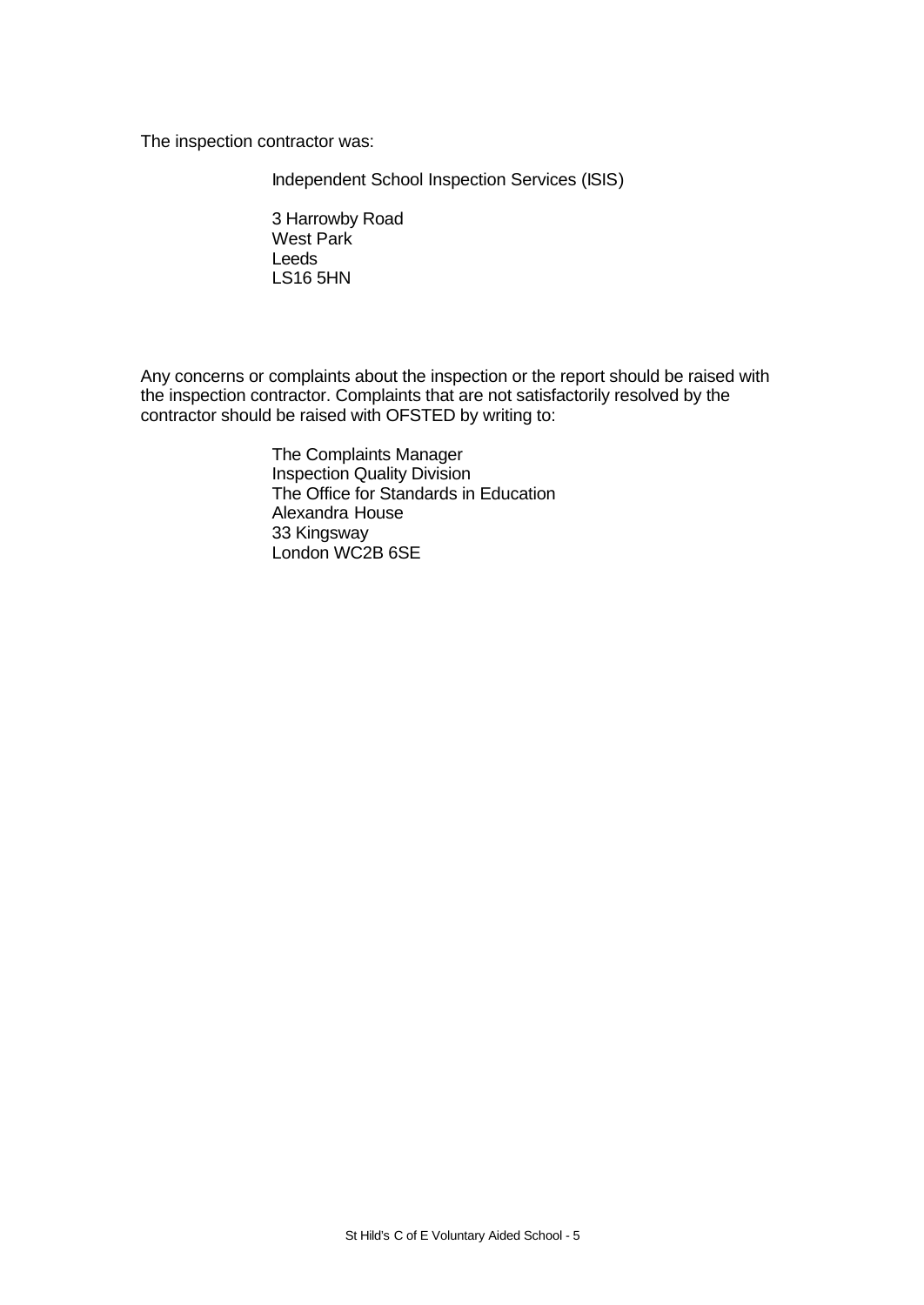The inspection contractor was:

Independent School Inspection Services (ISIS)

3 Harrowby Road
West Park
Leeds
LS16 5HN

Any concerns or complaints about the inspection or the report should be raised with the inspection contractor. Complaints that are not satisfactorily resolved by the contractor should be raised with OFSTED by writing to:

The Complaints Manager
Inspection Quality Division
The Office for Standards in Education
Alexandra House
33 Kingsway
London WC2B 6SE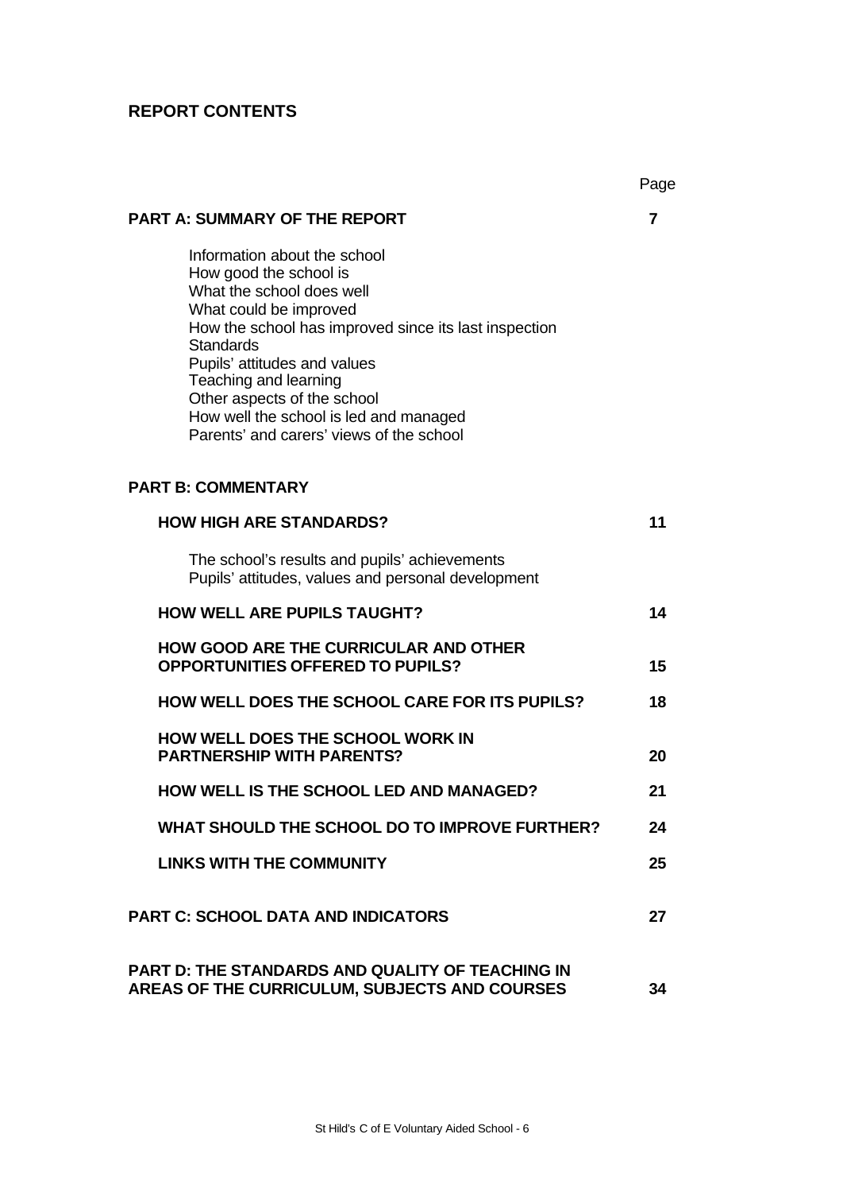## REPORT CONTENTS

| | Page |
|---|---|
| **PART A: SUMMARY OF THE REPORT** | **7** |
| Information about the school<br>How good the school is<br>What the school does well<br>What could be improved<br>How the school has improved since its last inspection<br>Standards<br>Pupils' attitudes and values<br>Teaching and learning<br>Other aspects of the school<br>How well the school is led and managed<br>Parents' and carers' views of the school | |
| **PART B: COMMENTARY** | |
| **HOW HIGH ARE STANDARDS?** | **11** |
| The school's results and pupils' achievements<br>Pupils' attitudes, values and personal development | |
| **HOW WELL ARE PUPILS TAUGHT?** | **14** |
| **HOW GOOD ARE THE CURRICULAR AND OTHER OPPORTUNITIES OFFERED TO PUPILS?** | **15** |
| **HOW WELL DOES THE SCHOOL CARE FOR ITS PUPILS?** | **18** |
| **HOW WELL DOES THE SCHOOL WORK IN PARTNERSHIP WITH PARENTS?** | **20** |
| **HOW WELL IS THE SCHOOL LED AND MANAGED?** | **21** |
| **WHAT SHOULD THE SCHOOL DO TO IMPROVE FURTHER?** | **24** |
| **LINKS WITH THE COMMUNITY** | **25** |
| **PART C: SCHOOL DATA AND INDICATORS** | **27** |
| **PART D: THE STANDARDS AND QUALITY OF TEACHING IN AREAS OF THE CURRICULUM, SUBJECTS AND COURSES** | **34** |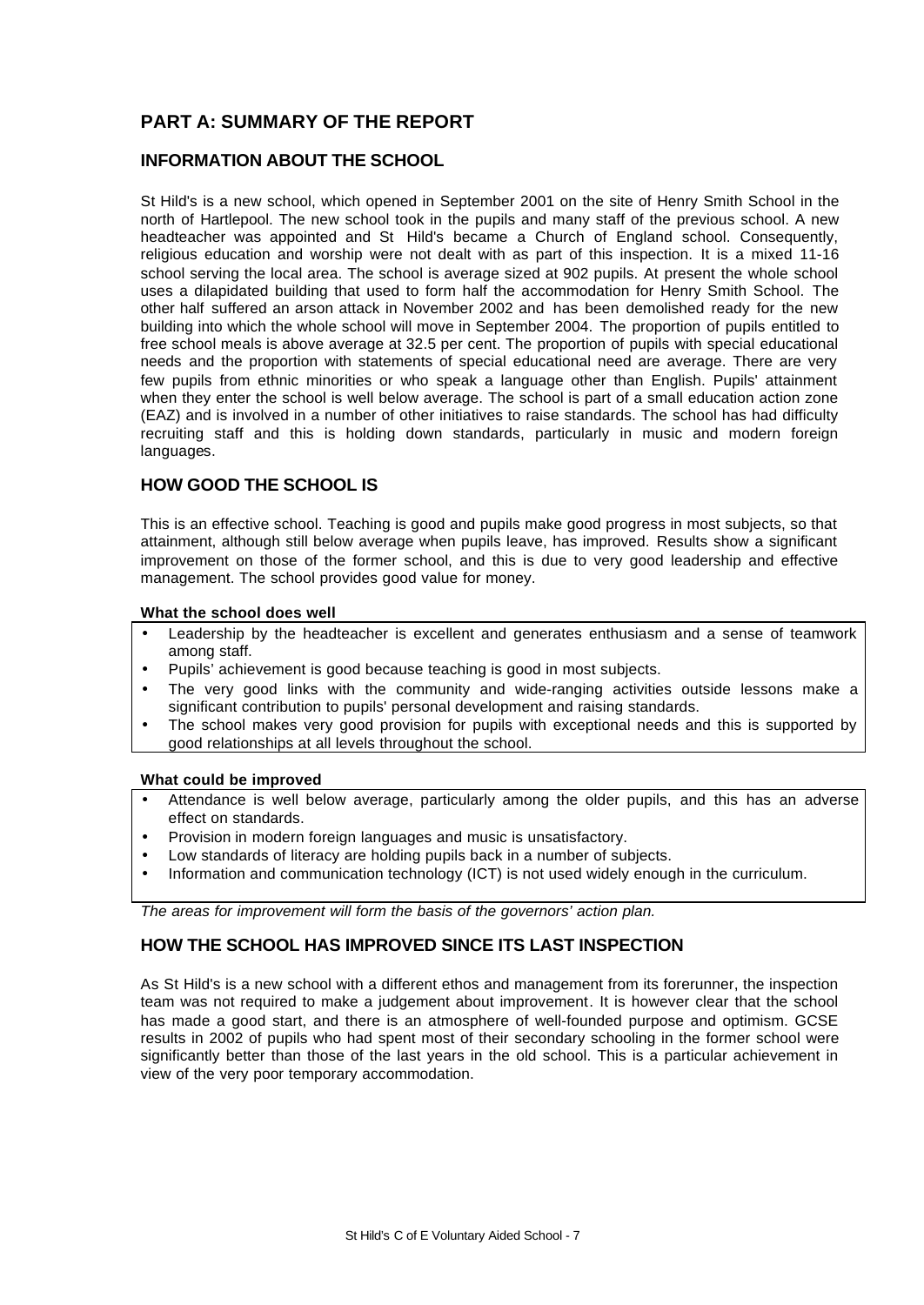## PART A: SUMMARY OF THE REPORT

### INFORMATION ABOUT THE SCHOOL

St Hild's is a new school, which opened in September 2001 on the site of Henry Smith School in the north of Hartlepool. The new school took in the pupils and many staff of the previous school. A new headteacher was appointed and St Hild's became a Church of England school. Consequently, religious education and worship were not dealt with as part of this inspection. It is a mixed 11-16 school serving the local area. The school is average sized at 902 pupils. At present the whole school uses a dilapidated building that used to form half the accommodation for Henry Smith School. The other half suffered an arson attack in November 2002 and has been demolished ready for the new building into which the whole school will move in September 2004. The proportion of pupils entitled to free school meals is above average at 32.5 per cent. The proportion of pupils with special educational needs and the proportion with statements of special educational need are average. There are very few pupils from ethnic minorities or who speak a language other than English. Pupils' attainment when they enter the school is well below average. The school is part of a small education action zone (EAZ) and is involved in a number of other initiatives to raise standards. The school has had difficulty recruiting staff and this is holding down standards, particularly in music and modern foreign languages.

### HOW GOOD THE SCHOOL IS

This is an effective school. Teaching is good and pupils make good progress in most subjects, so that attainment, although still below average when pupils leave, has improved. Results show a significant improvement on those of the former school, and this is due to very good leadership and effective management. The school provides good value for money.

**What the school does well**

- Leadership by the headteacher is excellent and generates enthusiasm and a sense of teamwork among staff.
- Pupils' achievement is good because teaching is good in most subjects.
- The very good links with the community and wide-ranging activities outside lessons make a significant contribution to pupils' personal development and raising standards.
- The school makes very good provision for pupils with exceptional needs and this is supported by good relationships at all levels throughout the school.

**What could be improved**

- Attendance is well below average, particularly among the older pupils, and this has an adverse effect on standards.
- Provision in modern foreign languages and music is unsatisfactory.
- Low standards of literacy are holding pupils back in a number of subjects.
- Information and communication technology (ICT) is not used widely enough in the curriculum.

*The areas for improvement will form the basis of the governors' action plan.*

### HOW THE SCHOOL HAS IMPROVED SINCE ITS LAST INSPECTION

As St Hild's is a new school with a different ethos and management from its forerunner, the inspection team was not required to make a judgement about improvement. It is however clear that the school has made a good start, and there is an atmosphere of well-founded purpose and optimism. GCSE results in 2002 of pupils who had spent most of their secondary schooling in the former school were significantly better than those of the last years in the old school. This is a particular achievement in view of the very poor temporary accommodation.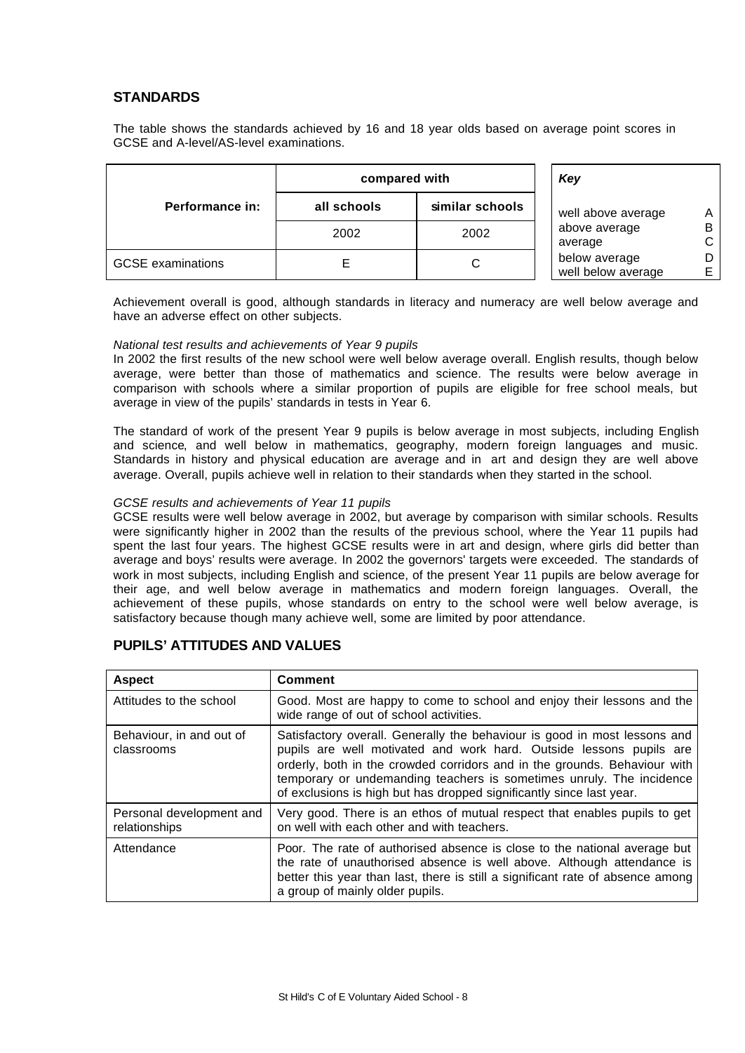## STANDARDS

The table shows the standards achieved by 16 and 18 year olds based on average point scores in GCSE and A-level/AS-level examinations.

| Performance in: | compared with | |
|---|---|---|
| | all schools | similar schools |
| | 2002 | 2002 |
| GCSE examinations | E | C |

| *Key* | |
|---|---|
| well above average | A |
| above average | B |
| average | C |
| below average | D |
| well below average | E |

Achievement overall is good, although standards in literacy and numeracy are well below average and have an adverse effect on other subjects.

*National test results and achievements of Year 9 pupils*

In 2002 the first results of the new school were well below average overall. English results, though below average, were better than those of mathematics and science. The results were below average in comparison with schools where a similar proportion of pupils are eligible for free school meals, but average in view of the pupils' standards in tests in Year 6.

The standard of work of the present Year 9 pupils is below average in most subjects, including English and science, and well below in mathematics, geography, modern foreign languages and music. Standards in history and physical education are average and in art and design they are well above average. Overall, pupils achieve well in relation to their standards when they started in the school.

*GCSE results and achievements of Year 11 pupils*

GCSE results were well below average in 2002, but average by comparison with similar schools. Results were significantly higher in 2002 than the results of the previous school, where the Year 11 pupils had spent the last four years. The highest GCSE results were in art and design, where girls did better than average and boys' results were average. In 2002 the governors' targets were exceeded. The standards of work in most subjects, including English and science, of the present Year 11 pupils are below average for their age, and well below average in mathematics and modern foreign languages. Overall, the achievement of these pupils, whose standards on entry to the school were well below average, is satisfactory because though many achieve well, some are limited by poor attendance.

## PUPILS' ATTITUDES AND VALUES

| Aspect | Comment |
|---|---|
| Attitudes to the school | Good. Most are happy to come to school and enjoy their lessons and the wide range of out of school activities. |
| Behaviour, in and out of classrooms | Satisfactory overall. Generally the behaviour is good in most lessons and pupils are well motivated and work hard. Outside lessons pupils are orderly, both in the crowded corridors and in the grounds. Behaviour with temporary or undemanding teachers is sometimes unruly. The incidence of exclusions is high but has dropped significantly since last year. |
| Personal development and relationships | Very good. There is an ethos of mutual respect that enables pupils to get on well with each other and with teachers. |
| Attendance | Poor. The rate of authorised absence is close to the national average but the rate of unauthorised absence is well above. Although attendance is better this year than last, there is still a significant rate of absence among a group of mainly older pupils. |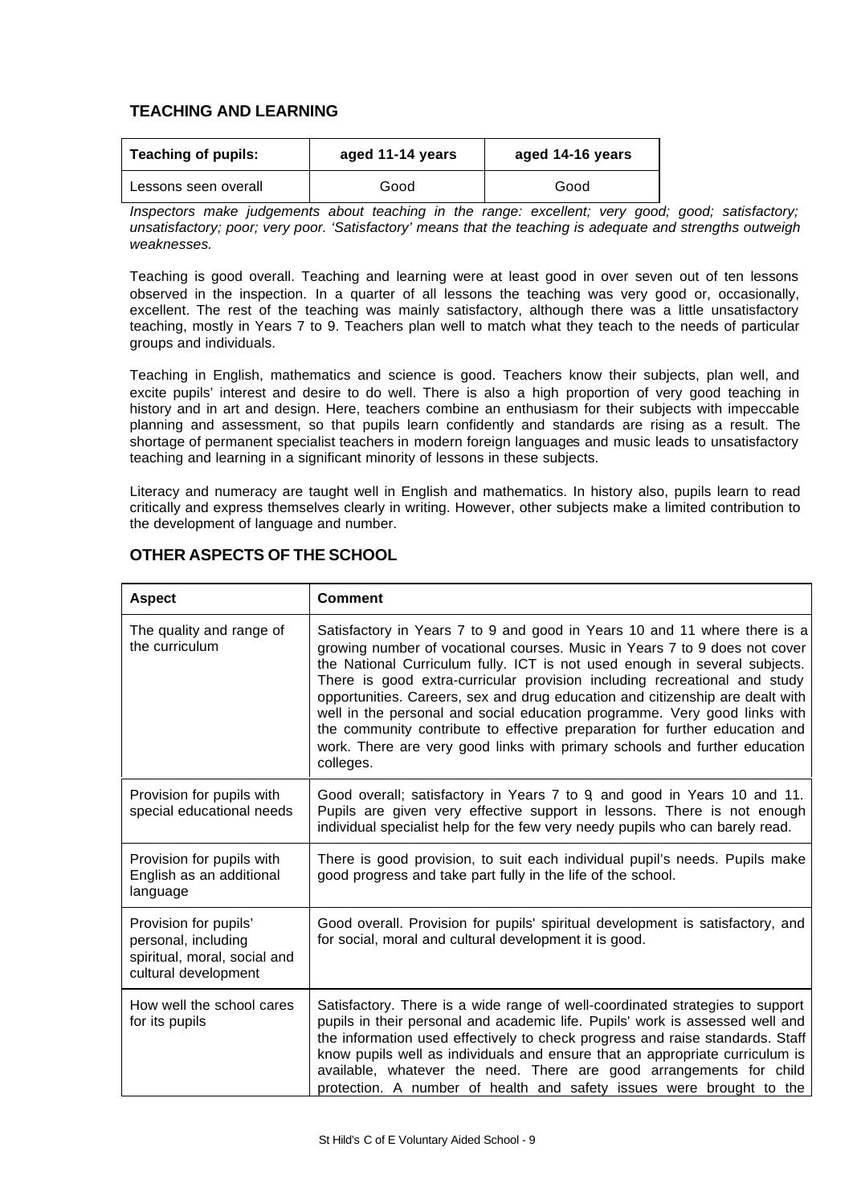## TEACHING AND LEARNING

| Teaching of pupils: | aged 11-14 years | aged 14-16 years |
| --- | --- | --- |
| Lessons seen overall | Good | Good |

*Inspectors make judgements about teaching in the range: excellent; very good; good; satisfactory; unsatisfactory; poor; very poor. 'Satisfactory' means that the teaching is adequate and strengths outweigh weaknesses.*

Teaching is good overall. Teaching and learning were at least good in over seven out of ten lessons observed in the inspection. In a quarter of all lessons the teaching was very good or, occasionally, excellent. The rest of the teaching was mainly satisfactory, although there was a little unsatisfactory teaching, mostly in Years 7 to 9. Teachers plan well to match what they teach to the needs of particular groups and individuals.

Teaching in English, mathematics and science is good. Teachers know their subjects, plan well, and excite pupils' interest and desire to do well. There is also a high proportion of very good teaching in history and in art and design. Here, teachers combine an enthusiasm for their subjects with impeccable planning and assessment, so that pupils learn confidently and standards are rising as a result. The shortage of permanent specialist teachers in modern foreign languages and music leads to unsatisfactory teaching and learning in a significant minority of lessons in these subjects.

Literacy and numeracy are taught well in English and mathematics. In history also, pupils learn to read critically and express themselves clearly in writing. However, other subjects make a limited contribution to the development of language and number.

## OTHER ASPECTS OF THE SCHOOL

| Aspect | Comment |
| --- | --- |
| The quality and range of the curriculum | Satisfactory in Years 7 to 9 and good in Years 10 and 11 where there is a growing number of vocational courses. Music in Years 7 to 9 does not cover the National Curriculum fully. ICT is not used enough in several subjects. There is good extra-curricular provision including recreational and study opportunities. Careers, sex and drug education and citizenship are dealt with well in the personal and social education programme. Very good links with the community contribute to effective preparation for further education and work. There are very good links with primary schools and further education colleges. |
| Provision for pupils with special educational needs | Good overall; satisfactory in Years 7 to 9, and good in Years 10 and 11. Pupils are given very effective support in lessons. There is not enough individual specialist help for the few very needy pupils who can barely read. |
| Provision for pupils with English as an additional language | There is good provision, to suit each individual pupil's needs. Pupils make good progress and take part fully in the life of the school. |
| Provision for pupils' personal, including spiritual, moral, social and cultural development | Good overall. Provision for pupils' spiritual development is satisfactory, and for social, moral and cultural development it is good. |
| How well the school cares for its pupils | Satisfactory. There is a wide range of well-coordinated strategies to support pupils in their personal and academic life. Pupils' work is assessed well and the information used effectively to check progress and raise standards. Staff know pupils well as individuals and ensure that an appropriate curriculum is available, whatever the need. There are good arrangements for child protection. A number of health and safety issues were brought to the |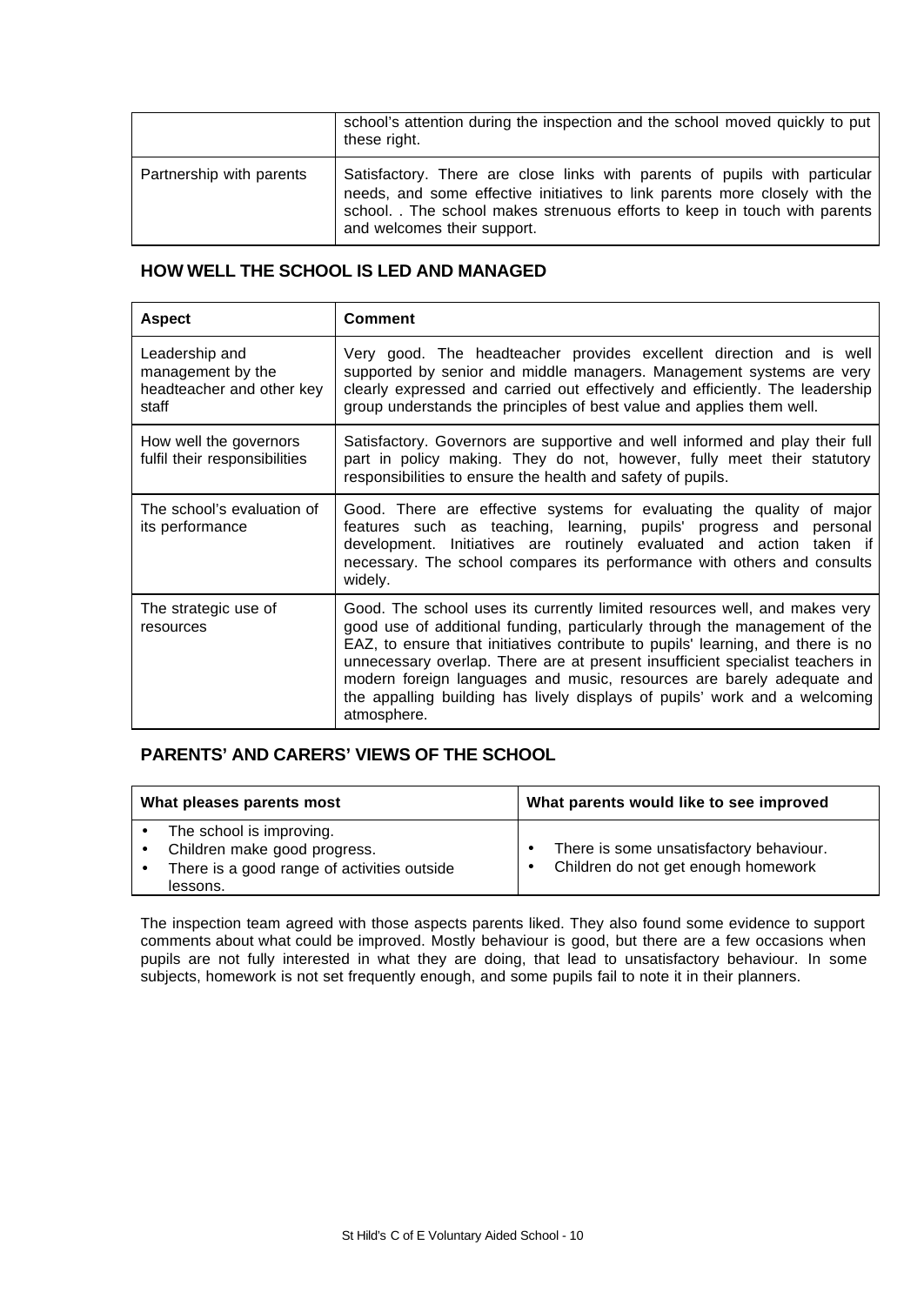| | |
|---|---|
| | school's attention during the inspection and the school moved quickly to put these right. |
| Partnership with parents | Satisfactory. There are close links with parents of pupils with particular needs, and some effective initiatives to link parents more closely with the school. . The school makes strenuous efforts to keep in touch with parents and welcomes their support. |

## HOW WELL THE SCHOOL IS LED AND MANAGED

| Aspect | Comment |
|---|---|
| Leadership and management by the headteacher and other key staff | Very good. The headteacher provides excellent direction and is well supported by senior and middle managers. Management systems are very clearly expressed and carried out effectively and efficiently. The leadership group understands the principles of best value and applies them well. |
| How well the governors fulfil their responsibilities | Satisfactory. Governors are supportive and well informed and play their full part in policy making. They do not, however, fully meet their statutory responsibilities to ensure the health and safety of pupils. |
| The school's evaluation of its performance | Good. There are effective systems for evaluating the quality of major features such as teaching, learning, pupils' progress and personal development. Initiatives are routinely evaluated and action taken if necessary. The school compares its performance with others and consults widely. |
| The strategic use of resources | Good. The school uses its currently limited resources well, and makes very good use of additional funding, particularly through the management of the EAZ, to ensure that initiatives contribute to pupils' learning, and there is no unnecessary overlap. There are at present insufficient specialist teachers in modern foreign languages and music, resources are barely adequate and the appalling building has lively displays of pupils' work and a welcoming atmosphere. |

## PARENTS' AND CARERS' VIEWS OF THE SCHOOL

| What pleases parents most | What parents would like to see improved |
|---|---|
| • The school is improving.<br>• Children make good progress.<br>• There is a good range of activities outside lessons. | • There is some unsatisfactory behaviour.<br>• Children do not get enough homework |

The inspection team agreed with those aspects parents liked. They also found some evidence to support comments about what could be improved. Mostly behaviour is good, but there are a few occasions when pupils are not fully interested in what they are doing, that lead to unsatisfactory behaviour. In some subjects, homework is not set frequently enough, and some pupils fail to note it in their planners.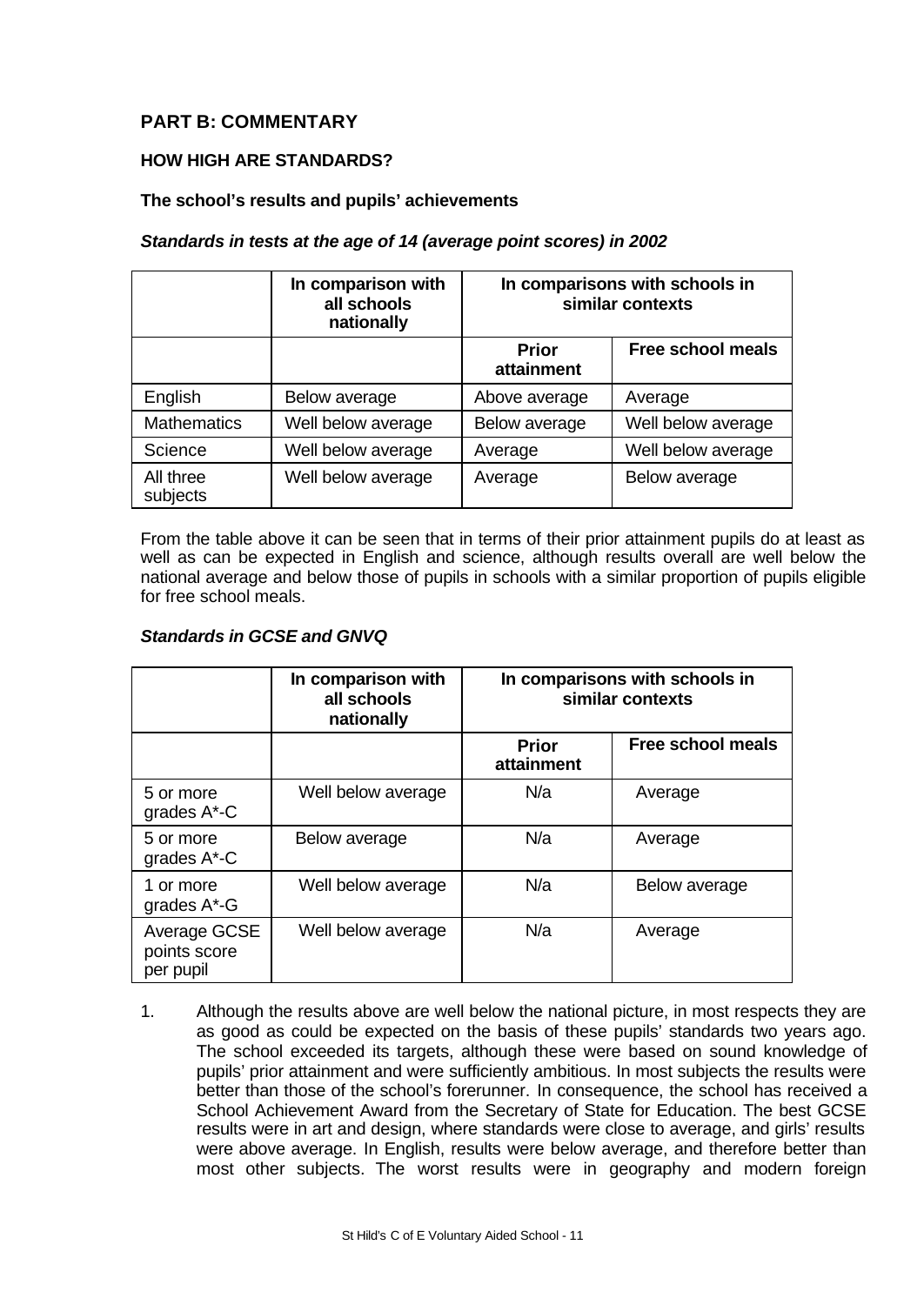## PART B: COMMENTARY

### HOW HIGH ARE STANDARDS?

**The school's results and pupils' achievements**

***Standards in tests at the age of 14 (average point scores) in 2002***

| | In comparison with all schools nationally | In comparisons with schools in similar contexts | |
|---|---|---|---|
| | | **Prior attainment** | **Free school meals** |
| English | Below average | Above average | Average |
| Mathematics | Well below average | Below average | Well below average |
| Science | Well below average | Average | Well below average |
| All three subjects | Well below average | Average | Below average |

From the table above it can be seen that in terms of their prior attainment pupils do at least as well as can be expected in English and science, although results overall are well below the national average and below those of pupils in schools with a similar proportion of pupils eligible for free school meals.

***Standards in GCSE and GNVQ***

| | In comparison with all schools nationally | In comparisons with schools in similar contexts | |
|---|---|---|---|
| | | **Prior attainment** | **Free school meals** |
| 5 or more grades A*-C | Well below average | N/a | Average |
| 5 or more grades A*-C | Below average | N/a | Average |
| 1 or more grades A*-G | Well below average | N/a | Below average |
| Average GCSE points score per pupil | Well below average | N/a | Average |

1. Although the results above are well below the national picture, in most respects they are as good as could be expected on the basis of these pupils' standards two years ago. The school exceeded its targets, although these were based on sound knowledge of pupils' prior attainment and were sufficiently ambitious. In most subjects the results were better than those of the school's forerunner. In consequence, the school has received a School Achievement Award from the Secretary of State for Education. The best GCSE results were in art and design, where standards were close to average, and girls' results were above average. In English, results were below average, and therefore better than most other subjects. The worst results were in geography and modern foreign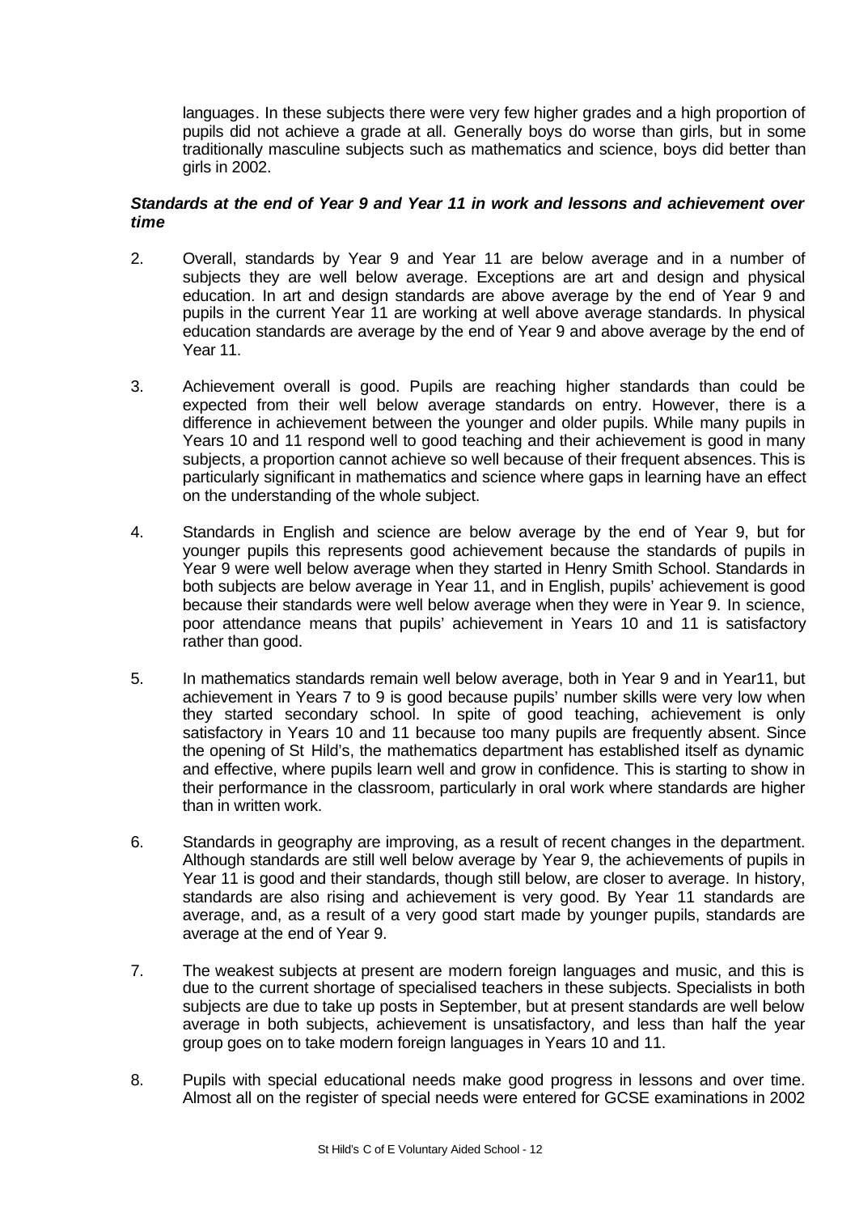languages. In these subjects there were very few higher grades and a high proportion of pupils did not achieve a grade at all. Generally boys do worse than girls, but in some traditionally masculine subjects such as mathematics and science, boys did better than girls in 2002.

***Standards at the end of Year 9 and Year 11 in work and lessons and achievement over time***

2. Overall, standards by Year 9 and Year 11 are below average and in a number of subjects they are well below average. Exceptions are art and design and physical education. In art and design standards are above average by the end of Year 9 and pupils in the current Year 11 are working at well above average standards. In physical education standards are average by the end of Year 9 and above average by the end of Year 11.

3. Achievement overall is good. Pupils are reaching higher standards than could be expected from their well below average standards on entry. However, there is a difference in achievement between the younger and older pupils. While many pupils in Years 10 and 11 respond well to good teaching and their achievement is good in many subjects, a proportion cannot achieve so well because of their frequent absences. This is particularly significant in mathematics and science where gaps in learning have an effect on the understanding of the whole subject.

4. Standards in English and science are below average by the end of Year 9, but for younger pupils this represents good achievement because the standards of pupils in Year 9 were well below average when they started in Henry Smith School. Standards in both subjects are below average in Year 11, and in English, pupils' achievement is good because their standards were well below average when they were in Year 9. In science, poor attendance means that pupils' achievement in Years 10 and 11 is satisfactory rather than good.

5. In mathematics standards remain well below average, both in Year 9 and in Year11, but achievement in Years 7 to 9 is good because pupils' number skills were very low when they started secondary school. In spite of good teaching, achievement is only satisfactory in Years 10 and 11 because too many pupils are frequently absent. Since the opening of St Hild's, the mathematics department has established itself as dynamic and effective, where pupils learn well and grow in confidence. This is starting to show in their performance in the classroom, particularly in oral work where standards are higher than in written work.

6. Standards in geography are improving, as a result of recent changes in the department. Although standards are still well below average by Year 9, the achievements of pupils in Year 11 is good and their standards, though still below, are closer to average. In history, standards are also rising and achievement is very good. By Year 11 standards are average, and, as a result of a very good start made by younger pupils, standards are average at the end of Year 9.

7. The weakest subjects at present are modern foreign languages and music, and this is due to the current shortage of specialised teachers in these subjects. Specialists in both subjects are due to take up posts in September, but at present standards are well below average in both subjects, achievement is unsatisfactory, and less than half the year group goes on to take modern foreign languages in Years 10 and 11.

8. Pupils with special educational needs make good progress in lessons and over time. Almost all on the register of special needs were entered for GCSE examinations in 2002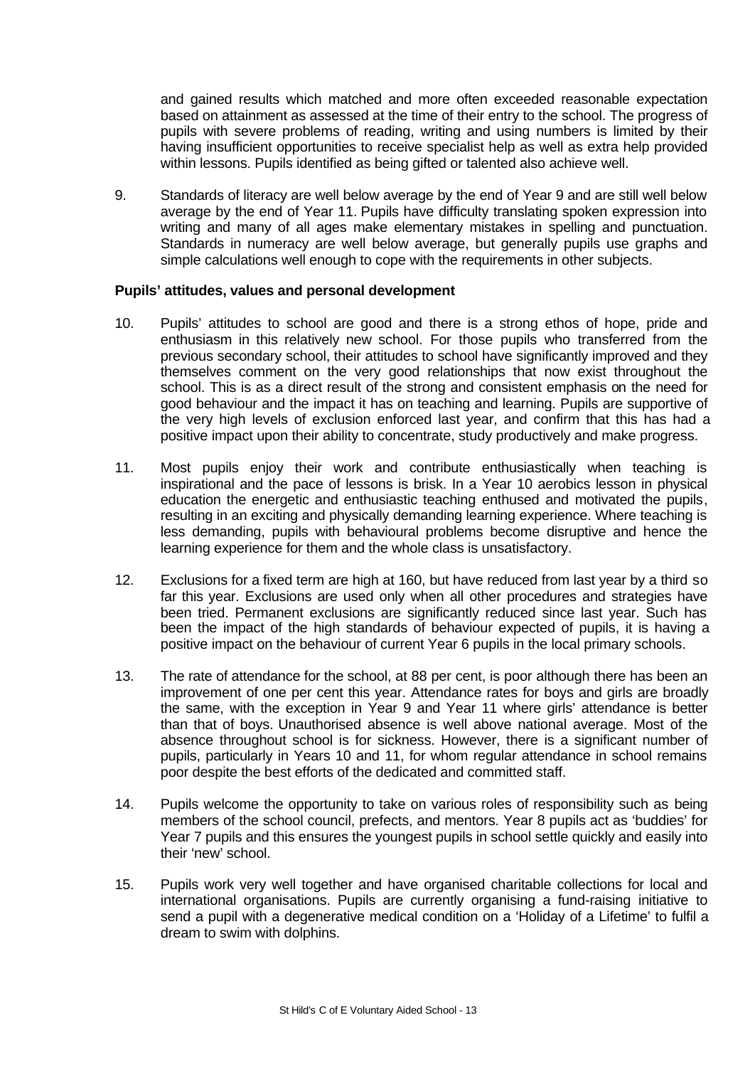and gained results which matched and more often exceeded reasonable expectation based on attainment as assessed at the time of their entry to the school. The progress of pupils with severe problems of reading, writing and using numbers is limited by their having insufficient opportunities to receive specialist help as well as extra help provided within lessons. Pupils identified as being gifted or talented also achieve well.

9. Standards of literacy are well below average by the end of Year 9 and are still well below average by the end of Year 11. Pupils have difficulty translating spoken expression into writing and many of all ages make elementary mistakes in spelling and punctuation. Standards in numeracy are well below average, but generally pupils use graphs and simple calculations well enough to cope with the requirements in other subjects.

**Pupils' attitudes, values and personal development**

10. Pupils' attitudes to school are good and there is a strong ethos of hope, pride and enthusiasm in this relatively new school. For those pupils who transferred from the previous secondary school, their attitudes to school have significantly improved and they themselves comment on the very good relationships that now exist throughout the school. This is as a direct result of the strong and consistent emphasis on the need for good behaviour and the impact it has on teaching and learning. Pupils are supportive of the very high levels of exclusion enforced last year, and confirm that this has had a positive impact upon their ability to concentrate, study productively and make progress.

11. Most pupils enjoy their work and contribute enthusiastically when teaching is inspirational and the pace of lessons is brisk. In a Year 10 aerobics lesson in physical education the energetic and enthusiastic teaching enthused and motivated the pupils, resulting in an exciting and physically demanding learning experience. Where teaching is less demanding, pupils with behavioural problems become disruptive and hence the learning experience for them and the whole class is unsatisfactory.

12. Exclusions for a fixed term are high at 160, but have reduced from last year by a third so far this year. Exclusions are used only when all other procedures and strategies have been tried. Permanent exclusions are significantly reduced since last year. Such has been the impact of the high standards of behaviour expected of pupils, it is having a positive impact on the behaviour of current Year 6 pupils in the local primary schools.

13. The rate of attendance for the school, at 88 per cent, is poor although there has been an improvement of one per cent this year. Attendance rates for boys and girls are broadly the same, with the exception in Year 9 and Year 11 where girls' attendance is better than that of boys. Unauthorised absence is well above national average. Most of the absence throughout school is for sickness. However, there is a significant number of pupils, particularly in Years 10 and 11, for whom regular attendance in school remains poor despite the best efforts of the dedicated and committed staff.

14. Pupils welcome the opportunity to take on various roles of responsibility such as being members of the school council, prefects, and mentors. Year 8 pupils act as 'buddies' for Year 7 pupils and this ensures the youngest pupils in school settle quickly and easily into their 'new' school.

15. Pupils work very well together and have organised charitable collections for local and international organisations. Pupils are currently organising a fund-raising initiative to send a pupil with a degenerative medical condition on a 'Holiday of a Lifetime' to fulfil a dream to swim with dolphins.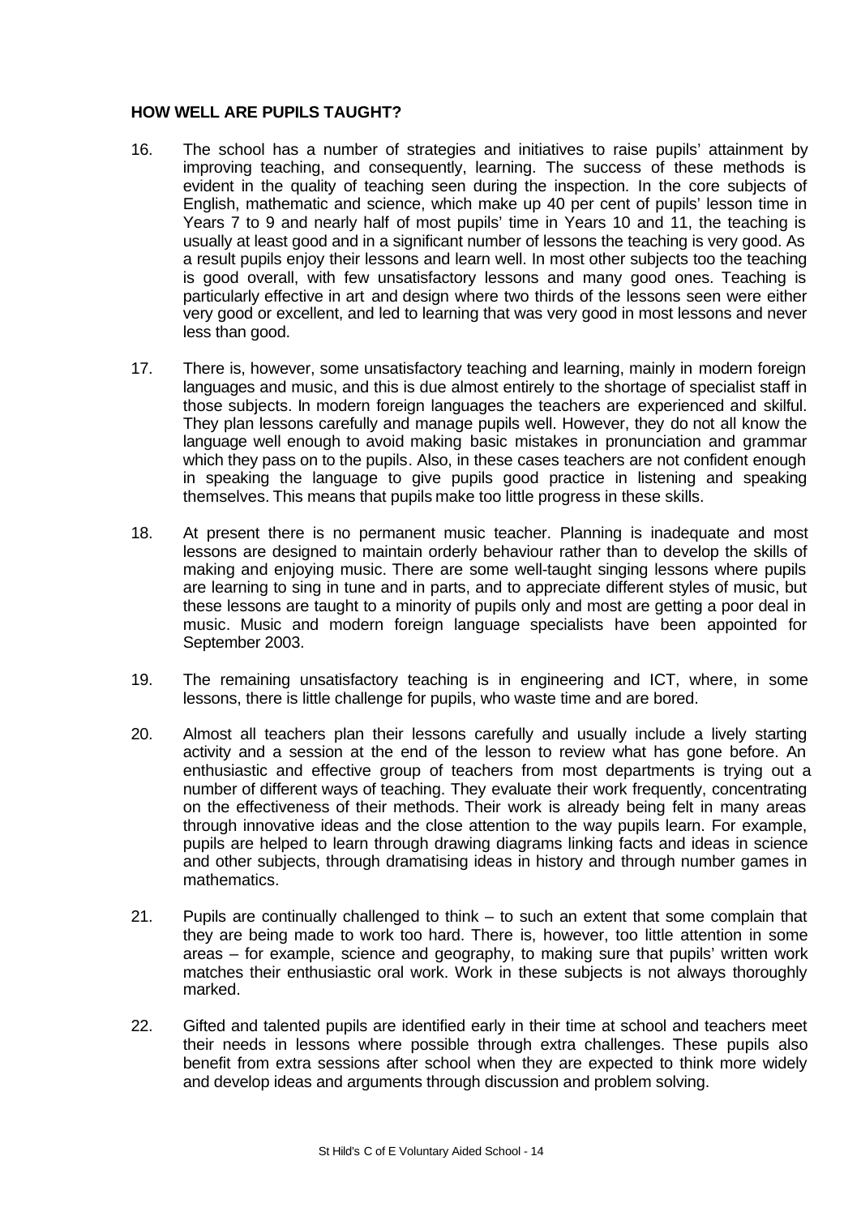## HOW WELL ARE PUPILS TAUGHT?

16. The school has a number of strategies and initiatives to raise pupils' attainment by improving teaching, and consequently, learning. The success of these methods is evident in the quality of teaching seen during the inspection. In the core subjects of English, mathematic and science, which make up 40 per cent of pupils' lesson time in Years 7 to 9 and nearly half of most pupils' time in Years 10 and 11, the teaching is usually at least good and in a significant number of lessons the teaching is very good. As a result pupils enjoy their lessons and learn well. In most other subjects too the teaching is good overall, with few unsatisfactory lessons and many good ones. Teaching is particularly effective in art and design where two thirds of the lessons seen were either very good or excellent, and led to learning that was very good in most lessons and never less than good.

17. There is, however, some unsatisfactory teaching and learning, mainly in modern foreign languages and music, and this is due almost entirely to the shortage of specialist staff in those subjects. In modern foreign languages the teachers are experienced and skilful. They plan lessons carefully and manage pupils well. However, they do not all know the language well enough to avoid making basic mistakes in pronunciation and grammar which they pass on to the pupils. Also, in these cases teachers are not confident enough in speaking the language to give pupils good practice in listening and speaking themselves. This means that pupils make too little progress in these skills.

18. At present there is no permanent music teacher. Planning is inadequate and most lessons are designed to maintain orderly behaviour rather than to develop the skills of making and enjoying music. There are some well-taught singing lessons where pupils are learning to sing in tune and in parts, and to appreciate different styles of music, but these lessons are taught to a minority of pupils only and most are getting a poor deal in music. Music and modern foreign language specialists have been appointed for September 2003.

19. The remaining unsatisfactory teaching is in engineering and ICT, where, in some lessons, there is little challenge for pupils, who waste time and are bored.

20. Almost all teachers plan their lessons carefully and usually include a lively starting activity and a session at the end of the lesson to review what has gone before. An enthusiastic and effective group of teachers from most departments is trying out a number of different ways of teaching. They evaluate their work frequently, concentrating on the effectiveness of their methods. Their work is already being felt in many areas through innovative ideas and the close attention to the way pupils learn. For example, pupils are helped to learn through drawing diagrams linking facts and ideas in science and other subjects, through dramatising ideas in history and through number games in mathematics.

21. Pupils are continually challenged to think – to such an extent that some complain that they are being made to work too hard. There is, however, too little attention in some areas – for example, science and geography, to making sure that pupils' written work matches their enthusiastic oral work. Work in these subjects is not always thoroughly marked.

22. Gifted and talented pupils are identified early in their time at school and teachers meet their needs in lessons where possible through extra challenges. These pupils also benefit from extra sessions after school when they are expected to think more widely and develop ideas and arguments through discussion and problem solving.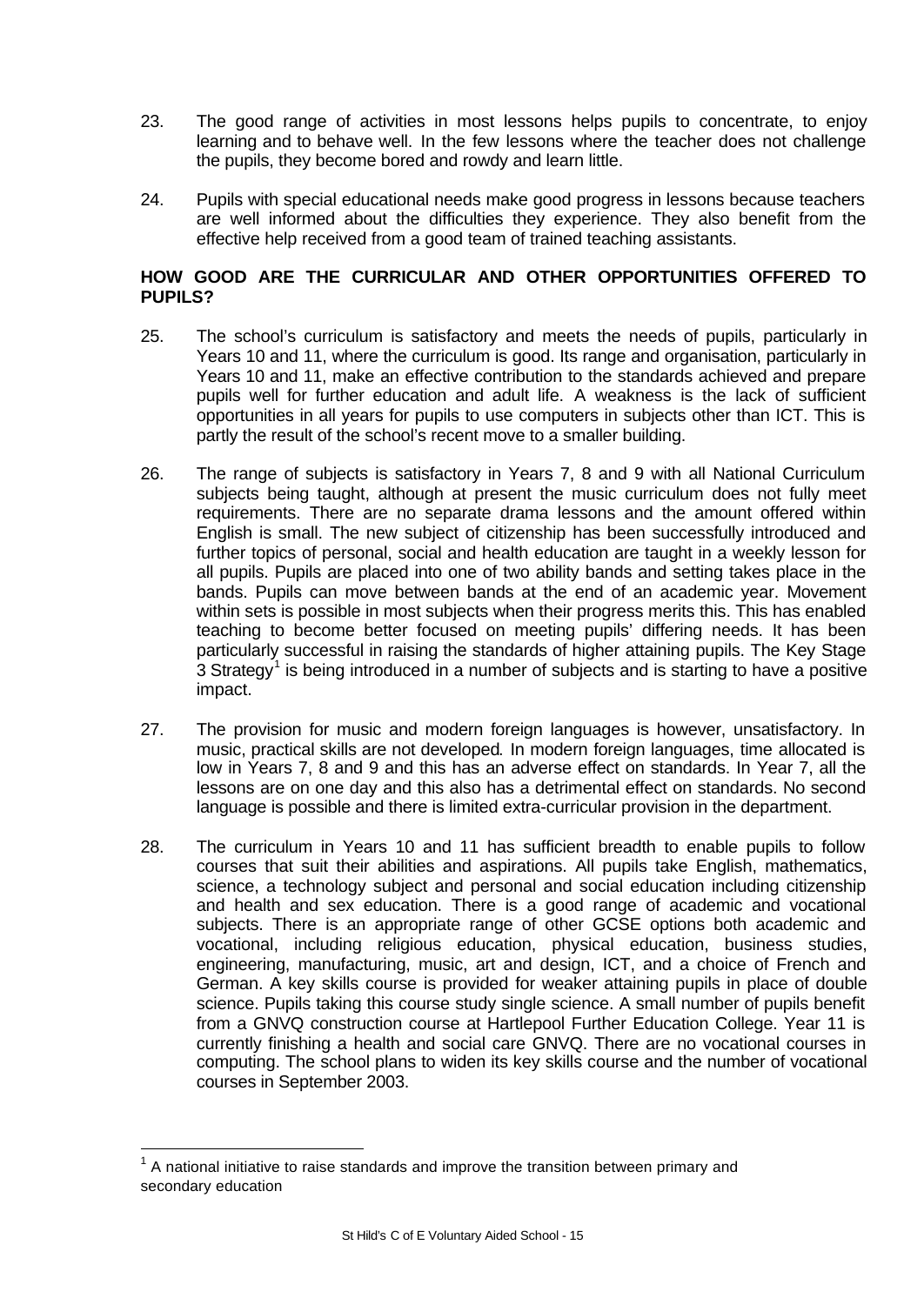23. The good range of activities in most lessons helps pupils to concentrate, to enjoy learning and to behave well. In the few lessons where the teacher does not challenge the pupils, they become bored and rowdy and learn little.

24. Pupils with special educational needs make good progress in lessons because teachers are well informed about the difficulties they experience. They also benefit from the effective help received from a good team of trained teaching assistants.

### HOW GOOD ARE THE CURRICULAR AND OTHER OPPORTUNITIES OFFERED TO PUPILS?

25. The school's curriculum is satisfactory and meets the needs of pupils, particularly in Years 10 and 11, where the curriculum is good. Its range and organisation, particularly in Years 10 and 11, make an effective contribution to the standards achieved and prepare pupils well for further education and adult life. A weakness is the lack of sufficient opportunities in all years for pupils to use computers in subjects other than ICT. This is partly the result of the school's recent move to a smaller building.

26. The range of subjects is satisfactory in Years 7, 8 and 9 with all National Curriculum subjects being taught, although at present the music curriculum does not fully meet requirements. There are no separate drama lessons and the amount offered within English is small. The new subject of citizenship has been successfully introduced and further topics of personal, social and health education are taught in a weekly lesson for all pupils. Pupils are placed into one of two ability bands and setting takes place in the bands. Pupils can move between bands at the end of an academic year. Movement within sets is possible in most subjects when their progress merits this. This has enabled teaching to become better focused on meeting pupils' differing needs. It has been particularly successful in raising the standards of higher attaining pupils. The Key Stage 3 Strategy[1] is being introduced in a number of subjects and is starting to have a positive impact.

27. The provision for music and modern foreign languages is however, unsatisfactory. In music, practical skills are not developed. In modern foreign languages, time allocated is low in Years 7, 8 and 9 and this has an adverse effect on standards. In Year 7, all the lessons are on one day and this also has a detrimental effect on standards. No second language is possible and there is limited extra-curricular provision in the department.

28. The curriculum in Years 10 and 11 has sufficient breadth to enable pupils to follow courses that suit their abilities and aspirations. All pupils take English, mathematics, science, a technology subject and personal and social education including citizenship and health and sex education. There is a good range of academic and vocational subjects. There is an appropriate range of other GCSE options both academic and vocational, including religious education, physical education, business studies, engineering, manufacturing, music, art and design, ICT, and a choice of French and German. A key skills course is provided for weaker attaining pupils in place of double science. Pupils taking this course study single science. A small number of pupils benefit from a GNVQ construction course at Hartlepool Further Education College. Year 11 is currently finishing a health and social care GNVQ. There are no vocational courses in computing. The school plans to widen its key skills course and the number of vocational courses in September 2003.

---

[1] A national initiative to raise standards and improve the transition between primary and secondary education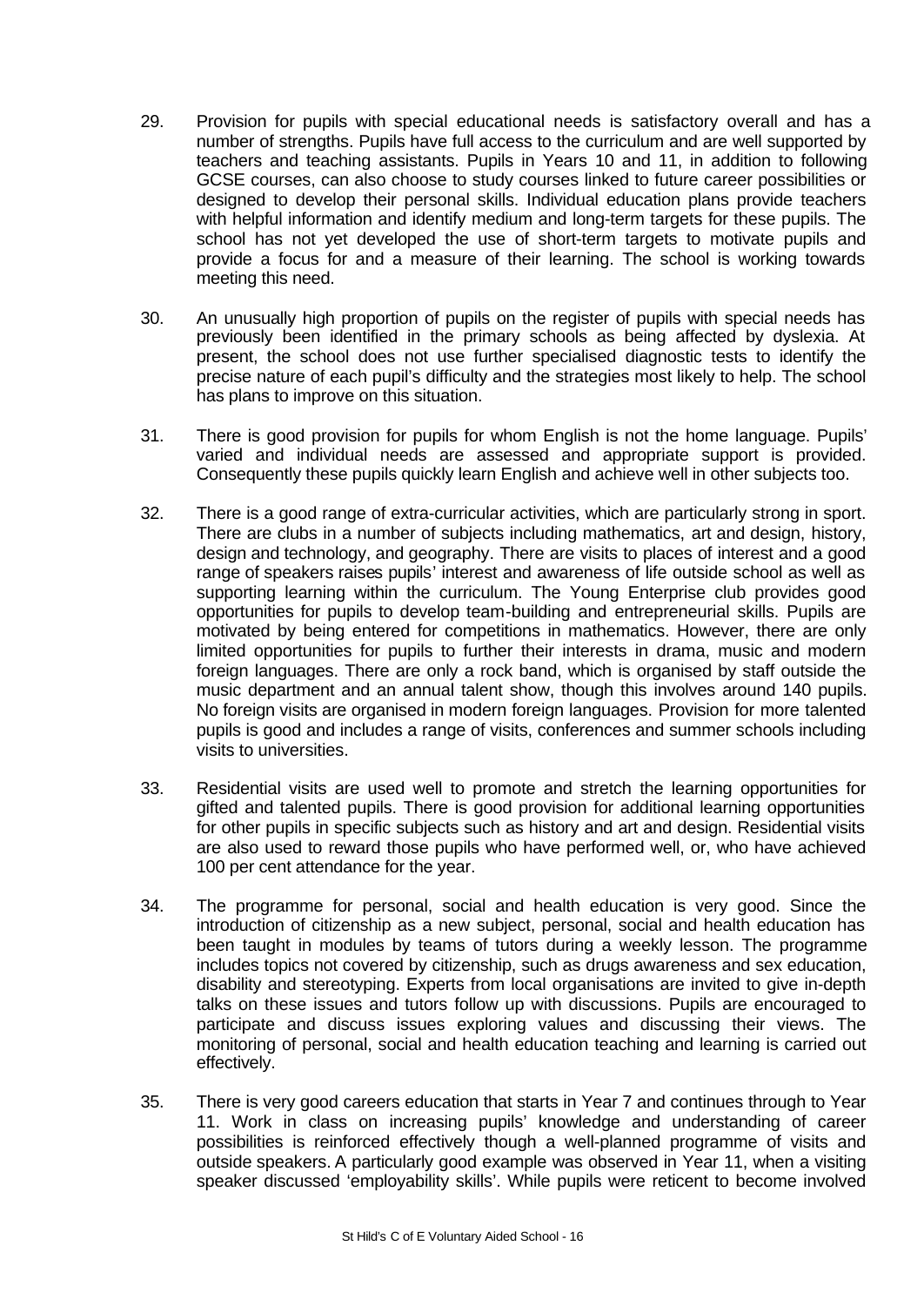29. Provision for pupils with special educational needs is satisfactory overall and has a number of strengths. Pupils have full access to the curriculum and are well supported by teachers and teaching assistants. Pupils in Years 10 and 11, in addition to following GCSE courses, can also choose to study courses linked to future career possibilities or designed to develop their personal skills. Individual education plans provide teachers with helpful information and identify medium and long-term targets for these pupils. The school has not yet developed the use of short-term targets to motivate pupils and provide a focus for and a measure of their learning. The school is working towards meeting this need.

30. An unusually high proportion of pupils on the register of pupils with special needs has previously been identified in the primary schools as being affected by dyslexia. At present, the school does not use further specialised diagnostic tests to identify the precise nature of each pupil's difficulty and the strategies most likely to help. The school has plans to improve on this situation.

31. There is good provision for pupils for whom English is not the home language. Pupils' varied and individual needs are assessed and appropriate support is provided. Consequently these pupils quickly learn English and achieve well in other subjects too.

32. There is a good range of extra-curricular activities, which are particularly strong in sport. There are clubs in a number of subjects including mathematics, art and design, history, design and technology, and geography. There are visits to places of interest and a good range of speakers raises pupils' interest and awareness of life outside school as well as supporting learning within the curriculum. The Young Enterprise club provides good opportunities for pupils to develop team-building and entrepreneurial skills. Pupils are motivated by being entered for competitions in mathematics. However, there are only limited opportunities for pupils to further their interests in drama, music and modern foreign languages. There are only a rock band, which is organised by staff outside the music department and an annual talent show, though this involves around 140 pupils. No foreign visits are organised in modern foreign languages. Provision for more talented pupils is good and includes a range of visits, conferences and summer schools including visits to universities.

33. Residential visits are used well to promote and stretch the learning opportunities for gifted and talented pupils. There is good provision for additional learning opportunities for other pupils in specific subjects such as history and art and design. Residential visits are also used to reward those pupils who have performed well, or, who have achieved 100 per cent attendance for the year.

34. The programme for personal, social and health education is very good. Since the introduction of citizenship as a new subject, personal, social and health education has been taught in modules by teams of tutors during a weekly lesson. The programme includes topics not covered by citizenship, such as drugs awareness and sex education, disability and stereotyping. Experts from local organisations are invited to give in-depth talks on these issues and tutors follow up with discussions. Pupils are encouraged to participate and discuss issues exploring values and discussing their views. The monitoring of personal, social and health education teaching and learning is carried out effectively.

35. There is very good careers education that starts in Year 7 and continues through to Year 11. Work in class on increasing pupils' knowledge and understanding of career possibilities is reinforced effectively though a well-planned programme of visits and outside speakers. A particularly good example was observed in Year 11, when a visiting speaker discussed 'employability skills'. While pupils were reticent to become involved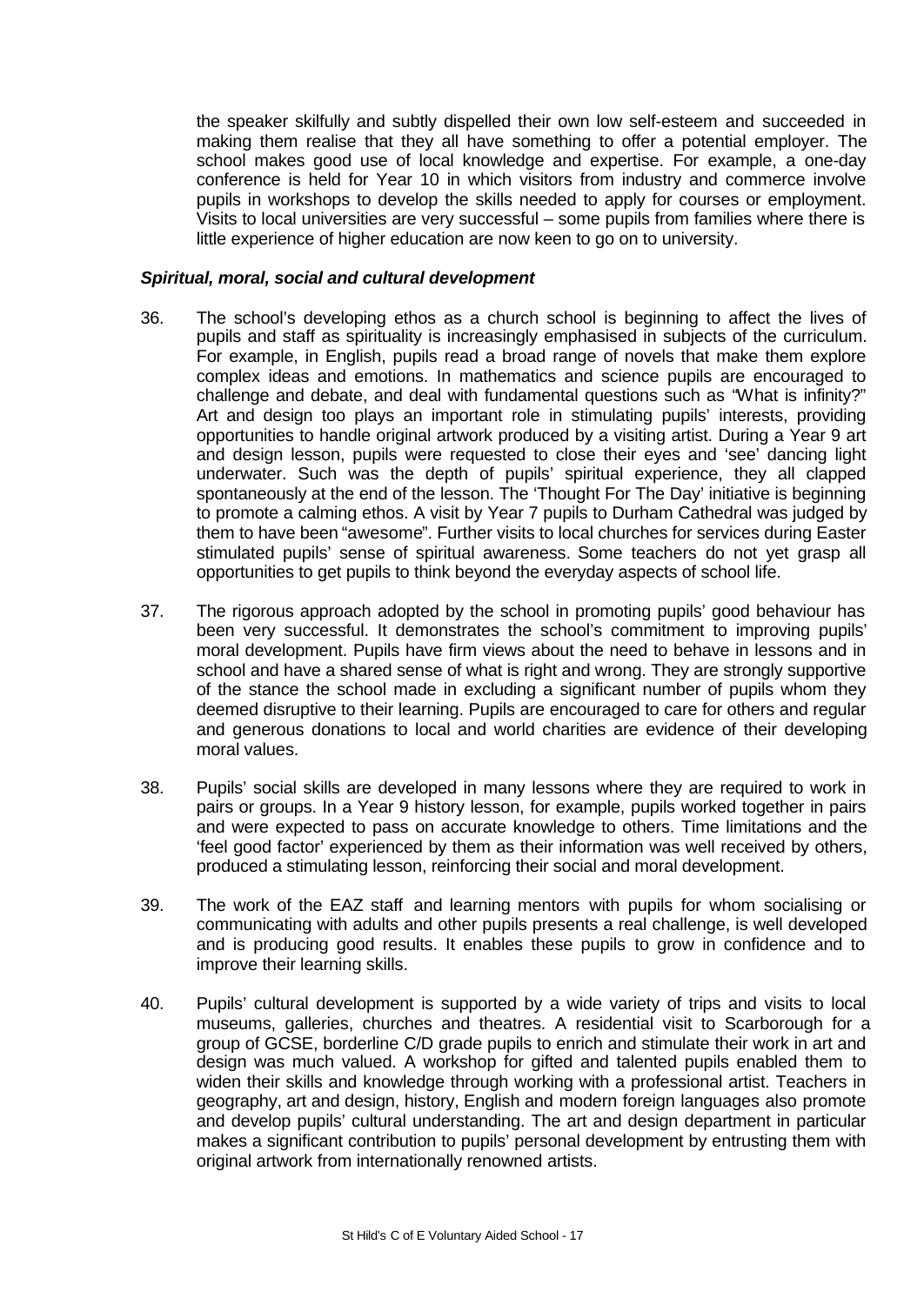the speaker skilfully and subtly dispelled their own low self-esteem and succeeded in making them realise that they all have something to offer a potential employer. The school makes good use of local knowledge and expertise. For example, a one-day conference is held for Year 10 in which visitors from industry and commerce involve pupils in workshops to develop the skills needed to apply for courses or employment. Visits to local universities are very successful – some pupils from families where there is little experience of higher education are now keen to go on to university.

***Spiritual, moral, social and cultural development***

36. The school's developing ethos as a church school is beginning to affect the lives of pupils and staff as spirituality is increasingly emphasised in subjects of the curriculum. For example, in English, pupils read a broad range of novels that make them explore complex ideas and emotions. In mathematics and science pupils are encouraged to challenge and debate, and deal with fundamental questions such as "What is infinity?" Art and design too plays an important role in stimulating pupils' interests, providing opportunities to handle original artwork produced by a visiting artist. During a Year 9 art and design lesson, pupils were requested to close their eyes and 'see' dancing light underwater. Such was the depth of pupils' spiritual experience, they all clapped spontaneously at the end of the lesson. The 'Thought For The Day' initiative is beginning to promote a calming ethos. A visit by Year 7 pupils to Durham Cathedral was judged by them to have been "awesome". Further visits to local churches for services during Easter stimulated pupils' sense of spiritual awareness. Some teachers do not yet grasp all opportunities to get pupils to think beyond the everyday aspects of school life.

37. The rigorous approach adopted by the school in promoting pupils' good behaviour has been very successful. It demonstrates the school's commitment to improving pupils' moral development. Pupils have firm views about the need to behave in lessons and in school and have a shared sense of what is right and wrong. They are strongly supportive of the stance the school made in excluding a significant number of pupils whom they deemed disruptive to their learning. Pupils are encouraged to care for others and regular and generous donations to local and world charities are evidence of their developing moral values.

38. Pupils' social skills are developed in many lessons where they are required to work in pairs or groups. In a Year 9 history lesson, for example, pupils worked together in pairs and were expected to pass on accurate knowledge to others. Time limitations and the 'feel good factor' experienced by them as their information was well received by others, produced a stimulating lesson, reinforcing their social and moral development.

39. The work of the EAZ staff and learning mentors with pupils for whom socialising or communicating with adults and other pupils presents a real challenge, is well developed and is producing good results. It enables these pupils to grow in confidence and to improve their learning skills.

40. Pupils' cultural development is supported by a wide variety of trips and visits to local museums, galleries, churches and theatres. A residential visit to Scarborough for a group of GCSE, borderline C/D grade pupils to enrich and stimulate their work in art and design was much valued. A workshop for gifted and talented pupils enabled them to widen their skills and knowledge through working with a professional artist. Teachers in geography, art and design, history, English and modern foreign languages also promote and develop pupils' cultural understanding. The art and design department in particular makes a significant contribution to pupils' personal development by entrusting them with original artwork from internationally renowned artists.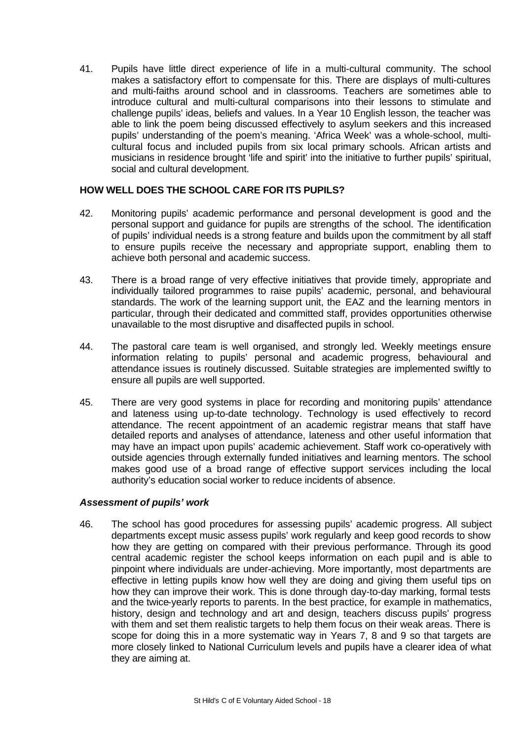41. Pupils have little direct experience of life in a multi-cultural community. The school makes a satisfactory effort to compensate for this. There are displays of multi-cultures and multi-faiths around school and in classrooms. Teachers are sometimes able to introduce cultural and multi-cultural comparisons into their lessons to stimulate and challenge pupils' ideas, beliefs and values. In a Year 10 English lesson, the teacher was able to link the poem being discussed effectively to asylum seekers and this increased pupils' understanding of the poem's meaning. 'Africa Week' was a whole-school, multi-cultural focus and included pupils from six local primary schools. African artists and musicians in residence brought 'life and spirit' into the initiative to further pupils' spiritual, social and cultural development.

## HOW WELL DOES THE SCHOOL CARE FOR ITS PUPILS?

42. Monitoring pupils' academic performance and personal development is good and the personal support and guidance for pupils are strengths of the school. The identification of pupils' individual needs is a strong feature and builds upon the commitment by all staff to ensure pupils receive the necessary and appropriate support, enabling them to achieve both personal and academic success.

43. There is a broad range of very effective initiatives that provide timely, appropriate and individually tailored programmes to raise pupils' academic, personal, and behavioural standards. The work of the learning support unit, the EAZ and the learning mentors in particular, through their dedicated and committed staff, provides opportunities otherwise unavailable to the most disruptive and disaffected pupils in school.

44. The pastoral care team is well organised, and strongly led. Weekly meetings ensure information relating to pupils' personal and academic progress, behavioural and attendance issues is routinely discussed. Suitable strategies are implemented swiftly to ensure all pupils are well supported.

45. There are very good systems in place for recording and monitoring pupils' attendance and lateness using up-to-date technology. Technology is used effectively to record attendance. The recent appointment of an academic registrar means that staff have detailed reports and analyses of attendance, lateness and other useful information that may have an impact upon pupils' academic achievement. Staff work co-operatively with outside agencies through externally funded initiatives and learning mentors. The school makes good use of a broad range of effective support services including the local authority's education social worker to reduce incidents of absence.

### *Assessment of pupils' work*

46. The school has good procedures for assessing pupils' academic progress. All subject departments except music assess pupils' work regularly and keep good records to show how they are getting on compared with their previous performance. Through its good central academic register the school keeps information on each pupil and is able to pinpoint where individuals are under-achieving. More importantly, most departments are effective in letting pupils know how well they are doing and giving them useful tips on how they can improve their work. This is done through day-to-day marking, formal tests and the twice-yearly reports to parents. In the best practice, for example in mathematics, history, design and technology and art and design, teachers discuss pupils' progress with them and set them realistic targets to help them focus on their weak areas. There is scope for doing this in a more systematic way in Years 7, 8 and 9 so that targets are more closely linked to National Curriculum levels and pupils have a clearer idea of what they are aiming at.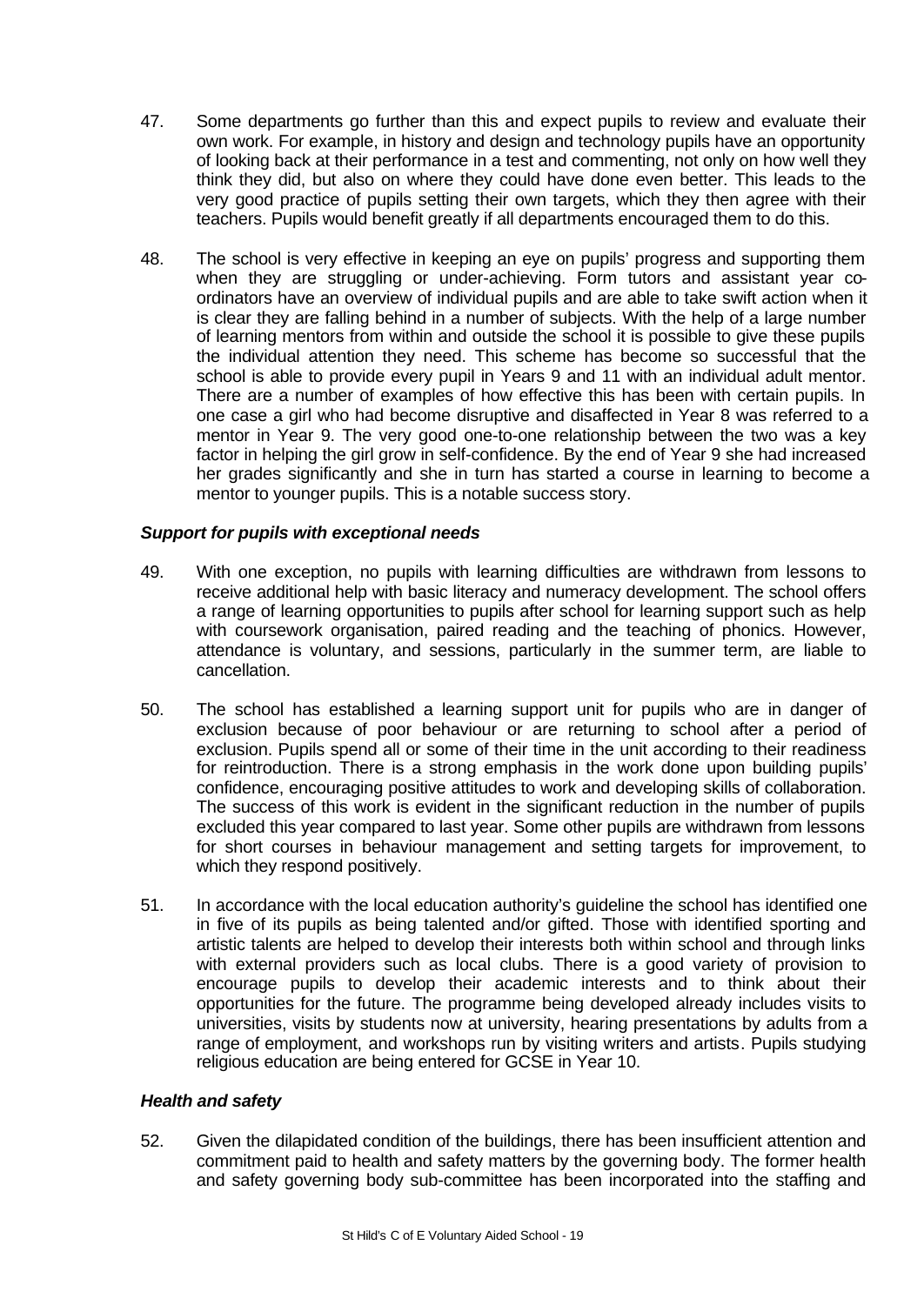47. Some departments go further than this and expect pupils to review and evaluate their own work. For example, in history and design and technology pupils have an opportunity of looking back at their performance in a test and commenting, not only on how well they think they did, but also on where they could have done even better. This leads to the very good practice of pupils setting their own targets, which they then agree with their teachers. Pupils would benefit greatly if all departments encouraged them to do this.

48. The school is very effective in keeping an eye on pupils' progress and supporting them when they are struggling or under-achieving. Form tutors and assistant year co-ordinators have an overview of individual pupils and are able to take swift action when it is clear they are falling behind in a number of subjects. With the help of a large number of learning mentors from within and outside the school it is possible to give these pupils the individual attention they need. This scheme has become so successful that the school is able to provide every pupil in Years 9 and 11 with an individual adult mentor. There are a number of examples of how effective this has been with certain pupils. In one case a girl who had become disruptive and disaffected in Year 8 was referred to a mentor in Year 9. The very good one-to-one relationship between the two was a key factor in helping the girl grow in self-confidence. By the end of Year 9 she had increased her grades significantly and she in turn has started a course in learning to become a mentor to younger pupils. This is a notable success story.

***Support for pupils with exceptional needs***

49. With one exception, no pupils with learning difficulties are withdrawn from lessons to receive additional help with basic literacy and numeracy development. The school offers a range of learning opportunities to pupils after school for learning support such as help with coursework organisation, paired reading and the teaching of phonics. However, attendance is voluntary, and sessions, particularly in the summer term, are liable to cancellation.

50. The school has established a learning support unit for pupils who are in danger of exclusion because of poor behaviour or are returning to school after a period of exclusion. Pupils spend all or some of their time in the unit according to their readiness for reintroduction. There is a strong emphasis in the work done upon building pupils' confidence, encouraging positive attitudes to work and developing skills of collaboration. The success of this work is evident in the significant reduction in the number of pupils excluded this year compared to last year. Some other pupils are withdrawn from lessons for short courses in behaviour management and setting targets for improvement, to which they respond positively.

51. In accordance with the local education authority's guideline the school has identified one in five of its pupils as being talented and/or gifted. Those with identified sporting and artistic talents are helped to develop their interests both within school and through links with external providers such as local clubs. There is a good variety of provision to encourage pupils to develop their academic interests and to think about their opportunities for the future. The programme being developed already includes visits to universities, visits by students now at university, hearing presentations by adults from a range of employment, and workshops run by visiting writers and artists. Pupils studying religious education are being entered for GCSE in Year 10.

***Health and safety***

52. Given the dilapidated condition of the buildings, there has been insufficient attention and commitment paid to health and safety matters by the governing body. The former health and safety governing body sub-committee has been incorporated into the staffing and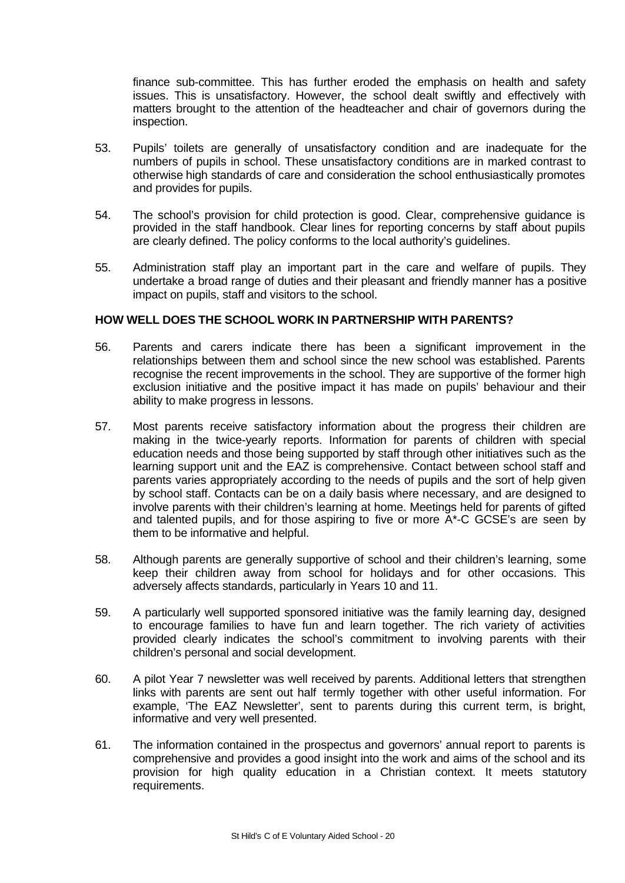finance sub-committee. This has further eroded the emphasis on health and safety issues. This is unsatisfactory. However, the school dealt swiftly and effectively with matters brought to the attention of the headteacher and chair of governors during the inspection.

53. Pupils' toilets are generally of unsatisfactory condition and are inadequate for the numbers of pupils in school. These unsatisfactory conditions are in marked contrast to otherwise high standards of care and consideration the school enthusiastically promotes and provides for pupils.

54. The school's provision for child protection is good. Clear, comprehensive guidance is provided in the staff handbook. Clear lines for reporting concerns by staff about pupils are clearly defined. The policy conforms to the local authority's guidelines.

55. Administration staff play an important part in the care and welfare of pupils. They undertake a broad range of duties and their pleasant and friendly manner has a positive impact on pupils, staff and visitors to the school.

**HOW WELL DOES THE SCHOOL WORK IN PARTNERSHIP WITH PARENTS?**

56. Parents and carers indicate there has been a significant improvement in the relationships between them and school since the new school was established. Parents recognise the recent improvements in the school. They are supportive of the former high exclusion initiative and the positive impact it has made on pupils' behaviour and their ability to make progress in lessons.

57. Most parents receive satisfactory information about the progress their children are making in the twice-yearly reports. Information for parents of children with special education needs and those being supported by staff through other initiatives such as the learning support unit and the EAZ is comprehensive. Contact between school staff and parents varies appropriately according to the needs of pupils and the sort of help given by school staff. Contacts can be on a daily basis where necessary, and are designed to involve parents with their children's learning at home. Meetings held for parents of gifted and talented pupils, and for those aspiring to five or more A*-C GCSE's are seen by them to be informative and helpful.

58. Although parents are generally supportive of school and their children's learning, some keep their children away from school for holidays and for other occasions. This adversely affects standards, particularly in Years 10 and 11.

59. A particularly well supported sponsored initiative was the family learning day, designed to encourage families to have fun and learn together. The rich variety of activities provided clearly indicates the school's commitment to involving parents with their children's personal and social development.

60. A pilot Year 7 newsletter was well received by parents. Additional letters that strengthen links with parents are sent out half termly together with other useful information. For example, 'The EAZ Newsletter', sent to parents during this current term, is bright, informative and very well presented.

61. The information contained in the prospectus and governors' annual report to parents is comprehensive and provides a good insight into the work and aims of the school and its provision for high quality education in a Christian context. It meets statutory requirements.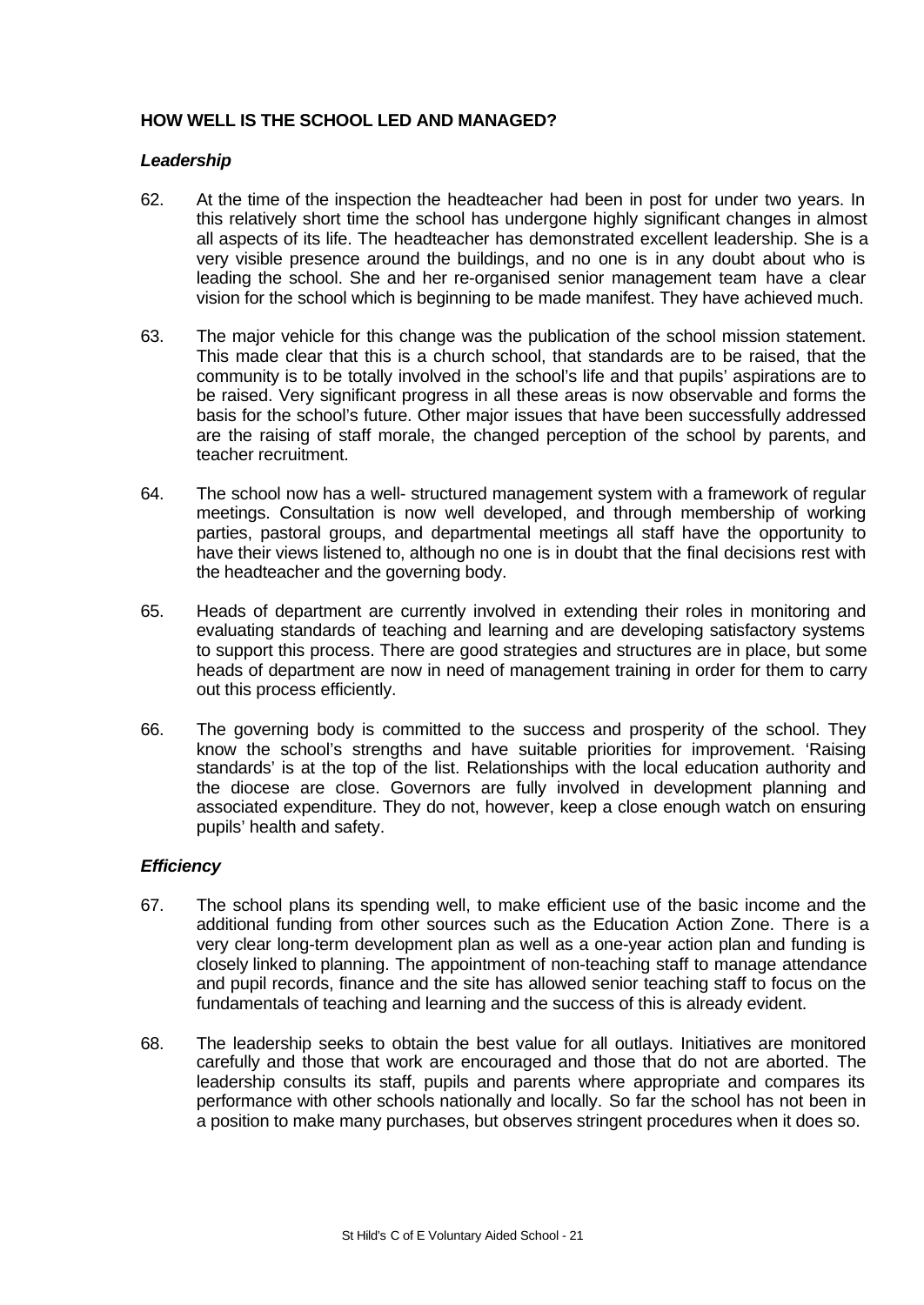## HOW WELL IS THE SCHOOL LED AND MANAGED?

### *Leadership*

62. At the time of the inspection the headteacher had been in post for under two years. In this relatively short time the school has undergone highly significant changes in almost all aspects of its life. The headteacher has demonstrated excellent leadership. She is a very visible presence around the buildings, and no one is in any doubt about who is leading the school. She and her re-organised senior management team have a clear vision for the school which is beginning to be made manifest. They have achieved much.

63. The major vehicle for this change was the publication of the school mission statement. This made clear that this is a church school, that standards are to be raised, that the community is to be totally involved in the school's life and that pupils' aspirations are to be raised. Very significant progress in all these areas is now observable and forms the basis for the school's future. Other major issues that have been successfully addressed are the raising of staff morale, the changed perception of the school by parents, and teacher recruitment.

64. The school now has a well- structured management system with a framework of regular meetings. Consultation is now well developed, and through membership of working parties, pastoral groups, and departmental meetings all staff have the opportunity to have their views listened to, although no one is in doubt that the final decisions rest with the headteacher and the governing body.

65. Heads of department are currently involved in extending their roles in monitoring and evaluating standards of teaching and learning and are developing satisfactory systems to support this process. There are good strategies and structures are in place, but some heads of department are now in need of management training in order for them to carry out this process efficiently.

66. The governing body is committed to the success and prosperity of the school. They know the school's strengths and have suitable priorities for improvement. 'Raising standards' is at the top of the list. Relationships with the local education authority and the diocese are close. Governors are fully involved in development planning and associated expenditure. They do not, however, keep a close enough watch on ensuring pupils' health and safety.

### *Efficiency*

67. The school plans its spending well, to make efficient use of the basic income and the additional funding from other sources such as the Education Action Zone. There is a very clear long-term development plan as well as a one-year action plan and funding is closely linked to planning. The appointment of non-teaching staff to manage attendance and pupil records, finance and the site has allowed senior teaching staff to focus on the fundamentals of teaching and learning and the success of this is already evident.

68. The leadership seeks to obtain the best value for all outlays. Initiatives are monitored carefully and those that work are encouraged and those that do not are aborted. The leadership consults its staff, pupils and parents where appropriate and compares its performance with other schools nationally and locally. So far the school has not been in a position to make many purchases, but observes stringent procedures when it does so.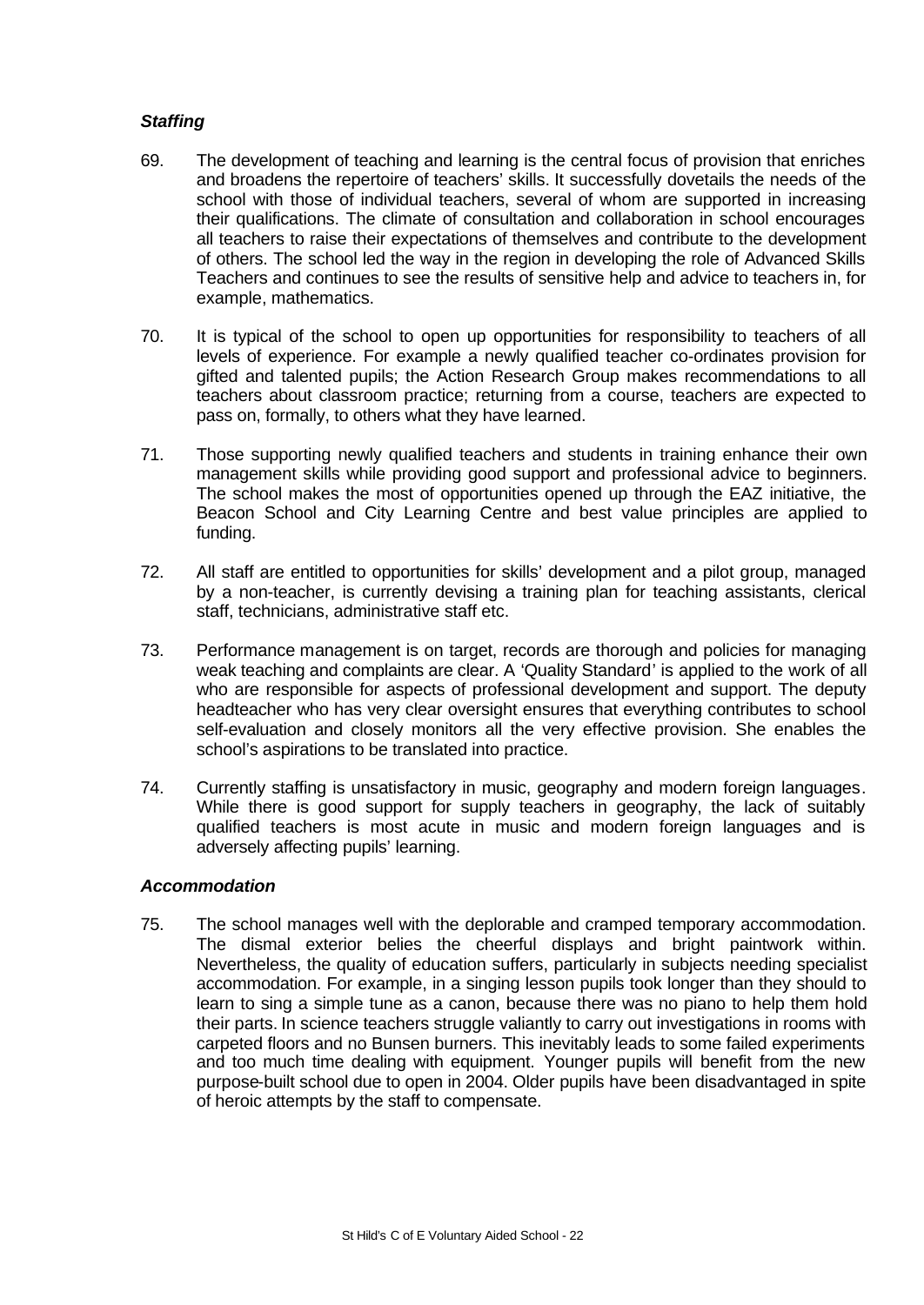***Staffing***

69. The development of teaching and learning is the central focus of provision that enriches and broadens the repertoire of teachers' skills. It successfully dovetails the needs of the school with those of individual teachers, several of whom are supported in increasing their qualifications. The climate of consultation and collaboration in school encourages all teachers to raise their expectations of themselves and contribute to the development of others. The school led the way in the region in developing the role of Advanced Skills Teachers and continues to see the results of sensitive help and advice to teachers in, for example, mathematics.

70. It is typical of the school to open up opportunities for responsibility to teachers of all levels of experience. For example a newly qualified teacher co-ordinates provision for gifted and talented pupils; the Action Research Group makes recommendations to all teachers about classroom practice; returning from a course, teachers are expected to pass on, formally, to others what they have learned.

71. Those supporting newly qualified teachers and students in training enhance their own management skills while providing good support and professional advice to beginners. The school makes the most of opportunities opened up through the EAZ initiative, the Beacon School and City Learning Centre and best value principles are applied to funding.

72. All staff are entitled to opportunities for skills' development and a pilot group, managed by a non-teacher, is currently devising a training plan for teaching assistants, clerical staff, technicians, administrative staff etc.

73. Performance management is on target, records are thorough and policies for managing weak teaching and complaints are clear. A 'Quality Standard' is applied to the work of all who are responsible for aspects of professional development and support. The deputy headteacher who has very clear oversight ensures that everything contributes to school self-evaluation and closely monitors all the very effective provision. She enables the school's aspirations to be translated into practice.

74. Currently staffing is unsatisfactory in music, geography and modern foreign languages. While there is good support for supply teachers in geography, the lack of suitably qualified teachers is most acute in music and modern foreign languages and is adversely affecting pupils' learning.

***Accommodation***

75. The school manages well with the deplorable and cramped temporary accommodation. The dismal exterior belies the cheerful displays and bright paintwork within. Nevertheless, the quality of education suffers, particularly in subjects needing specialist accommodation. For example, in a singing lesson pupils took longer than they should to learn to sing a simple tune as a canon, because there was no piano to help them hold their parts. In science teachers struggle valiantly to carry out investigations in rooms with carpeted floors and no Bunsen burners. This inevitably leads to some failed experiments and too much time dealing with equipment. Younger pupils will benefit from the new purpose-built school due to open in 2004. Older pupils have been disadvantaged in spite of heroic attempts by the staff to compensate.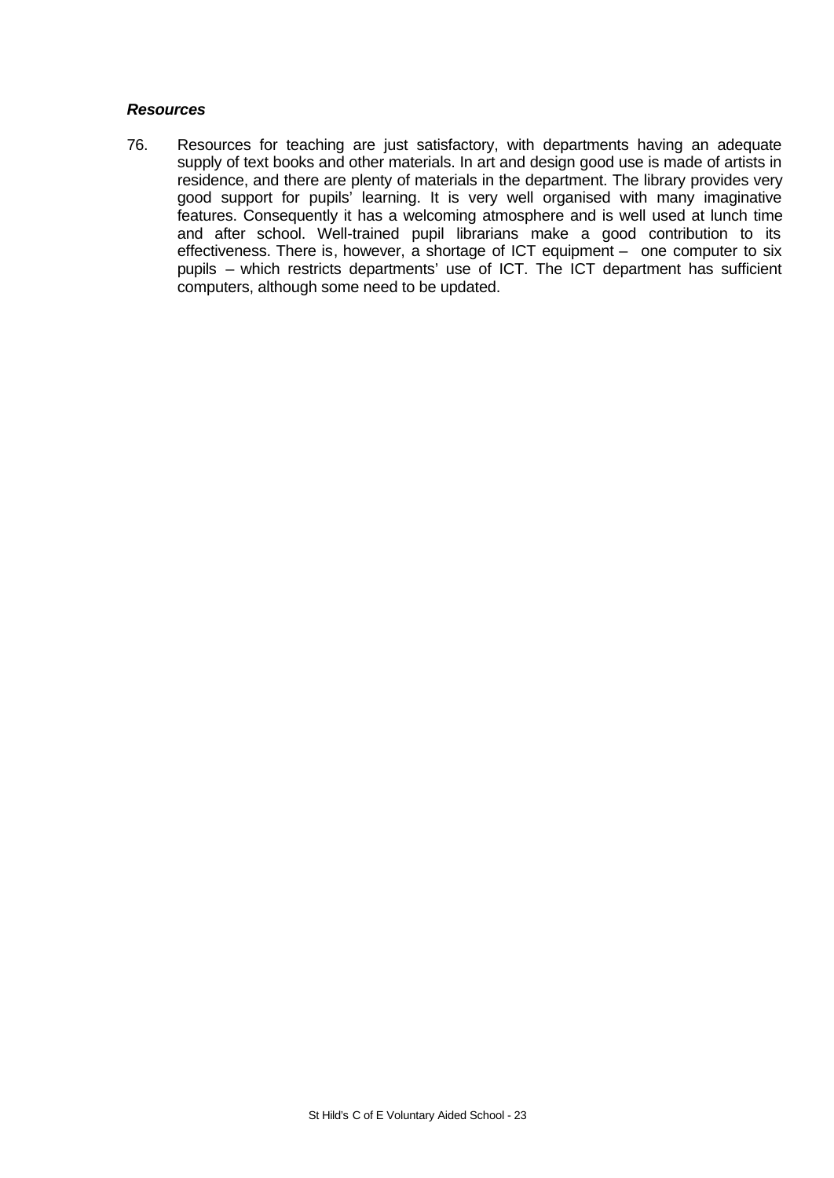***Resources***

76. Resources for teaching are just satisfactory, with departments having an adequate supply of text books and other materials. In art and design good use is made of artists in residence, and there are plenty of materials in the department. The library provides very good support for pupils' learning. It is very well organised with many imaginative features. Consequently it has a welcoming atmosphere and is well used at lunch time and after school. Well-trained pupil librarians make a good contribution to its effectiveness. There is, however, a shortage of ICT equipment – one computer to six pupils – which restricts departments' use of ICT. The ICT department has sufficient computers, although some need to be updated.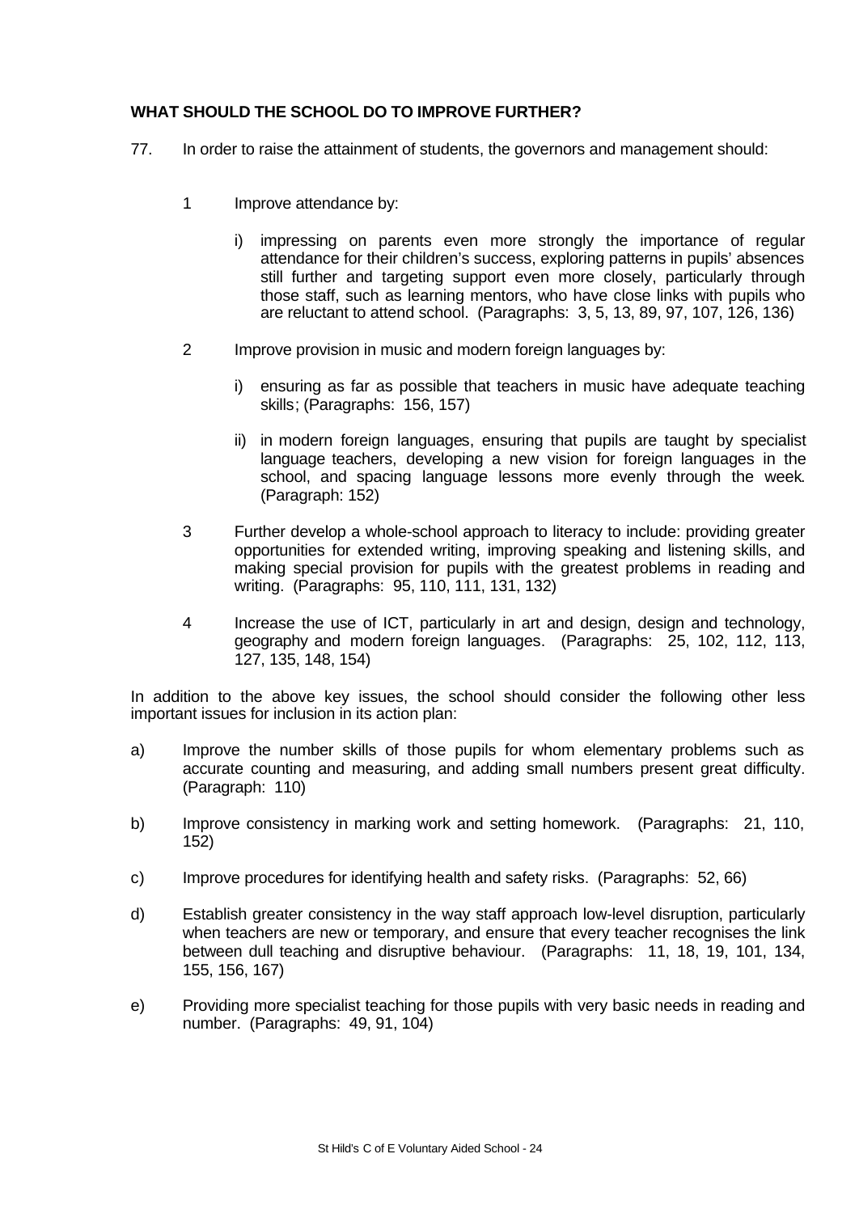## WHAT SHOULD THE SCHOOL DO TO IMPROVE FURTHER?

77. In order to raise the attainment of students, the governors and management should:

1. Improve attendance by:

   i) impressing on parents even more strongly the importance of regular attendance for their children's success, exploring patterns in pupils' absences still further and targeting support even more closely, particularly through those staff, such as learning mentors, who have close links with pupils who are reluctant to attend school. (Paragraphs: 3, 5, 13, 89, 97, 107, 126, 136)

2. Improve provision in music and modern foreign languages by:

   i) ensuring as far as possible that teachers in music have adequate teaching skills; (Paragraphs: 156, 157)

   ii) in modern foreign languages, ensuring that pupils are taught by specialist language teachers, developing a new vision for foreign languages in the school, and spacing language lessons more evenly through the week. (Paragraph: 152)

3. Further develop a whole-school approach to literacy to include: providing greater opportunities for extended writing, improving speaking and listening skills, and making special provision for pupils with the greatest problems in reading and writing. (Paragraphs: 95, 110, 111, 131, 132)

4. Increase the use of ICT, particularly in art and design, design and technology, geography and modern foreign languages. (Paragraphs: 25, 102, 112, 113, 127, 135, 148, 154)

In addition to the above key issues, the school should consider the following other less important issues for inclusion in its action plan:

a) Improve the number skills of those pupils for whom elementary problems such as accurate counting and measuring, and adding small numbers present great difficulty. (Paragraph: 110)

b) Improve consistency in marking work and setting homework. (Paragraphs: 21, 110, 152)

c) Improve procedures for identifying health and safety risks. (Paragraphs: 52, 66)

d) Establish greater consistency in the way staff approach low-level disruption, particularly when teachers are new or temporary, and ensure that every teacher recognises the link between dull teaching and disruptive behaviour. (Paragraphs: 11, 18, 19, 101, 134, 155, 156, 167)

e) Providing more specialist teaching for those pupils with very basic needs in reading and number. (Paragraphs: 49, 91, 104)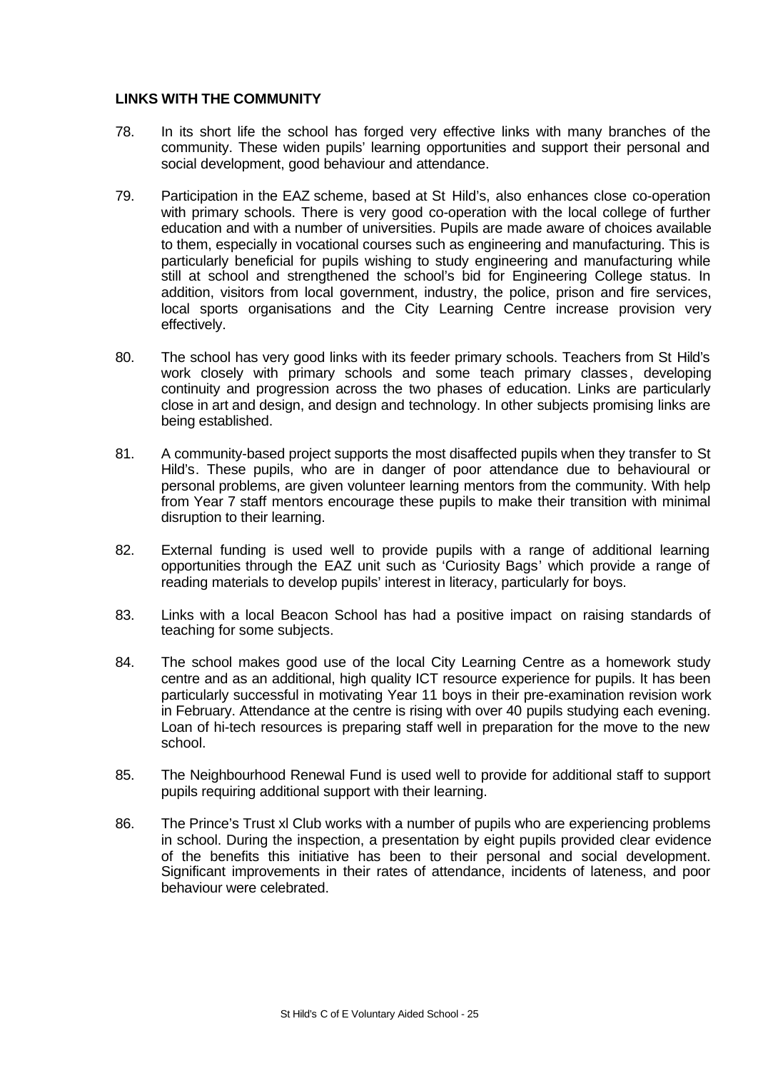**LINKS WITH THE COMMUNITY**

78. In its short life the school has forged very effective links with many branches of the community. These widen pupils' learning opportunities and support their personal and social development, good behaviour and attendance.

79. Participation in the EAZ scheme, based at St Hild's, also enhances close co-operation with primary schools. There is very good co-operation with the local college of further education and with a number of universities. Pupils are made aware of choices available to them, especially in vocational courses such as engineering and manufacturing. This is particularly beneficial for pupils wishing to study engineering and manufacturing while still at school and strengthened the school's bid for Engineering College status. In addition, visitors from local government, industry, the police, prison and fire services, local sports organisations and the City Learning Centre increase provision very effectively.

80. The school has very good links with its feeder primary schools. Teachers from St Hild's work closely with primary schools and some teach primary classes, developing continuity and progression across the two phases of education. Links are particularly close in art and design, and design and technology. In other subjects promising links are being established.

81. A community-based project supports the most disaffected pupils when they transfer to St Hild's. These pupils, who are in danger of poor attendance due to behavioural or personal problems, are given volunteer learning mentors from the community. With help from Year 7 staff mentors encourage these pupils to make their transition with minimal disruption to their learning.

82. External funding is used well to provide pupils with a range of additional learning opportunities through the EAZ unit such as 'Curiosity Bags' which provide a range of reading materials to develop pupils' interest in literacy, particularly for boys.

83. Links with a local Beacon School has had a positive impact on raising standards of teaching for some subjects.

84. The school makes good use of the local City Learning Centre as a homework study centre and as an additional, high quality ICT resource experience for pupils. It has been particularly successful in motivating Year 11 boys in their pre-examination revision work in February. Attendance at the centre is rising with over 40 pupils studying each evening. Loan of hi-tech resources is preparing staff well in preparation for the move to the new school.

85. The Neighbourhood Renewal Fund is used well to provide for additional staff to support pupils requiring additional support with their learning.

86. The Prince's Trust xl Club works with a number of pupils who are experiencing problems in school. During the inspection, a presentation by eight pupils provided clear evidence of the benefits this initiative has been to their personal and social development. Significant improvements in their rates of attendance, incidents of lateness, and poor behaviour were celebrated.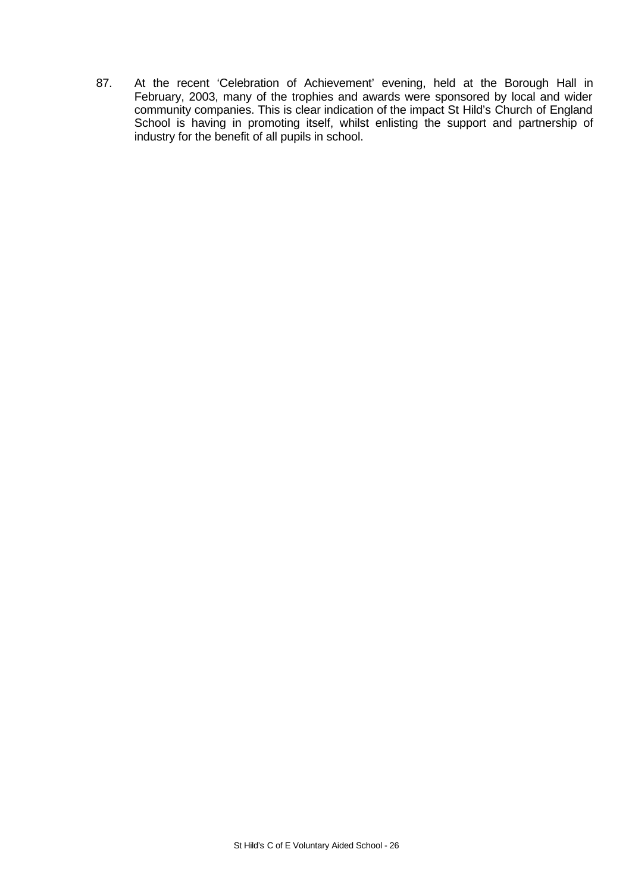87. At the recent 'Celebration of Achievement' evening, held at the Borough Hall in February, 2003, many of the trophies and awards were sponsored by local and wider community companies. This is clear indication of the impact St Hild's Church of England School is having in promoting itself, whilst enlisting the support and partnership of industry for the benefit of all pupils in school.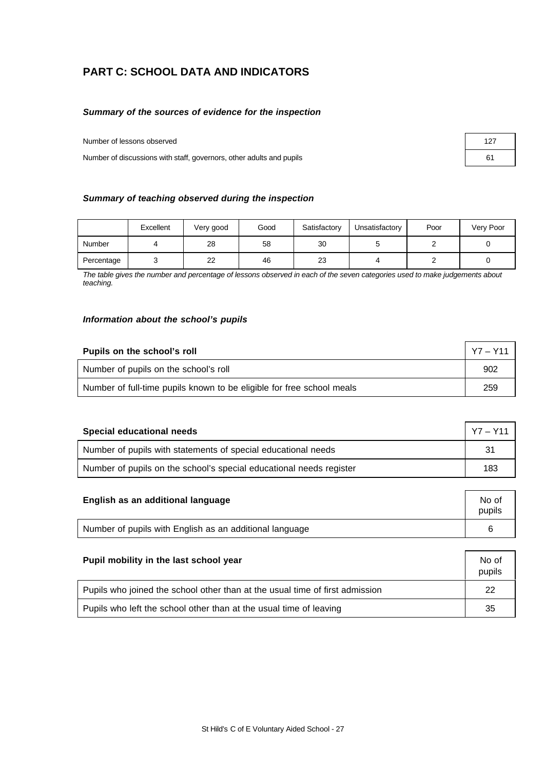## PART C: SCHOOL DATA AND INDICATORS

### *Summary of the sources of evidence for the inspection*

| | |
|---|---|
| Number of lessons observed | 127 |
| Number of discussions with staff, governors, other adults and pupils | 61 |

### *Summary of teaching observed during the inspection*

| | Excellent | Very good | Good | Satisfactory | Unsatisfactory | Poor | Very Poor |
|---|---|---|---|---|---|---|---|
| Number | 4 | 28 | 58 | 30 | 5 | 2 | 0 |
| Percentage | 3 | 22 | 46 | 23 | 4 | 2 | 0 |

*The table gives the number and percentage of lessons observed in each of the seven categories used to make judgements about teaching.*

### *Information about the school's pupils*

| **Pupils on the school's roll** | Y7 – Y11 |
|---|---|
| Number of pupils on the school's roll | 902 |
| Number of full-time pupils known to be eligible for free school meals | 259 |

| **Special educational needs** | Y7 – Y11 |
|---|---|
| Number of pupils with statements of special educational needs | 31 |
| Number of pupils on the school's special educational needs register | 183 |

| **English as an additional language** | No of pupils |
|---|---|
| Number of pupils with English as an additional language | 6 |

| **Pupil mobility in the last school year** | No of pupils |
|---|---|
| Pupils who joined the school other than at the usual time of first admission | 22 |
| Pupils who left the school other than at the usual time of leaving | 35 |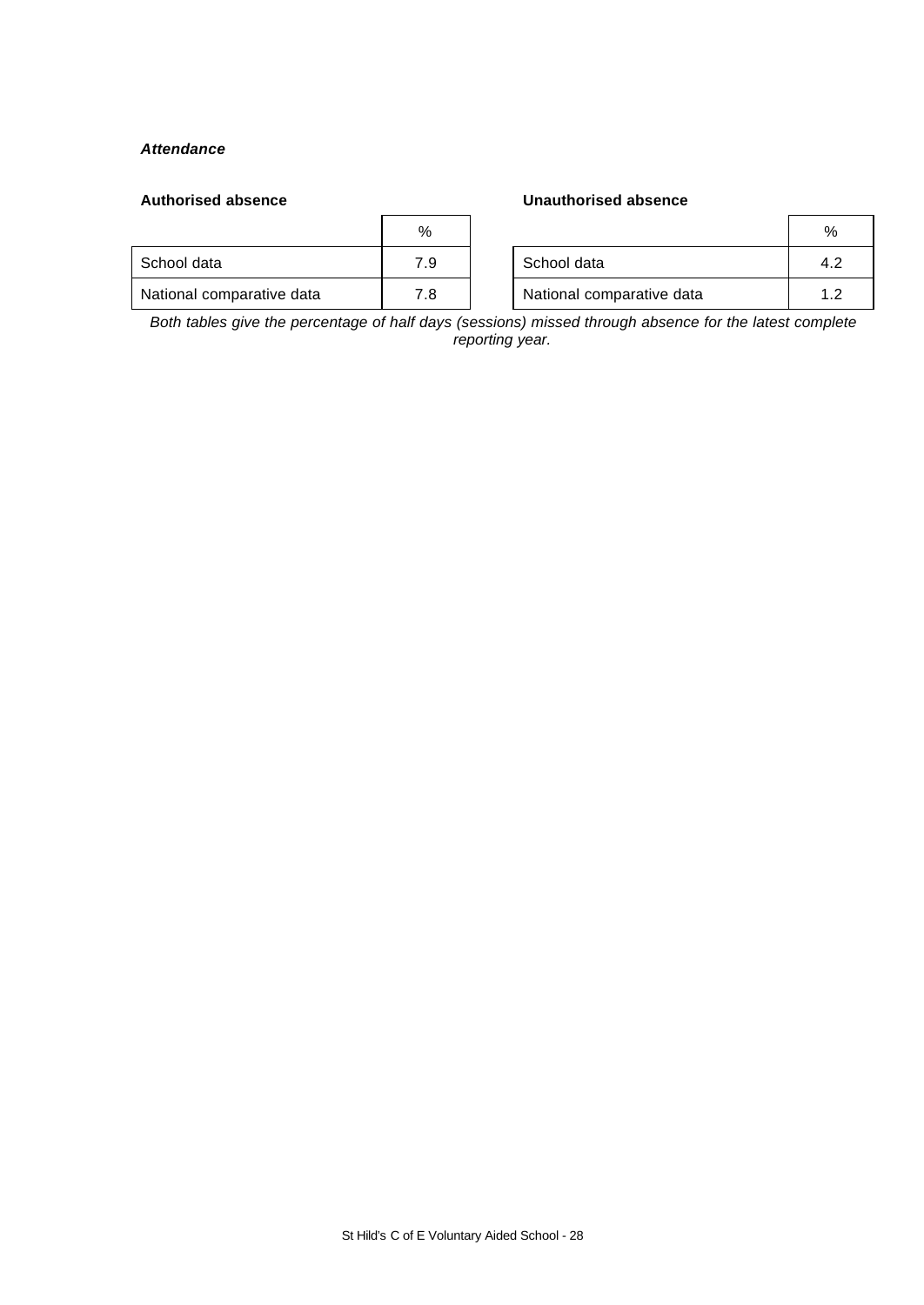***Attendance***

**Authorised absence**

| | % |
|---|---|
| School data | 7.9 |
| National comparative data | 7.8 |

**Unauthorised absence**

| | % |
|---|---|
| School data | 4.2 |
| National comparative data | 1.2 |

*Both tables give the percentage of half days (sessions) missed through absence for the latest complete reporting year.*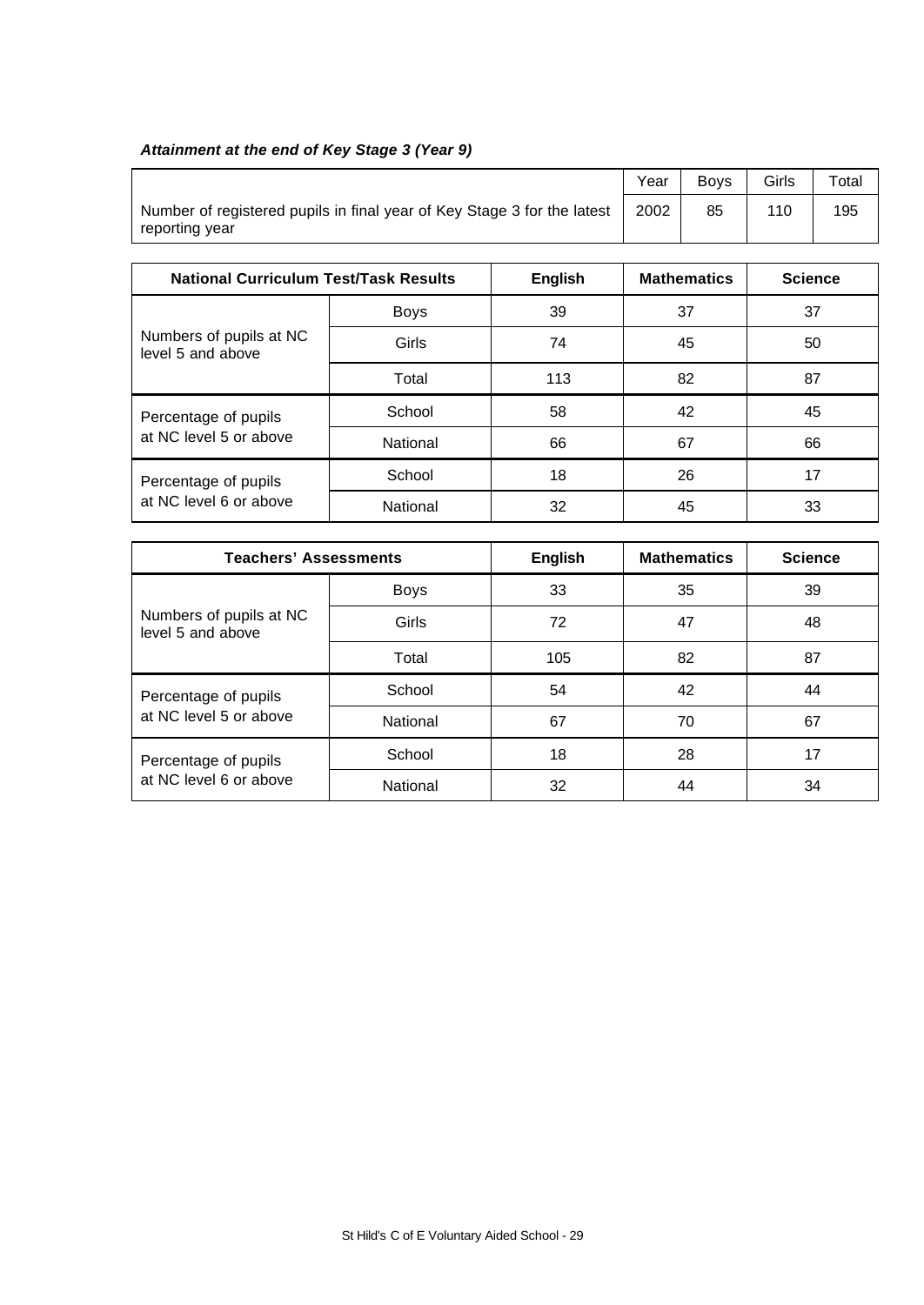### *Attainment at the end of Key Stage 3 (Year 9)*

| | Year | Boys | Girls | Total |
|---|---|---|---|---|
| Number of registered pupils in final year of Key Stage 3 for the latest reporting year | 2002 | 85 | 110 | 195 |

| National Curriculum Test/Task Results | | English | Mathematics | Science |
|---|---|---|---|---|
| Numbers of pupils at NC level 5 and above | Boys | 39 | 37 | 37 |
| | Girls | 74 | 45 | 50 |
| | Total | 113 | 82 | 87 |
| Percentage of pupils at NC level 5 or above | School | 58 | 42 | 45 |
| | National | 66 | 67 | 66 |
| Percentage of pupils at NC level 6 or above | School | 18 | 26 | 17 |
| | National | 32 | 45 | 33 |

| Teachers' Assessments | | English | Mathematics | Science |
|---|---|---|---|---|
| Numbers of pupils at NC level 5 and above | Boys | 33 | 35 | 39 |
| | Girls | 72 | 47 | 48 |
| | Total | 105 | 82 | 87 |
| Percentage of pupils at NC level 5 or above | School | 54 | 42 | 44 |
| | National | 67 | 70 | 67 |
| Percentage of pupils at NC level 6 or above | School | 18 | 28 | 17 |
| | National | 32 | 44 | 34 |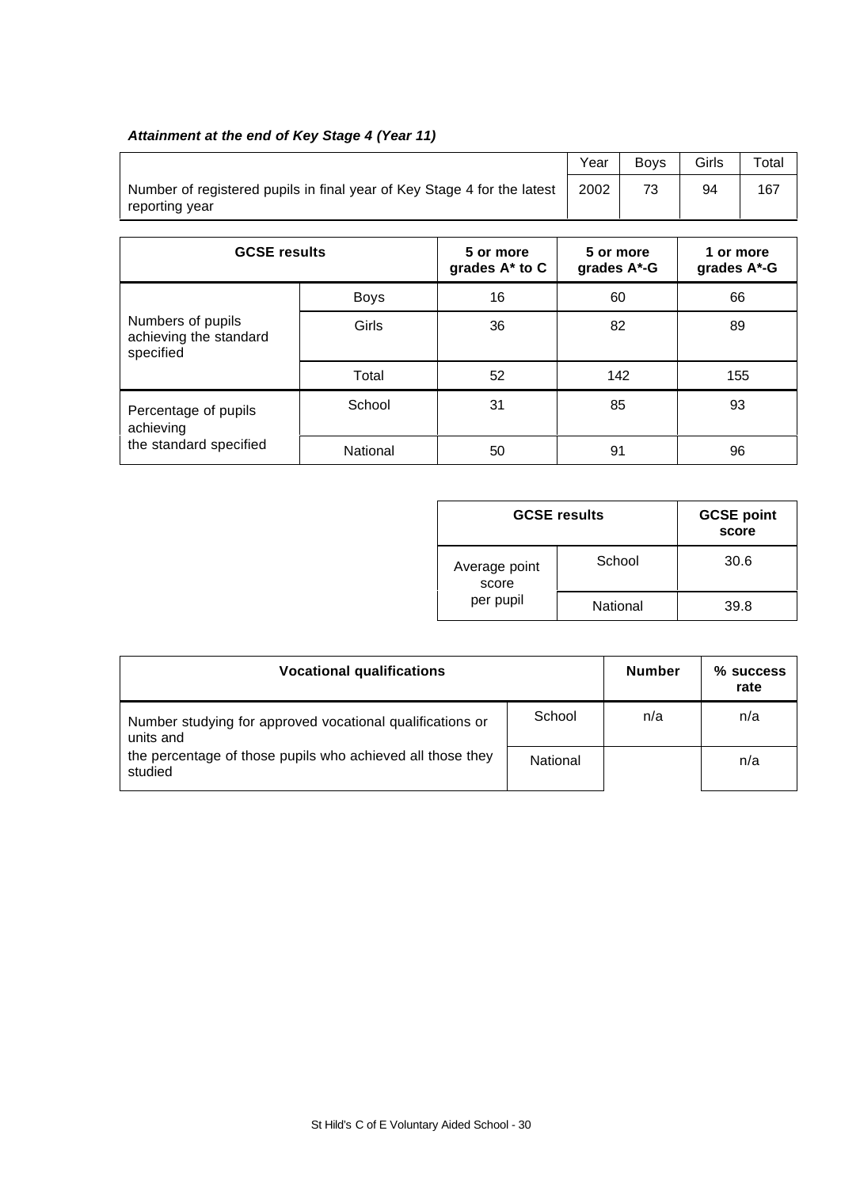***Attainment at the end of Key Stage 4 (Year 11)***

| | Year | Boys | Girls | Total |
|---|---|---|---|---|
| Number of registered pupils in final year of Key Stage 4 for the latest reporting year | 2002 | 73 | 94 | 167 |

| **GCSE results** | | **5 or more grades A* to C** | **5 or more grades A*-G** | **1 or more grades A*-G** |
|---|---|---|---|---|
| Numbers of pupils achieving the standard specified | Boys | 16 | 60 | 66 |
| | Girls | 36 | 82 | 89 |
| | Total | 52 | 142 | 155 |
| Percentage of pupils achieving the standard specified | School | 31 | 85 | 93 |
| | National | 50 | 91 | 96 |

| **GCSE results** | | **GCSE point score** |
|---|---|---|
| Average point score per pupil | School | 30.6 |
| | National | 39.8 |

| **Vocational qualifications** | | **Number** | **% success rate** |
|---|---|---|---|
| Number studying for approved vocational qualifications or units and the percentage of those pupils who achieved all those they studied | School | n/a | n/a |
| | National | | n/a |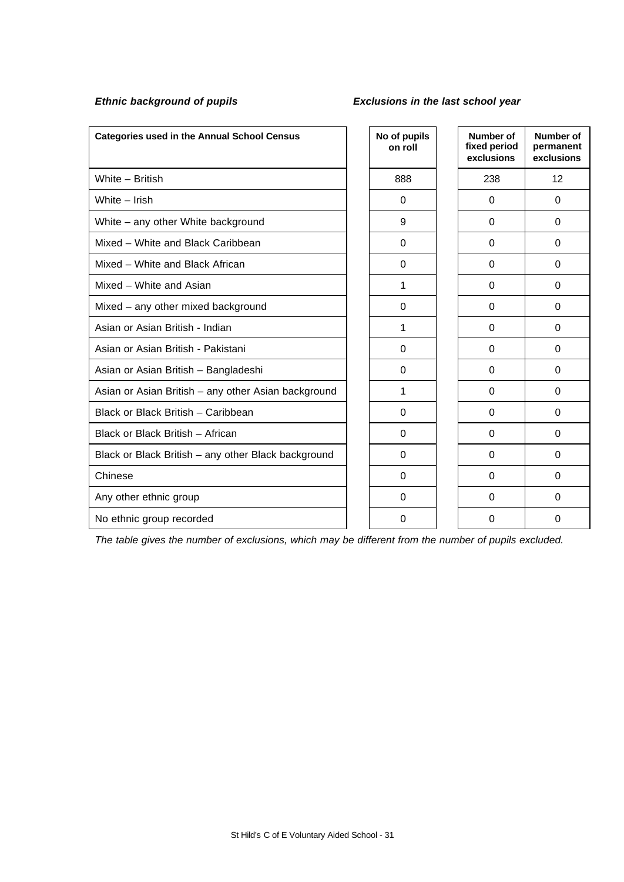***Ethnic background of pupils*** ***Exclusions in the last school year***

| Categories used in the Annual School Census | No of pupils on roll | Number of fixed period exclusions | Number of permanent exclusions |
|---|---|---|---|
| White – British | 888 | 238 | 12 |
| White – Irish | 0 | 0 | 0 |
| White – any other White background | 9 | 0 | 0 |
| Mixed – White and Black Caribbean | 0 | 0 | 0 |
| Mixed – White and Black African | 0 | 0 | 0 |
| Mixed – White and Asian | 1 | 0 | 0 |
| Mixed – any other mixed background | 0 | 0 | 0 |
| Asian or Asian British - Indian | 1 | 0 | 0 |
| Asian or Asian British - Pakistani | 0 | 0 | 0 |
| Asian or Asian British – Bangladeshi | 0 | 0 | 0 |
| Asian or Asian British – any other Asian background | 1 | 0 | 0 |
| Black or Black British – Caribbean | 0 | 0 | 0 |
| Black or Black British – African | 0 | 0 | 0 |
| Black or Black British – any other Black background | 0 | 0 | 0 |
| Chinese | 0 | 0 | 0 |
| Any other ethnic group | 0 | 0 | 0 |
| No ethnic group recorded | 0 | 0 | 0 |

*The table gives the number of exclusions, which may be different from the number of pupils excluded.*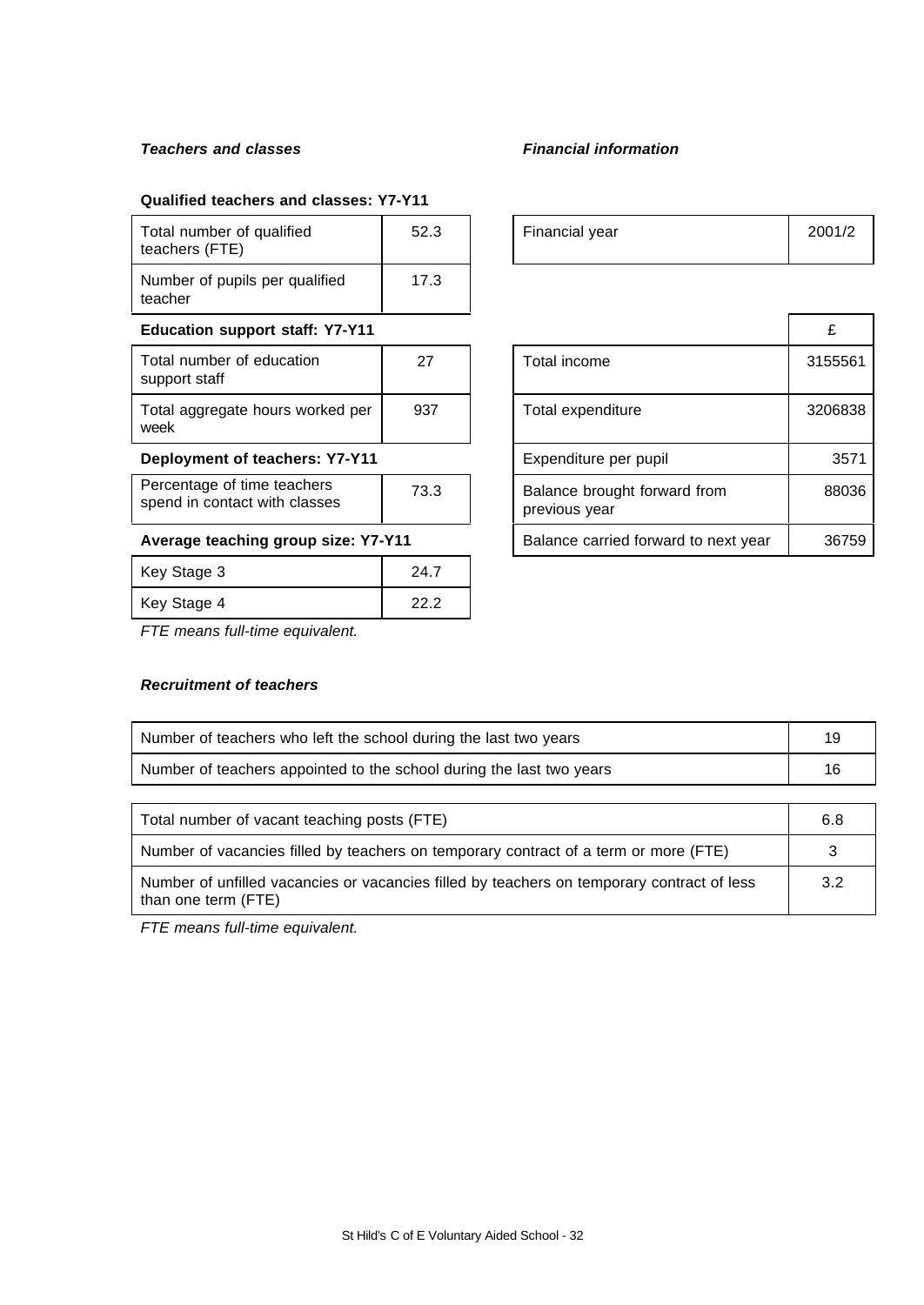### *Teachers and classes*

#### Qualified teachers and classes: Y7-Y11

| | |
|---|---|
| Total number of qualified teachers (FTE) | 52.3 |
| Number of pupils per qualified teacher | 17.3 |

#### Education support staff: Y7-Y11

| | |
|---|---|
| Total number of education support staff | 27 |
| Total aggregate hours worked per week | 937 |

#### Deployment of teachers: Y7-Y11

| | |
|---|---|
| Percentage of time teachers spend in contact with classes | 73.3 |

#### Average teaching group size: Y7-Y11

| | |
|---|---|
| Key Stage 3 | 24.7 |
| Key Stage 4 | 22.2 |

*FTE means full-time equivalent.*

### *Financial information*

| | |
|---|---|
| Financial year | 2001/2 |

| | £ |
|---|---|
| Total income | 3155561 |
| Total expenditure | 3206838 |
| Expenditure per pupil | 3571 |
| Balance brought forward from previous year | 88036 |
| Balance carried forward to next year | 36759 |

### *Recruitment of teachers*

| | |
|---|---|
| Number of teachers who left the school during the last two years | 19 |
| Number of teachers appointed to the school during the last two years | 16 |

| | |
|---|---|
| Total number of vacant teaching posts (FTE) | 6.8 |
| Number of vacancies filled by teachers on temporary contract of a term or more (FTE) | 3 |
| Number of unfilled vacancies or vacancies filled by teachers on temporary contract of less than one term (FTE) | 3.2 |

*FTE means full-time equivalent.*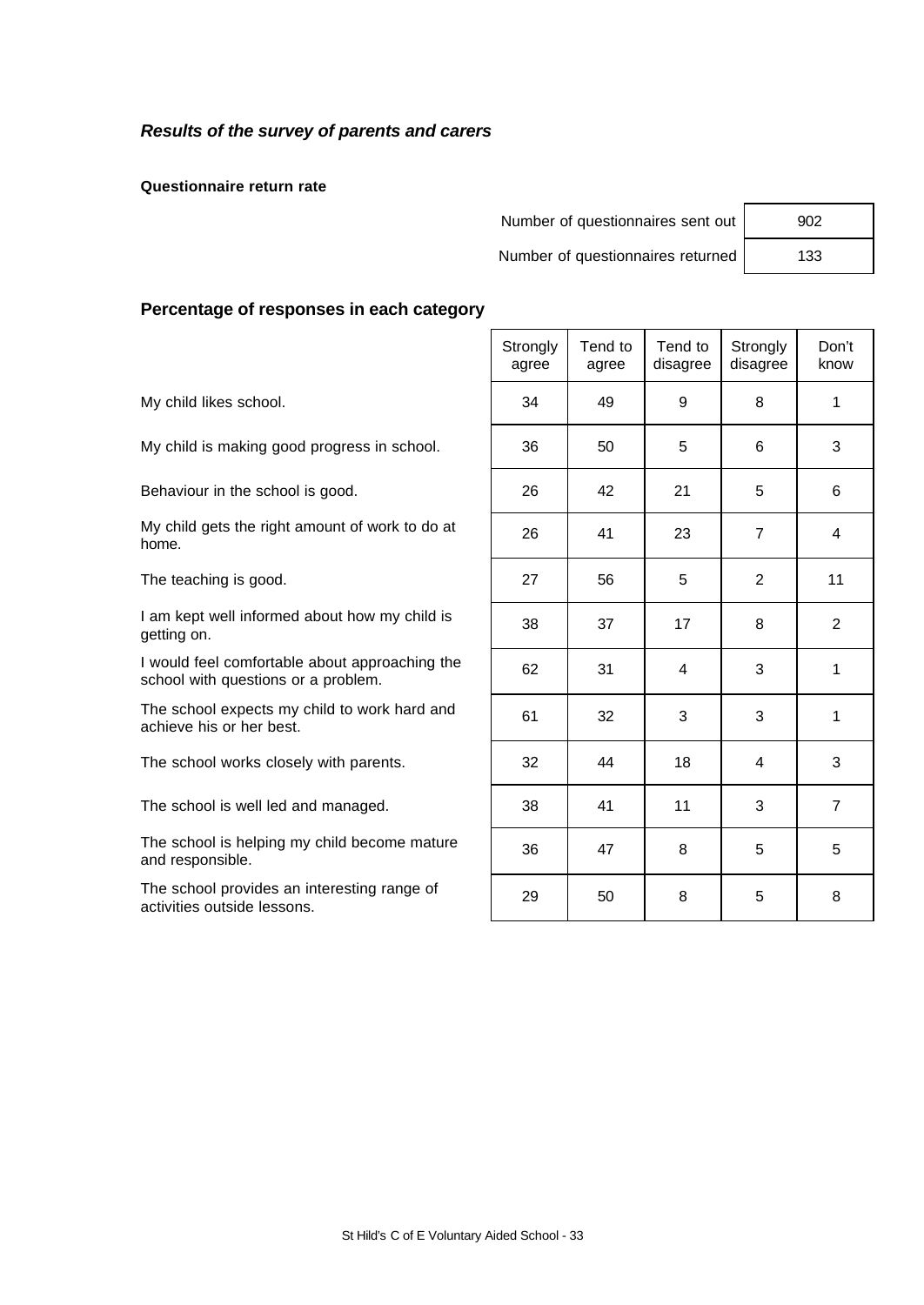### *Results of the survey of parents and carers*

**Questionnaire return rate**

| | |
|---|---|
| Number of questionnaires sent out | 902 |
| Number of questionnaires returned | 133 |

## Percentage of responses in each category

| | Strongly agree | Tend to agree | Tend to disagree | Strongly disagree | Don't know |
|---|---|---|---|---|---|
| My child likes school. | 34 | 49 | 9 | 8 | 1 |
| My child is making good progress in school. | 36 | 50 | 5 | 6 | 3 |
| Behaviour in the school is good. | 26 | 42 | 21 | 5 | 6 |
| My child gets the right amount of work to do at home. | 26 | 41 | 23 | 7 | 4 |
| The teaching is good. | 27 | 56 | 5 | 2 | 11 |
| I am kept well informed about how my child is getting on. | 38 | 37 | 17 | 8 | 2 |
| I would feel comfortable about approaching the school with questions or a problem. | 62 | 31 | 4 | 3 | 1 |
| The school expects my child to work hard and achieve his or her best. | 61 | 32 | 3 | 3 | 1 |
| The school works closely with parents. | 32 | 44 | 18 | 4 | 3 |
| The school is well led and managed. | 38 | 41 | 11 | 3 | 7 |
| The school is helping my child become mature and responsible. | 36 | 47 | 8 | 5 | 5 |
| The school provides an interesting range of activities outside lessons. | 29 | 50 | 8 | 5 | 8 |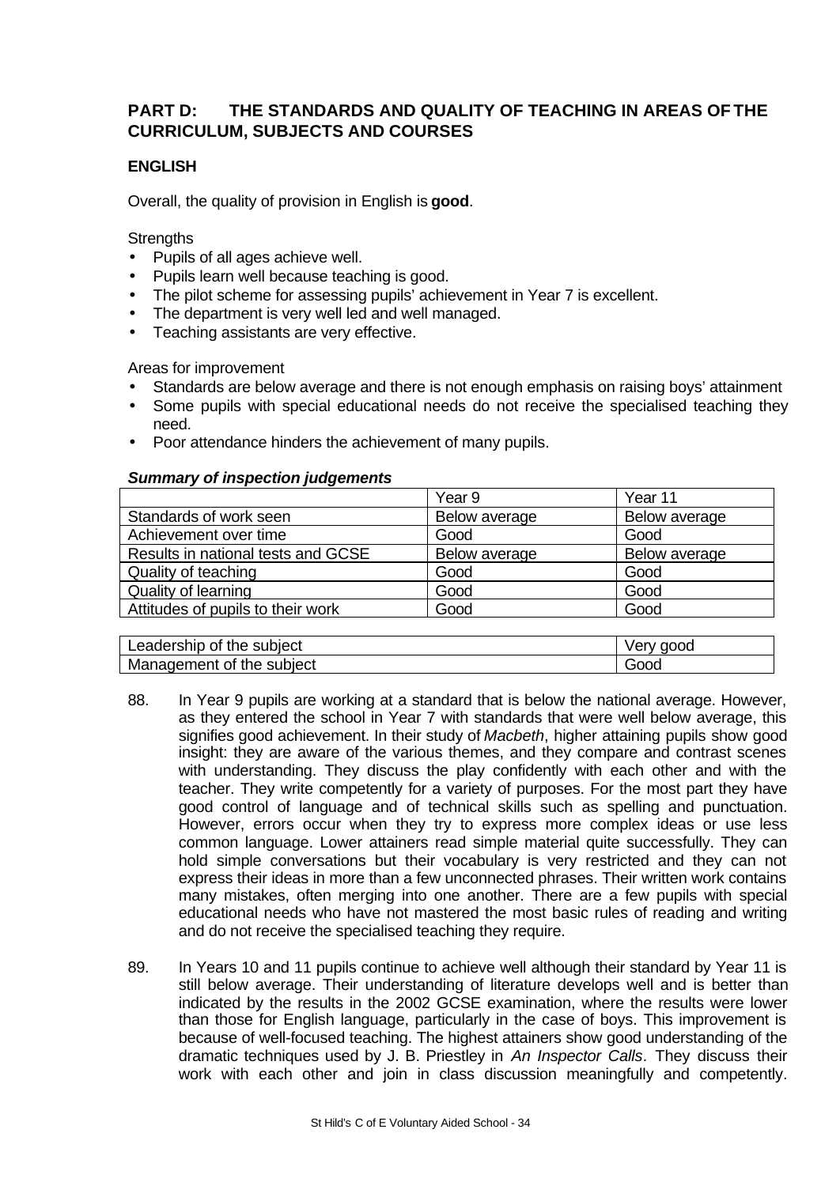## PART D: THE STANDARDS AND QUALITY OF TEACHING IN AREAS OF THE CURRICULUM, SUBJECTS AND COURSES

### ENGLISH

Overall, the quality of provision in English is **good**.

Strengths

- Pupils of all ages achieve well.
- Pupils learn well because teaching is good.
- The pilot scheme for assessing pupils' achievement in Year 7 is excellent.
- The department is very well led and well managed.
- Teaching assistants are very effective.

Areas for improvement

- Standards are below average and there is not enough emphasis on raising boys' attainment
- Some pupils with special educational needs do not receive the specialised teaching they need.
- Poor attendance hinders the achievement of many pupils.

***Summary of inspection judgements***

| | Year 9 | Year 11 |
|---|---|---|
| Standards of work seen | Below average | Below average |
| Achievement over time | Good | Good |
| Results in national tests and GCSE | Below average | Below average |
| Quality of teaching | Good | Good |
| Quality of learning | Good | Good |
| Attitudes of pupils to their work | Good | Good |

| | |
|---|---|
| Leadership of the subject | Very good |
| Management of the subject | Good |

88. In Year 9 pupils are working at a standard that is below the national average. However, as they entered the school in Year 7 with standards that were well below average, this signifies good achievement. In their study of *Macbeth*, higher attaining pupils show good insight: they are aware of the various themes, and they compare and contrast scenes with understanding. They discuss the play confidently with each other and with the teacher. They write competently for a variety of purposes. For the most part they have good control of language and of technical skills such as spelling and punctuation. However, errors occur when they try to express more complex ideas or use less common language. Lower attainers read simple material quite successfully. They can hold simple conversations but their vocabulary is very restricted and they can not express their ideas in more than a few unconnected phrases. Their written work contains many mistakes, often merging into one another. There are a few pupils with special educational needs who have not mastered the most basic rules of reading and writing and do not receive the specialised teaching they require.

89. In Years 10 and 11 pupils continue to achieve well although their standard by Year 11 is still below average. Their understanding of literature develops well and is better than indicated by the results in the 2002 GCSE examination, where the results were lower than those for English language, particularly in the case of boys. This improvement is because of well-focused teaching. The highest attainers show good understanding of the dramatic techniques used by J. B. Priestley in *An Inspector Calls.* They discuss their work with each other and join in class discussion meaningfully and competently.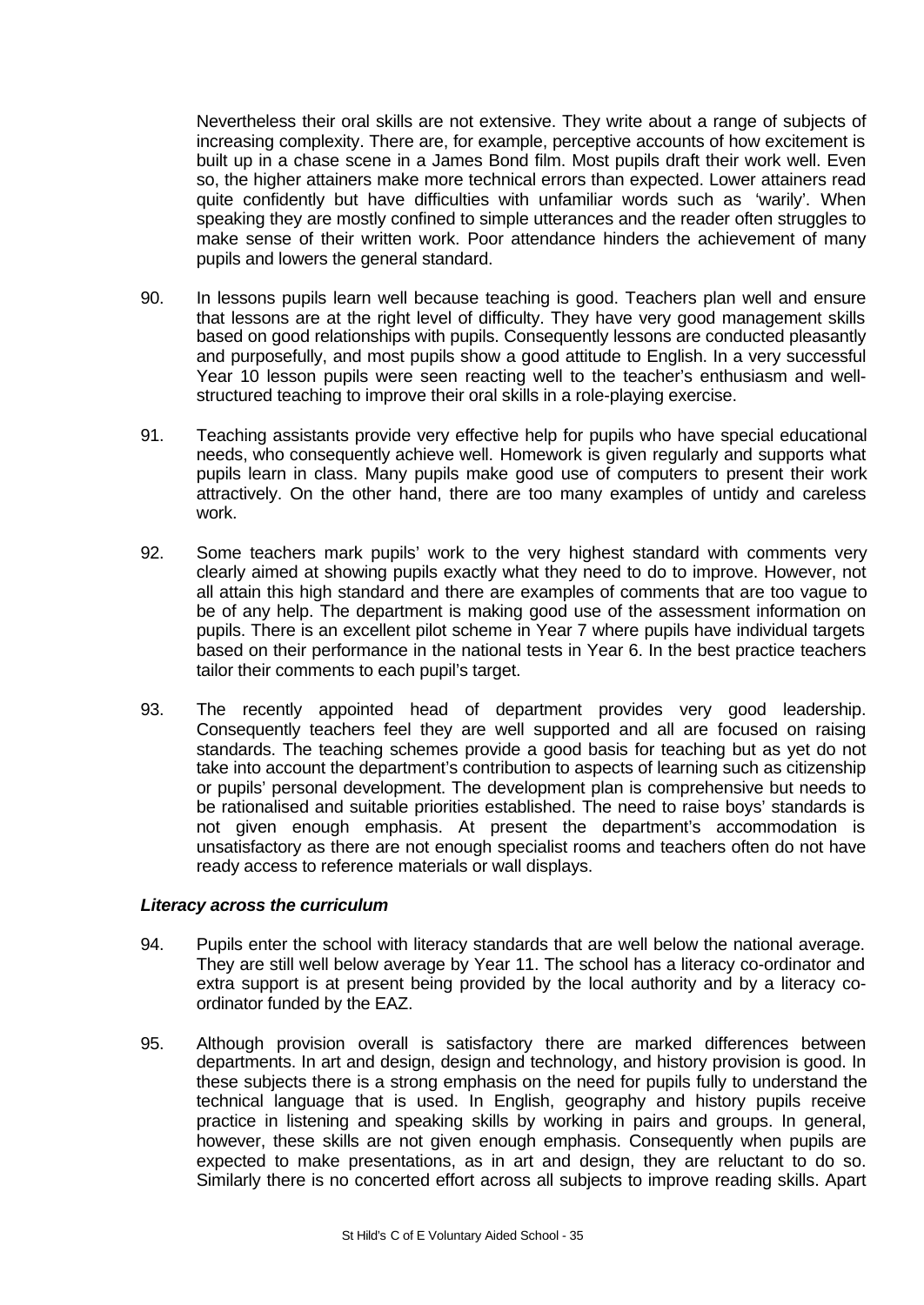Nevertheless their oral skills are not extensive. They write about a range of subjects of increasing complexity. There are, for example, perceptive accounts of how excitement is built up in a chase scene in a James Bond film. Most pupils draft their work well. Even so, the higher attainers make more technical errors than expected. Lower attainers read quite confidently but have difficulties with unfamiliar words such as 'warily'. When speaking they are mostly confined to simple utterances and the reader often struggles to make sense of their written work. Poor attendance hinders the achievement of many pupils and lowers the general standard.

90. In lessons pupils learn well because teaching is good. Teachers plan well and ensure that lessons are at the right level of difficulty. They have very good management skills based on good relationships with pupils. Consequently lessons are conducted pleasantly and purposefully, and most pupils show a good attitude to English. In a very successful Year 10 lesson pupils were seen reacting well to the teacher's enthusiasm and well-structured teaching to improve their oral skills in a role-playing exercise.

91. Teaching assistants provide very effective help for pupils who have special educational needs, who consequently achieve well. Homework is given regularly and supports what pupils learn in class. Many pupils make good use of computers to present their work attractively. On the other hand, there are too many examples of untidy and careless work.

92. Some teachers mark pupils' work to the very highest standard with comments very clearly aimed at showing pupils exactly what they need to do to improve. However, not all attain this high standard and there are examples of comments that are too vague to be of any help. The department is making good use of the assessment information on pupils. There is an excellent pilot scheme in Year 7 where pupils have individual targets based on their performance in the national tests in Year 6. In the best practice teachers tailor their comments to each pupil's target.

93. The recently appointed head of department provides very good leadership. Consequently teachers feel they are well supported and all are focused on raising standards. The teaching schemes provide a good basis for teaching but as yet do not take into account the department's contribution to aspects of learning such as citizenship or pupils' personal development. The development plan is comprehensive but needs to be rationalised and suitable priorities established. The need to raise boys' standards is not given enough emphasis. At present the department's accommodation is unsatisfactory as there are not enough specialist rooms and teachers often do not have ready access to reference materials or wall displays.

***Literacy across the curriculum***

94. Pupils enter the school with literacy standards that are well below the national average. They are still well below average by Year 11. The school has a literacy co-ordinator and extra support is at present being provided by the local authority and by a literacy co-ordinator funded by the EAZ.

95. Although provision overall is satisfactory there are marked differences between departments. In art and design, design and technology, and history provision is good. In these subjects there is a strong emphasis on the need for pupils fully to understand the technical language that is used. In English, geography and history pupils receive practice in listening and speaking skills by working in pairs and groups. In general, however, these skills are not given enough emphasis. Consequently when pupils are expected to make presentations, as in art and design, they are reluctant to do so. Similarly there is no concerted effort across all subjects to improve reading skills. Apart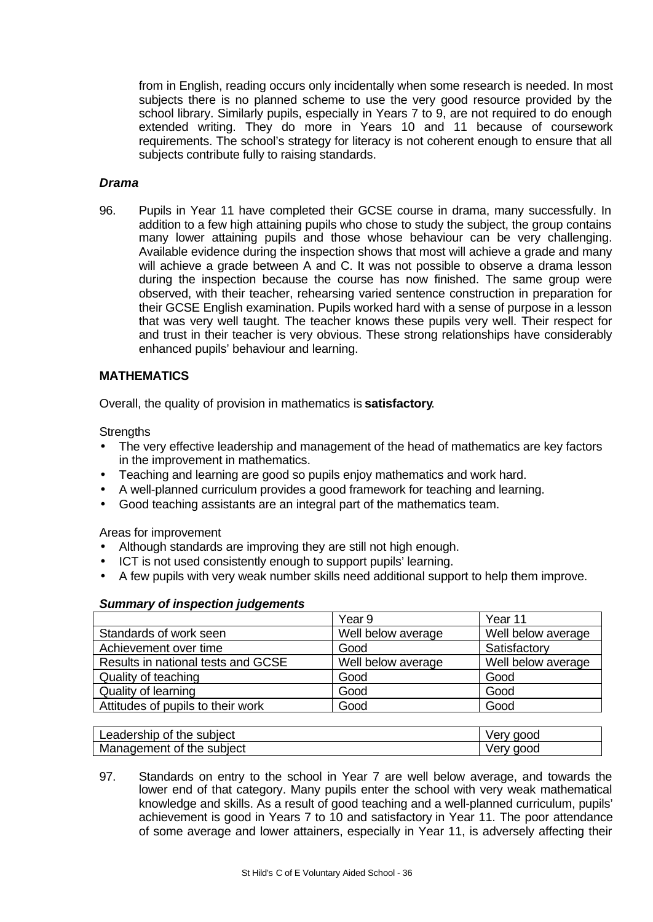from in English, reading occurs only incidentally when some research is needed. In most subjects there is no planned scheme to use the very good resource provided by the school library. Similarly pupils, especially in Years 7 to 9, are not required to do enough extended writing. They do more in Years 10 and 11 because of coursework requirements. The school's strategy for literacy is not coherent enough to ensure that all subjects contribute fully to raising standards.

***Drama***

96. Pupils in Year 11 have completed their GCSE course in drama, many successfully. In addition to a few high attaining pupils who chose to study the subject, the group contains many lower attaining pupils and those whose behaviour can be very challenging. Available evidence during the inspection shows that most will achieve a grade and many will achieve a grade between A and C. It was not possible to observe a drama lesson during the inspection because the course has now finished. The same group were observed, with their teacher, rehearsing varied sentence construction in preparation for their GCSE English examination. Pupils worked hard with a sense of purpose in a lesson that was very well taught. The teacher knows these pupils very well. Their respect for and trust in their teacher is very obvious. These strong relationships have considerably enhanced pupils' behaviour and learning.

## MATHEMATICS

Overall, the quality of provision in mathematics is **satisfactory**.

Strengths

- The very effective leadership and management of the head of mathematics are key factors in the improvement in mathematics.
- Teaching and learning are good so pupils enjoy mathematics and work hard.
- A well-planned curriculum provides a good framework for teaching and learning.
- Good teaching assistants are an integral part of the mathematics team.

Areas for improvement

- Although standards are improving they are still not high enough.
- ICT is not used consistently enough to support pupils' learning.
- A few pupils with very weak number skills need additional support to help them improve.

***Summary of inspection judgements***

| | Year 9 | Year 11 |
|---|---|---|
| Standards of work seen | Well below average | Well below average |
| Achievement over time | Good | Satisfactory |
| Results in national tests and GCSE | Well below average | Well below average |
| Quality of teaching | Good | Good |
| Quality of learning | Good | Good |
| Attitudes of pupils to their work | Good | Good |

| | |
|---|---|
| Leadership of the subject | Very good |
| Management of the subject | Very good |

97. Standards on entry to the school in Year 7 are well below average, and towards the lower end of that category. Many pupils enter the school with very weak mathematical knowledge and skills. As a result of good teaching and a well-planned curriculum, pupils' achievement is good in Years 7 to 10 and satisfactory in Year 11. The poor attendance of some average and lower attainers, especially in Year 11, is adversely affecting their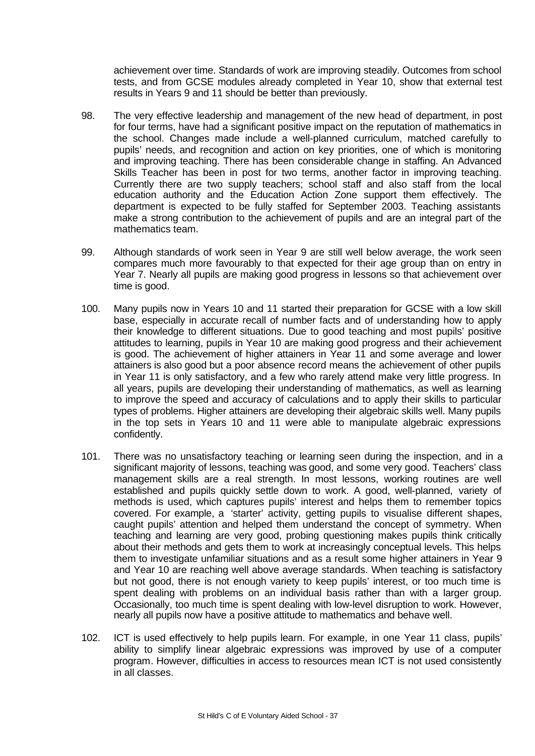achievement over time. Standards of work are improving steadily. Outcomes from school tests, and from GCSE modules already completed in Year 10, show that external test results in Years 9 and 11 should be better than previously.

98. The very effective leadership and management of the new head of department, in post for four terms, have had a significant positive impact on the reputation of mathematics in the school. Changes made include a well-planned curriculum, matched carefully to pupils' needs, and recognition and action on key priorities, one of which is monitoring and improving teaching. There has been considerable change in staffing. An Advanced Skills Teacher has been in post for two terms, another factor in improving teaching. Currently there are two supply teachers; school staff and also staff from the local education authority and the Education Action Zone support them effectively. The department is expected to be fully staffed for September 2003. Teaching assistants make a strong contribution to the achievement of pupils and are an integral part of the mathematics team.

99. Although standards of work seen in Year 9 are still well below average, the work seen compares much more favourably to that expected for their age group than on entry in Year 7. Nearly all pupils are making good progress in lessons so that achievement over time is good.

100. Many pupils now in Years 10 and 11 started their preparation for GCSE with a low skill base, especially in accurate recall of number facts and of understanding how to apply their knowledge to different situations. Due to good teaching and most pupils' positive attitudes to learning, pupils in Year 10 are making good progress and their achievement is good. The achievement of higher attainers in Year 11 and some average and lower attainers is also good but a poor absence record means the achievement of other pupils in Year 11 is only satisfactory, and a few who rarely attend make very little progress. In all years, pupils are developing their understanding of mathematics, as well as learning to improve the speed and accuracy of calculations and to apply their skills to particular types of problems. Higher attainers are developing their algebraic skills well. Many pupils in the top sets in Years 10 and 11 were able to manipulate algebraic expressions confidently.

101. There was no unsatisfactory teaching or learning seen during the inspection, and in a significant majority of lessons, teaching was good, and some very good. Teachers' class management skills are a real strength. In most lessons, working routines are well established and pupils quickly settle down to work. A good, well-planned, variety of methods is used, which captures pupils' interest and helps them to remember topics covered. For example, a 'starter' activity, getting pupils to visualise different shapes, caught pupils' attention and helped them understand the concept of symmetry. When teaching and learning are very good, probing questioning makes pupils think critically about their methods and gets them to work at increasingly conceptual levels. This helps them to investigate unfamiliar situations and as a result some higher attainers in Year 9 and Year 10 are reaching well above average standards. When teaching is satisfactory but not good, there is not enough variety to keep pupils' interest, or too much time is spent dealing with problems on an individual basis rather than with a larger group. Occasionally, too much time is spent dealing with low-level disruption to work. However, nearly all pupils now have a positive attitude to mathematics and behave well.

102. ICT is used effectively to help pupils learn. For example, in one Year 11 class, pupils' ability to simplify linear algebraic expressions was improved by use of a computer program. However, difficulties in access to resources mean ICT is not used consistently in all classes.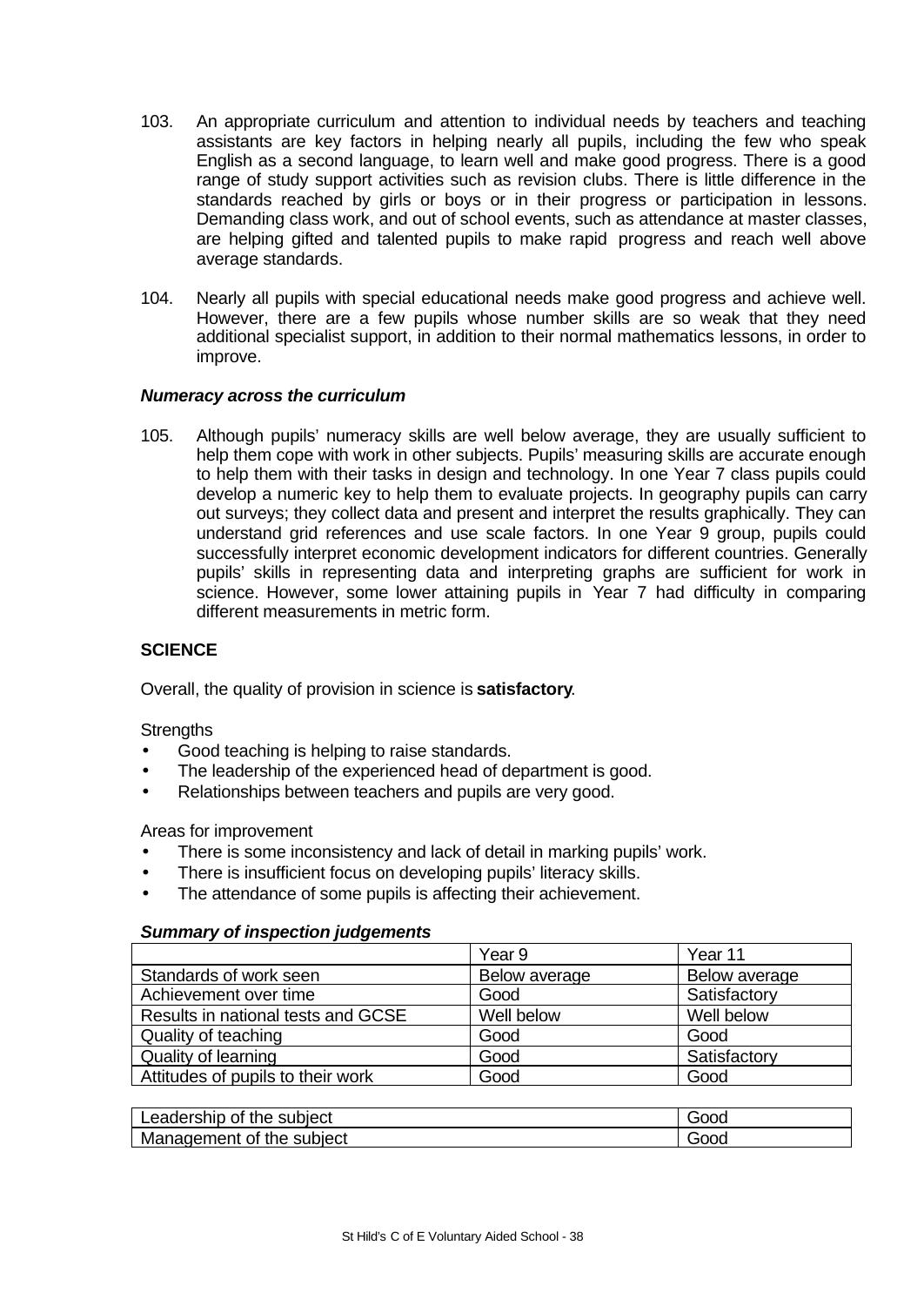103. An appropriate curriculum and attention to individual needs by teachers and teaching assistants are key factors in helping nearly all pupils, including the few who speak English as a second language, to learn well and make good progress. There is a good range of study support activities such as revision clubs. There is little difference in the standards reached by girls or boys or in their progress or participation in lessons. Demanding class work, and out of school events, such as attendance at master classes, are helping gifted and talented pupils to make rapid progress and reach well above average standards.

104. Nearly all pupils with special educational needs make good progress and achieve well. However, there are a few pupils whose number skills are so weak that they need additional specialist support, in addition to their normal mathematics lessons, in order to improve.

***Numeracy across the curriculum***

105. Although pupils' numeracy skills are well below average, they are usually sufficient to help them cope with work in other subjects. Pupils' measuring skills are accurate enough to help them with their tasks in design and technology. In one Year 7 class pupils could develop a numeric key to help them to evaluate projects. In geography pupils can carry out surveys; they collect data and present and interpret the results graphically. They can understand grid references and use scale factors. In one Year 9 group, pupils could successfully interpret economic development indicators for different countries. Generally pupils' skills in representing data and interpreting graphs are sufficient for work in science. However, some lower attaining pupils in Year 7 had difficulty in comparing different measurements in metric form.

**SCIENCE**

Overall, the quality of provision in science is **satisfactory**.

Strengths

- Good teaching is helping to raise standards.
- The leadership of the experienced head of department is good.
- Relationships between teachers and pupils are very good.

Areas for improvement

- There is some inconsistency and lack of detail in marking pupils' work.
- There is insufficient focus on developing pupils' literacy skills.
- The attendance of some pupils is affecting their achievement.

***Summary of inspection judgements***

| | Year 9 | Year 11 |
|---|---|---|
| Standards of work seen | Below average | Below average |
| Achievement over time | Good | Satisfactory |
| Results in national tests and GCSE | Well below | Well below |
| Quality of teaching | Good | Good |
| Quality of learning | Good | Satisfactory |
| Attitudes of pupils to their work | Good | Good |

| | |
|---|---|
| Leadership of the subject | Good |
| Management of the subject | Good |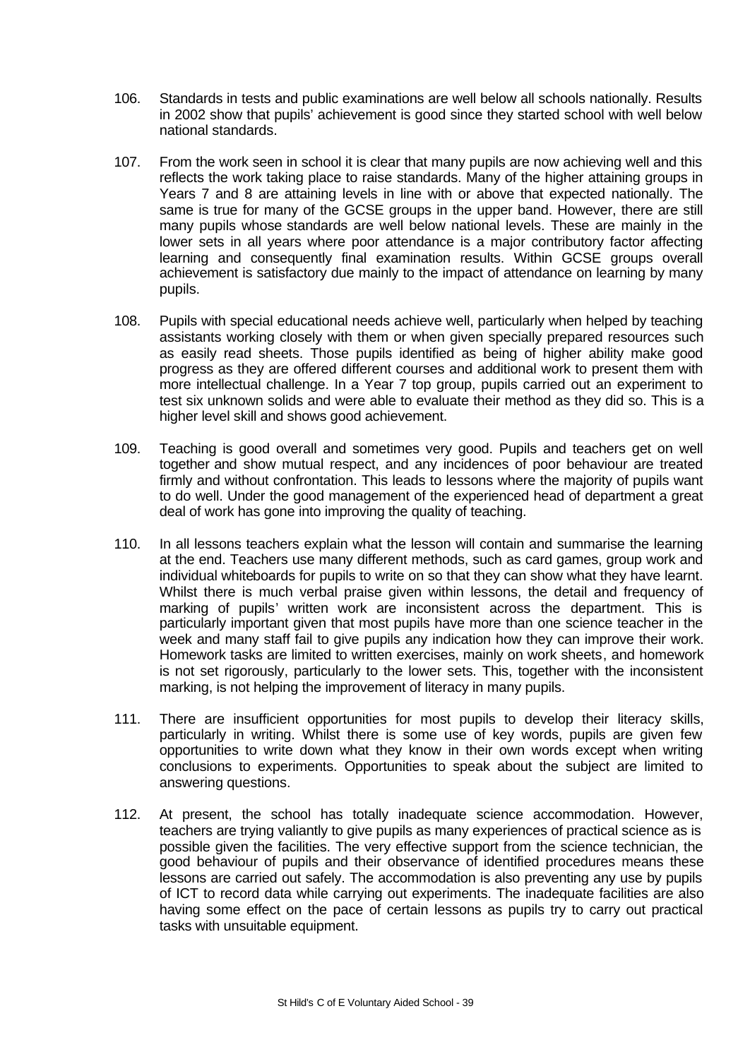106. Standards in tests and public examinations are well below all schools nationally. Results in 2002 show that pupils' achievement is good since they started school with well below national standards.

107. From the work seen in school it is clear that many pupils are now achieving well and this reflects the work taking place to raise standards. Many of the higher attaining groups in Years 7 and 8 are attaining levels in line with or above that expected nationally. The same is true for many of the GCSE groups in the upper band. However, there are still many pupils whose standards are well below national levels. These are mainly in the lower sets in all years where poor attendance is a major contributory factor affecting learning and consequently final examination results. Within GCSE groups overall achievement is satisfactory due mainly to the impact of attendance on learning by many pupils.

108. Pupils with special educational needs achieve well, particularly when helped by teaching assistants working closely with them or when given specially prepared resources such as easily read sheets. Those pupils identified as being of higher ability make good progress as they are offered different courses and additional work to present them with more intellectual challenge. In a Year 7 top group, pupils carried out an experiment to test six unknown solids and were able to evaluate their method as they did so. This is a higher level skill and shows good achievement.

109. Teaching is good overall and sometimes very good. Pupils and teachers get on well together and show mutual respect, and any incidences of poor behaviour are treated firmly and without confrontation. This leads to lessons where the majority of pupils want to do well. Under the good management of the experienced head of department a great deal of work has gone into improving the quality of teaching.

110. In all lessons teachers explain what the lesson will contain and summarise the learning at the end. Teachers use many different methods, such as card games, group work and individual whiteboards for pupils to write on so that they can show what they have learnt. Whilst there is much verbal praise given within lessons, the detail and frequency of marking of pupils' written work are inconsistent across the department. This is particularly important given that most pupils have more than one science teacher in the week and many staff fail to give pupils any indication how they can improve their work. Homework tasks are limited to written exercises, mainly on work sheets, and homework is not set rigorously, particularly to the lower sets. This, together with the inconsistent marking, is not helping the improvement of literacy in many pupils.

111. There are insufficient opportunities for most pupils to develop their literacy skills, particularly in writing. Whilst there is some use of key words, pupils are given few opportunities to write down what they know in their own words except when writing conclusions to experiments. Opportunities to speak about the subject are limited to answering questions.

112. At present, the school has totally inadequate science accommodation. However, teachers are trying valiantly to give pupils as many experiences of practical science as is possible given the facilities. The very effective support from the science technician, the good behaviour of pupils and their observance of identified procedures means these lessons are carried out safely. The accommodation is also preventing any use by pupils of ICT to record data while carrying out experiments. The inadequate facilities are also having some effect on the pace of certain lessons as pupils try to carry out practical tasks with unsuitable equipment.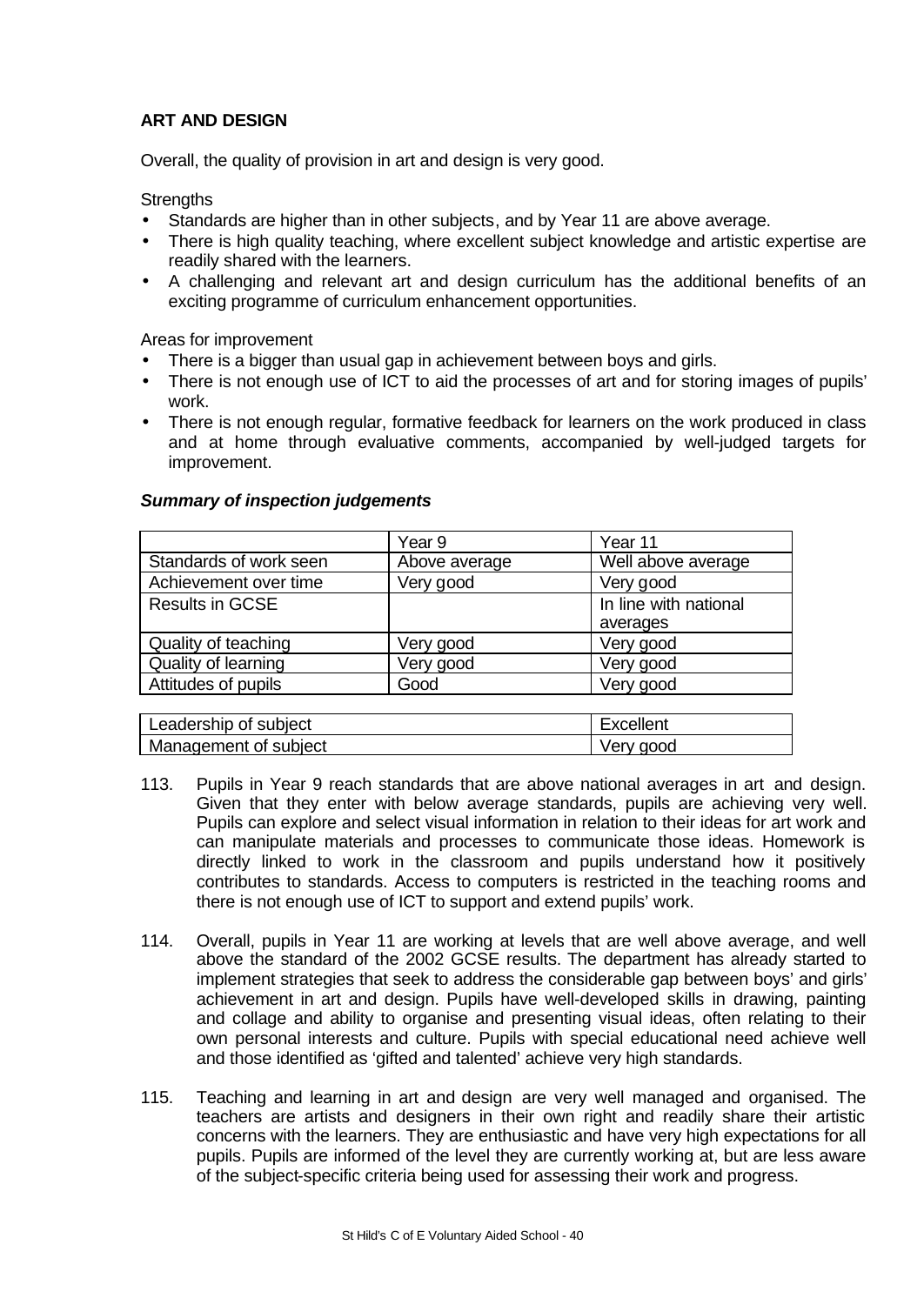## ART AND DESIGN

Overall, the quality of provision in art and design is very good.

Strengths

- Standards are higher than in other subjects, and by Year 11 are above average.
- There is high quality teaching, where excellent subject knowledge and artistic expertise are readily shared with the learners.
- A challenging and relevant art and design curriculum has the additional benefits of an exciting programme of curriculum enhancement opportunities.

Areas for improvement

- There is a bigger than usual gap in achievement between boys and girls.
- There is not enough use of ICT to aid the processes of art and for storing images of pupils' work.
- There is not enough regular, formative feedback for learners on the work produced in class and at home through evaluative comments, accompanied by well-judged targets for improvement.

***Summary of inspection judgements***

| | Year 9 | Year 11 |
|---|---|---|
| Standards of work seen | Above average | Well above average |
| Achievement over time | Very good | Very good |
| Results in GCSE | | In line with national averages |
| Quality of teaching | Very good | Very good |
| Quality of learning | Very good | Very good |
| Attitudes of pupils | Good | Very good |

| | |
|---|---|
| Leadership of subject | Excellent |
| Management of subject | Very good |

113. Pupils in Year 9 reach standards that are above national averages in art and design. Given that they enter with below average standards, pupils are achieving very well. Pupils can explore and select visual information in relation to their ideas for art work and can manipulate materials and processes to communicate those ideas. Homework is directly linked to work in the classroom and pupils understand how it positively contributes to standards. Access to computers is restricted in the teaching rooms and there is not enough use of ICT to support and extend pupils' work.

114. Overall, pupils in Year 11 are working at levels that are well above average, and well above the standard of the 2002 GCSE results. The department has already started to implement strategies that seek to address the considerable gap between boys' and girls' achievement in art and design. Pupils have well-developed skills in drawing, painting and collage and ability to organise and presenting visual ideas, often relating to their own personal interests and culture. Pupils with special educational need achieve well and those identified as 'gifted and talented' achieve very high standards.

115. Teaching and learning in art and design are very well managed and organised. The teachers are artists and designers in their own right and readily share their artistic concerns with the learners. They are enthusiastic and have very high expectations for all pupils. Pupils are informed of the level they are currently working at, but are less aware of the subject-specific criteria being used for assessing their work and progress.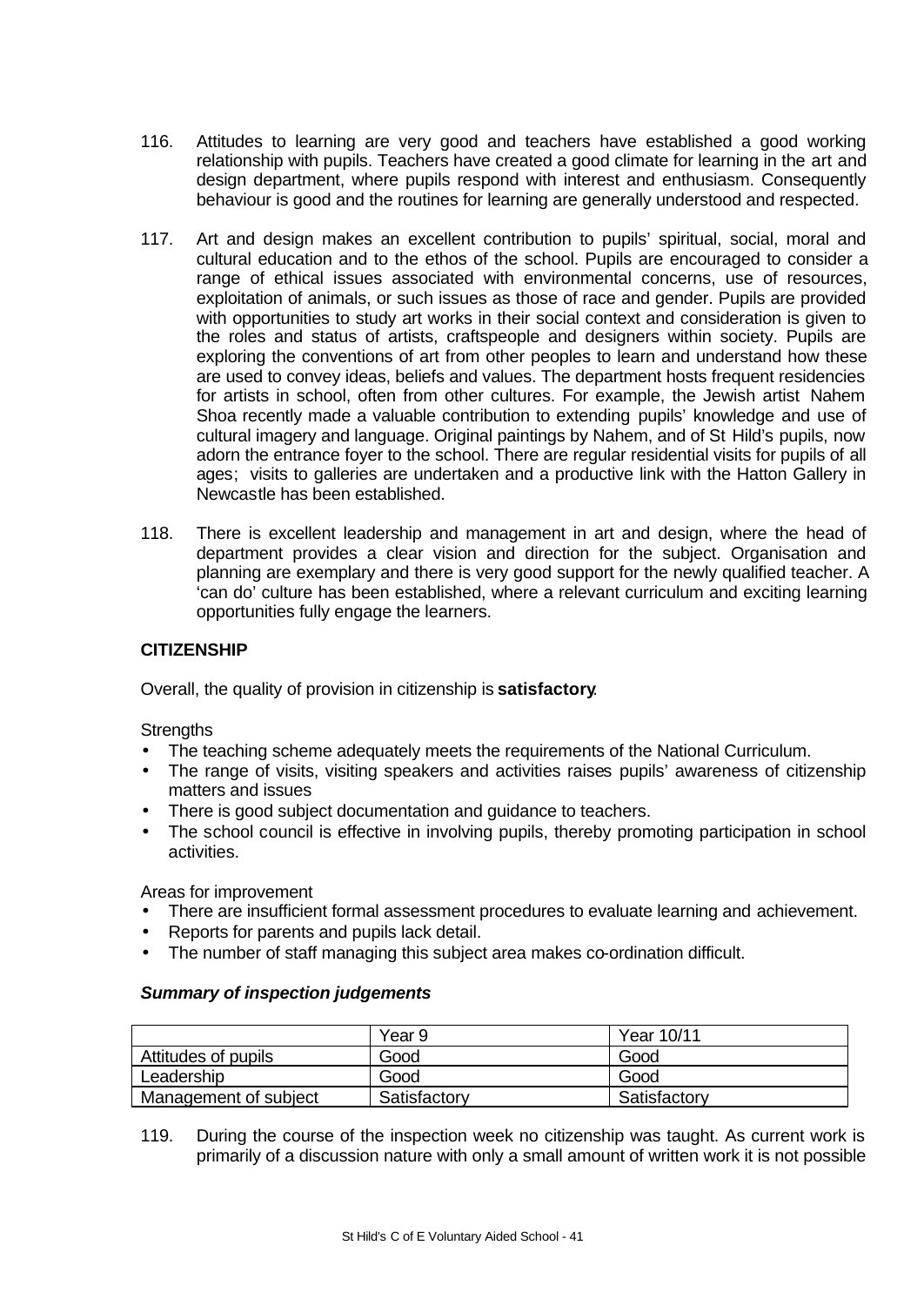116. Attitudes to learning are very good and teachers have established a good working relationship with pupils. Teachers have created a good climate for learning in the art and design department, where pupils respond with interest and enthusiasm. Consequently behaviour is good and the routines for learning are generally understood and respected.

117. Art and design makes an excellent contribution to pupils' spiritual, social, moral and cultural education and to the ethos of the school. Pupils are encouraged to consider a range of ethical issues associated with environmental concerns, use of resources, exploitation of animals, or such issues as those of race and gender. Pupils are provided with opportunities to study art works in their social context and consideration is given to the roles and status of artists, craftspeople and designers within society. Pupils are exploring the conventions of art from other peoples to learn and understand how these are used to convey ideas, beliefs and values. The department hosts frequent residencies for artists in school, often from other cultures. For example, the Jewish artist Nahem Shoa recently made a valuable contribution to extending pupils' knowledge and use of cultural imagery and language. Original paintings by Nahem, and of St Hild's pupils, now adorn the entrance foyer to the school. There are regular residential visits for pupils of all ages; visits to galleries are undertaken and a productive link with the Hatton Gallery in Newcastle has been established.

118. There is excellent leadership and management in art and design, where the head of department provides a clear vision and direction for the subject. Organisation and planning are exemplary and there is very good support for the newly qualified teacher. A 'can do' culture has been established, where a relevant curriculum and exciting learning opportunities fully engage the learners.

## CITIZENSHIP

Overall, the quality of provision in citizenship is **satisfactory**.

Strengths

- The teaching scheme adequately meets the requirements of the National Curriculum.
- The range of visits, visiting speakers and activities raises pupils' awareness of citizenship matters and issues
- There is good subject documentation and guidance to teachers.
- The school council is effective in involving pupils, thereby promoting participation in school activities.

Areas for improvement

- There are insufficient formal assessment procedures to evaluate learning and achievement.
- Reports for parents and pupils lack detail.
- The number of staff managing this subject area makes co-ordination difficult.

***Summary of inspection judgements***

| | Year 9 | Year 10/11 |
|---|---|---|
| Attitudes of pupils | Good | Good |
| Leadership | Good | Good |
| Management of subject | Satisfactory | Satisfactory |

119. During the course of the inspection week no citizenship was taught. As current work is primarily of a discussion nature with only a small amount of written work it is not possible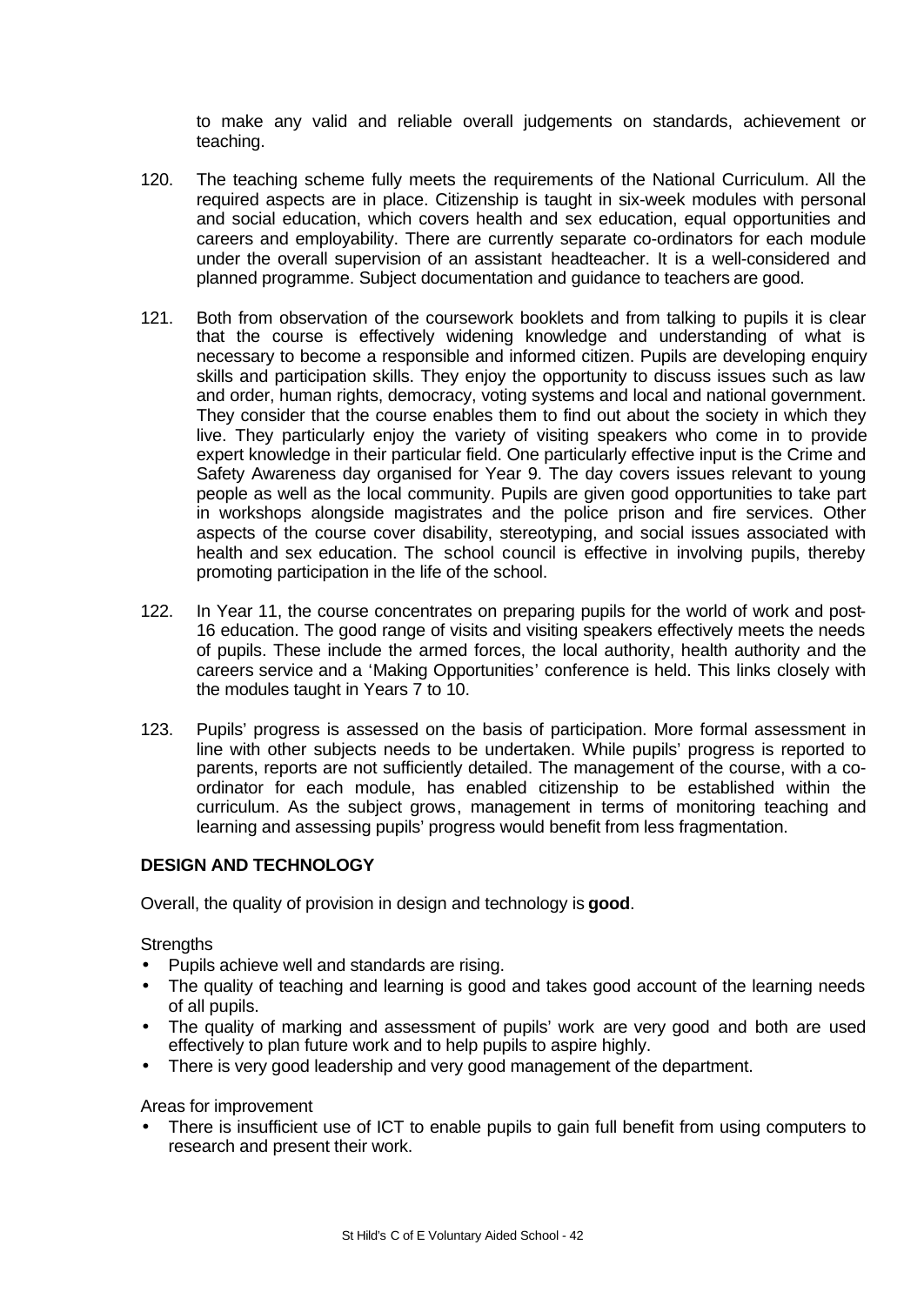to make any valid and reliable overall judgements on standards, achievement or teaching.

120. The teaching scheme fully meets the requirements of the National Curriculum. All the required aspects are in place. Citizenship is taught in six-week modules with personal and social education, which covers health and sex education, equal opportunities and careers and employability. There are currently separate co-ordinators for each module under the overall supervision of an assistant headteacher. It is a well-considered and planned programme. Subject documentation and guidance to teachers are good.

121. Both from observation of the coursework booklets and from talking to pupils it is clear that the course is effectively widening knowledge and understanding of what is necessary to become a responsible and informed citizen. Pupils are developing enquiry skills and participation skills. They enjoy the opportunity to discuss issues such as law and order, human rights, democracy, voting systems and local and national government. They consider that the course enables them to find out about the society in which they live. They particularly enjoy the variety of visiting speakers who come in to provide expert knowledge in their particular field. One particularly effective input is the Crime and Safety Awareness day organised for Year 9. The day covers issues relevant to young people as well as the local community. Pupils are given good opportunities to take part in workshops alongside magistrates and the police prison and fire services. Other aspects of the course cover disability, stereotyping, and social issues associated with health and sex education. The school council is effective in involving pupils, thereby promoting participation in the life of the school.

122. In Year 11, the course concentrates on preparing pupils for the world of work and post-16 education. The good range of visits and visiting speakers effectively meets the needs of pupils. These include the armed forces, the local authority, health authority and the careers service and a 'Making Opportunities' conference is held. This links closely with the modules taught in Years 7 to 10.

123. Pupils' progress is assessed on the basis of participation. More formal assessment in line with other subjects needs to be undertaken. While pupils' progress is reported to parents, reports are not sufficiently detailed. The management of the course, with a co-ordinator for each module, has enabled citizenship to be established within the curriculum. As the subject grows, management in terms of monitoring teaching and learning and assessing pupils' progress would benefit from less fragmentation.

## DESIGN AND TECHNOLOGY

Overall, the quality of provision in design and technology is **good**.

Strengths

- Pupils achieve well and standards are rising.
- The quality of teaching and learning is good and takes good account of the learning needs of all pupils.
- The quality of marking and assessment of pupils' work are very good and both are used effectively to plan future work and to help pupils to aspire highly.
- There is very good leadership and very good management of the department.

Areas for improvement

- There is insufficient use of ICT to enable pupils to gain full benefit from using computers to research and present their work.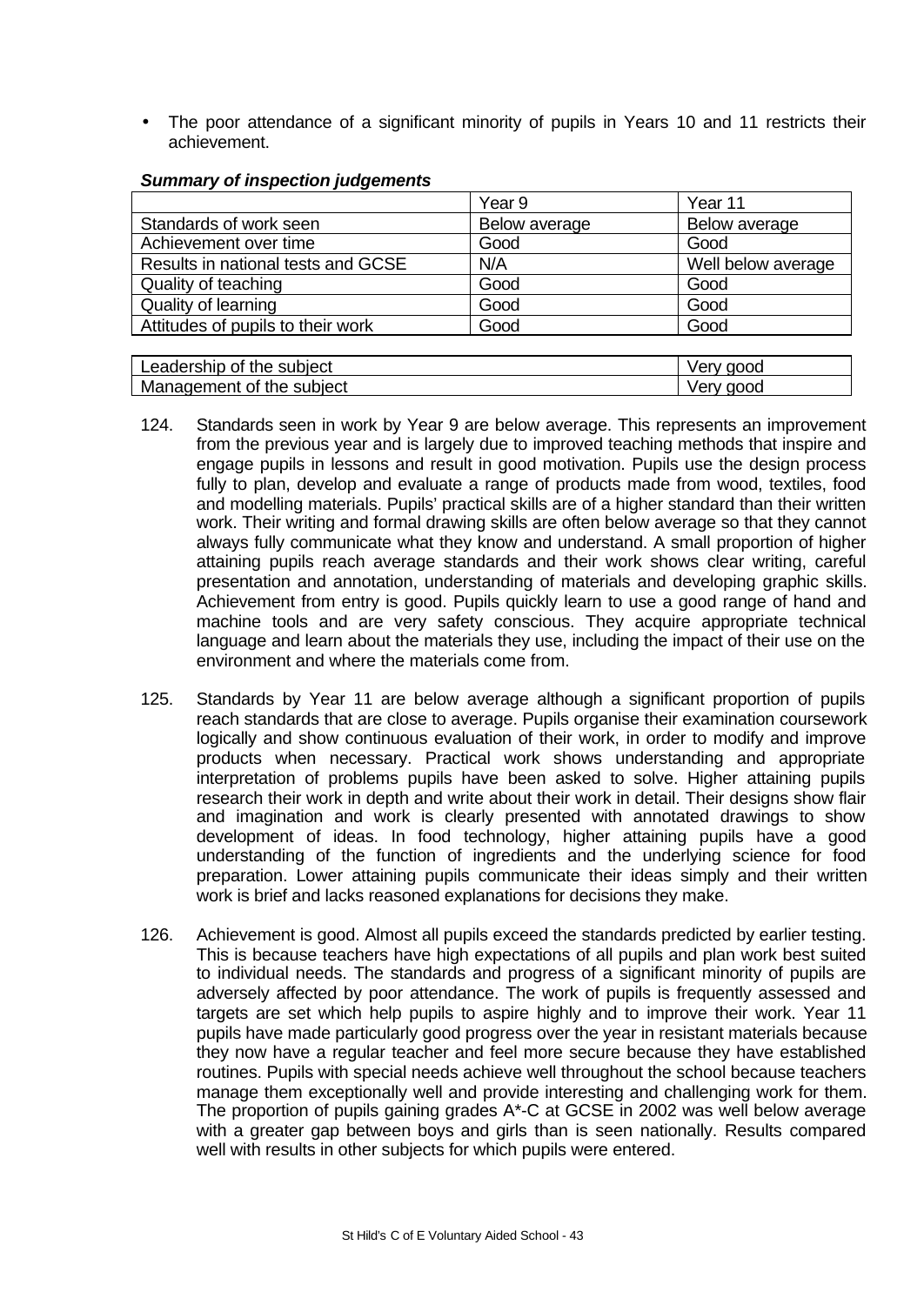- The poor attendance of a significant minority of pupils in Years 10 and 11 restricts their achievement.

***Summary of inspection judgements***

| | Year 9 | Year 11 |
|---|---|---|
| Standards of work seen | Below average | Below average |
| Achievement over time | Good | Good |
| Results in national tests and GCSE | N/A | Well below average |
| Quality of teaching | Good | Good |
| Quality of learning | Good | Good |
| Attitudes of pupils to their work | Good | Good |

| | |
|---|---|
| Leadership of the subject | Very good |
| Management of the subject | Very good |

124. Standards seen in work by Year 9 are below average. This represents an improvement from the previous year and is largely due to improved teaching methods that inspire and engage pupils in lessons and result in good motivation. Pupils use the design process fully to plan, develop and evaluate a range of products made from wood, textiles, food and modelling materials. Pupils' practical skills are of a higher standard than their written work. Their writing and formal drawing skills are often below average so that they cannot always fully communicate what they know and understand. A small proportion of higher attaining pupils reach average standards and their work shows clear writing, careful presentation and annotation, understanding of materials and developing graphic skills. Achievement from entry is good. Pupils quickly learn to use a good range of hand and machine tools and are very safety conscious. They acquire appropriate technical language and learn about the materials they use, including the impact of their use on the environment and where the materials come from.

125. Standards by Year 11 are below average although a significant proportion of pupils reach standards that are close to average. Pupils organise their examination coursework logically and show continuous evaluation of their work, in order to modify and improve products when necessary. Practical work shows understanding and appropriate interpretation of problems pupils have been asked to solve. Higher attaining pupils research their work in depth and write about their work in detail. Their designs show flair and imagination and work is clearly presented with annotated drawings to show development of ideas. In food technology, higher attaining pupils have a good understanding of the function of ingredients and the underlying science for food preparation. Lower attaining pupils communicate their ideas simply and their written work is brief and lacks reasoned explanations for decisions they make.

126. Achievement is good. Almost all pupils exceed the standards predicted by earlier testing. This is because teachers have high expectations of all pupils and plan work best suited to individual needs. The standards and progress of a significant minority of pupils are adversely affected by poor attendance. The work of pupils is frequently assessed and targets are set which help pupils to aspire highly and to improve their work. Year 11 pupils have made particularly good progress over the year in resistant materials because they now have a regular teacher and feel more secure because they have established routines. Pupils with special needs achieve well throughout the school because teachers manage them exceptionally well and provide interesting and challenging work for them. The proportion of pupils gaining grades A*-C at GCSE in 2002 was well below average with a greater gap between boys and girls than is seen nationally. Results compared well with results in other subjects for which pupils were entered.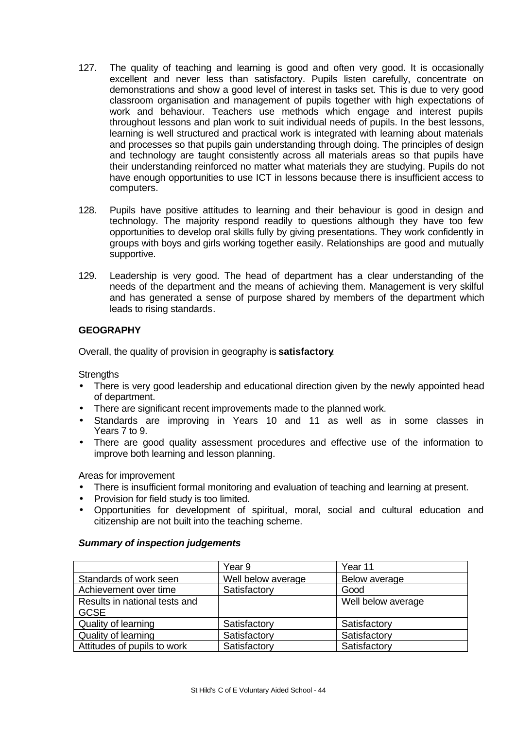127. The quality of teaching and learning is good and often very good. It is occasionally excellent and never less than satisfactory. Pupils listen carefully, concentrate on demonstrations and show a good level of interest in tasks set. This is due to very good classroom organisation and management of pupils together with high expectations of work and behaviour. Teachers use methods which engage and interest pupils throughout lessons and plan work to suit individual needs of pupils. In the best lessons, learning is well structured and practical work is integrated with learning about materials and processes so that pupils gain understanding through doing. The principles of design and technology are taught consistently across all materials areas so that pupils have their understanding reinforced no matter what materials they are studying. Pupils do not have enough opportunities to use ICT in lessons because there is insufficient access to computers.

128. Pupils have positive attitudes to learning and their behaviour is good in design and technology. The majority respond readily to questions although they have too few opportunities to develop oral skills fully by giving presentations. They work confidently in groups with boys and girls working together easily. Relationships are good and mutually supportive.

129. Leadership is very good. The head of department has a clear understanding of the needs of the department and the means of achieving them. Management is very skilful and has generated a sense of purpose shared by members of the department which leads to rising standards.

## GEOGRAPHY

Overall, the quality of provision in geography is **satisfactory**.

Strengths

- There is very good leadership and educational direction given by the newly appointed head of department.
- There are significant recent improvements made to the planned work.
- Standards are improving in Years 10 and 11 as well as in some classes in Years 7 to 9.
- There are good quality assessment procedures and effective use of the information to improve both learning and lesson planning.

Areas for improvement

- There is insufficient formal monitoring and evaluation of teaching and learning at present.
- Provision for field study is too limited.
- Opportunities for development of spiritual, moral, social and cultural education and citizenship are not built into the teaching scheme.

***Summary of inspection judgements***

| | Year 9 | Year 11 |
|---|---|---|
| Standards of work seen | Well below average | Below average |
| Achievement over time | Satisfactory | Good |
| Results in national tests and GCSE | | Well below average |
| Quality of learning | Satisfactory | Satisfactory |
| Quality of learning | Satisfactory | Satisfactory |
| Attitudes of pupils to work | Satisfactory | Satisfactory |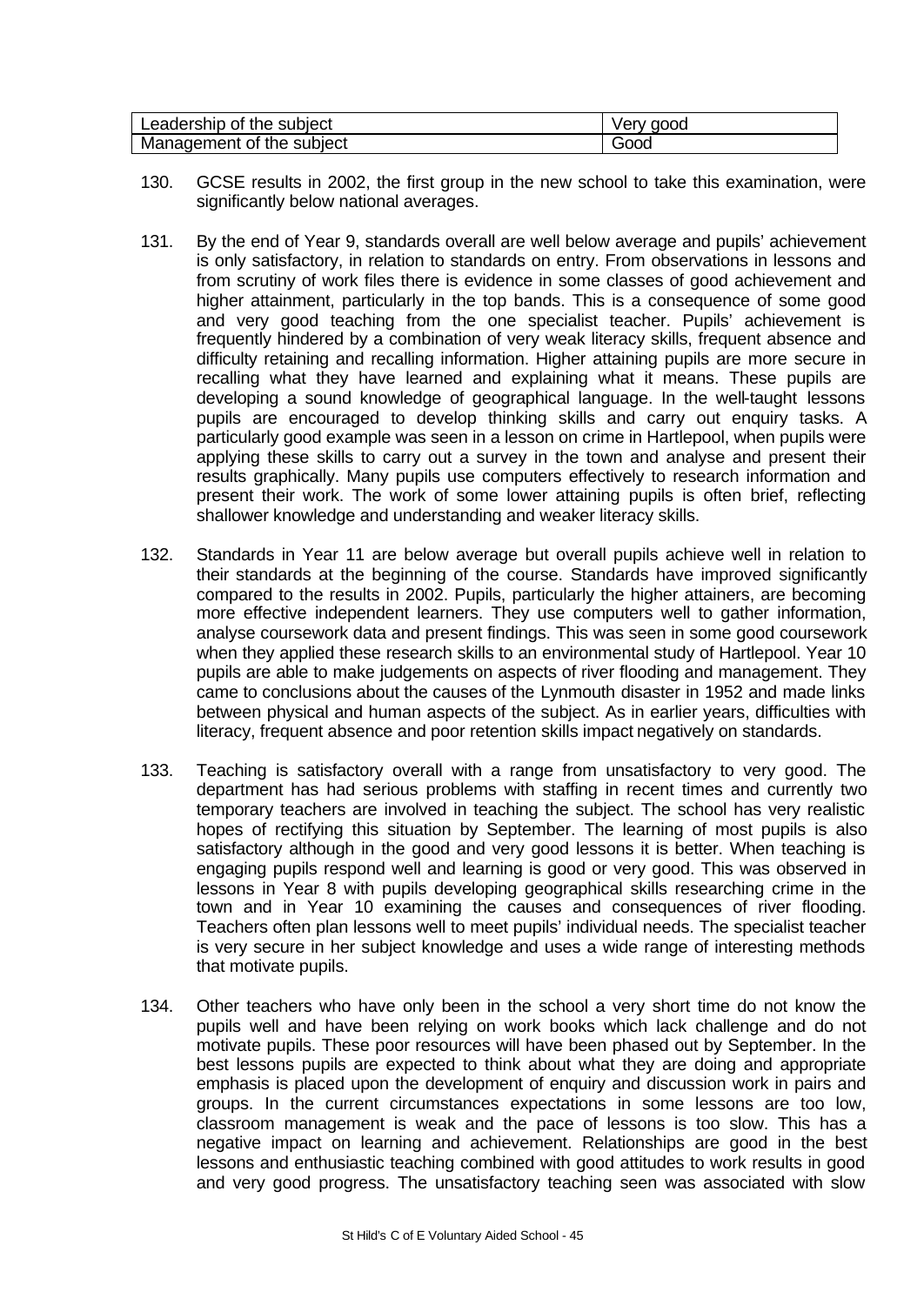| Leadership of the subject | Very good |
| --- | --- |
| Management of the subject | Good |

130. GCSE results in 2002, the first group in the new school to take this examination, were significantly below national averages.

131. By the end of Year 9, standards overall are well below average and pupils' achievement is only satisfactory, in relation to standards on entry. From observations in lessons and from scrutiny of work files there is evidence in some classes of good achievement and higher attainment, particularly in the top bands. This is a consequence of some good and very good teaching from the one specialist teacher. Pupils' achievement is frequently hindered by a combination of very weak literacy skills, frequent absence and difficulty retaining and recalling information. Higher attaining pupils are more secure in recalling what they have learned and explaining what it means. These pupils are developing a sound knowledge of geographical language. In the well-taught lessons pupils are encouraged to develop thinking skills and carry out enquiry tasks. A particularly good example was seen in a lesson on crime in Hartlepool, when pupils were applying these skills to carry out a survey in the town and analyse and present their results graphically. Many pupils use computers effectively to research information and present their work. The work of some lower attaining pupils is often brief, reflecting shallower knowledge and understanding and weaker literacy skills.

132. Standards in Year 11 are below average but overall pupils achieve well in relation to their standards at the beginning of the course. Standards have improved significantly compared to the results in 2002. Pupils, particularly the higher attainers, are becoming more effective independent learners. They use computers well to gather information, analyse coursework data and present findings. This was seen in some good coursework when they applied these research skills to an environmental study of Hartlepool. Year 10 pupils are able to make judgements on aspects of river flooding and management. They came to conclusions about the causes of the Lynmouth disaster in 1952 and made links between physical and human aspects of the subject. As in earlier years, difficulties with literacy, frequent absence and poor retention skills impact negatively on standards.

133. Teaching is satisfactory overall with a range from unsatisfactory to very good. The department has had serious problems with staffing in recent times and currently two temporary teachers are involved in teaching the subject. The school has very realistic hopes of rectifying this situation by September. The learning of most pupils is also satisfactory although in the good and very good lessons it is better. When teaching is engaging pupils respond well and learning is good or very good. This was observed in lessons in Year 8 with pupils developing geographical skills researching crime in the town and in Year 10 examining the causes and consequences of river flooding. Teachers often plan lessons well to meet pupils' individual needs. The specialist teacher is very secure in her subject knowledge and uses a wide range of interesting methods that motivate pupils.

134. Other teachers who have only been in the school a very short time do not know the pupils well and have been relying on work books which lack challenge and do not motivate pupils. These poor resources will have been phased out by September. In the best lessons pupils are expected to think about what they are doing and appropriate emphasis is placed upon the development of enquiry and discussion work in pairs and groups. In the current circumstances expectations in some lessons are too low, classroom management is weak and the pace of lessons is too slow. This has a negative impact on learning and achievement. Relationships are good in the best lessons and enthusiastic teaching combined with good attitudes to work results in good and very good progress. The unsatisfactory teaching seen was associated with slow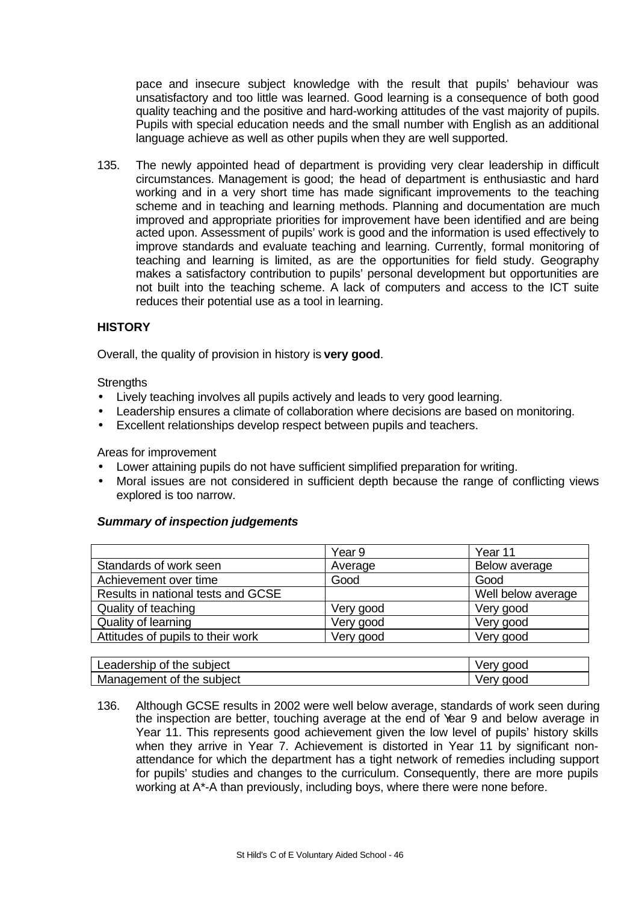pace and insecure subject knowledge with the result that pupils' behaviour was unsatisfactory and too little was learned. Good learning is a consequence of both good quality teaching and the positive and hard-working attitudes of the vast majority of pupils. Pupils with special education needs and the small number with English as an additional language achieve as well as other pupils when they are well supported.

135. The newly appointed head of department is providing very clear leadership in difficult circumstances. Management is good; the head of department is enthusiastic and hard working and in a very short time has made significant improvements to the teaching scheme and in teaching and learning methods. Planning and documentation are much improved and appropriate priorities for improvement have been identified and are being acted upon. Assessment of pupils' work is good and the information is used effectively to improve standards and evaluate teaching and learning. Currently, formal monitoring of teaching and learning is limited, as are the opportunities for field study. Geography makes a satisfactory contribution to pupils' personal development but opportunities are not built into the teaching scheme. A lack of computers and access to the ICT suite reduces their potential use as a tool in learning.

## HISTORY

Overall, the quality of provision in history is **very good**.

Strengths

- Lively teaching involves all pupils actively and leads to very good learning.
- Leadership ensures a climate of collaboration where decisions are based on monitoring.
- Excellent relationships develop respect between pupils and teachers.

Areas for improvement

- Lower attaining pupils do not have sufficient simplified preparation for writing.
- Moral issues are not considered in sufficient depth because the range of conflicting views explored is too narrow.

***Summary of inspection judgements***

| | Year 9 | Year 11 |
|---|---|---|
| Standards of work seen | Average | Below average |
| Achievement over time | Good | Good |
| Results in national tests and GCSE | | Well below average |
| Quality of teaching | Very good | Very good |
| Quality of learning | Very good | Very good |
| Attitudes of pupils to their work | Very good | Very good |

| | |
|---|---|
| Leadership of the subject | Very good |
| Management of the subject | Very good |

136. Although GCSE results in 2002 were well below average, standards of work seen during the inspection are better, touching average at the end of Year 9 and below average in Year 11. This represents good achievement given the low level of pupils' history skills when they arrive in Year 7. Achievement is distorted in Year 11 by significant non-attendance for which the department has a tight network of remedies including support for pupils' studies and changes to the curriculum. Consequently, there are more pupils working at A*-A than previously, including boys, where there were none before.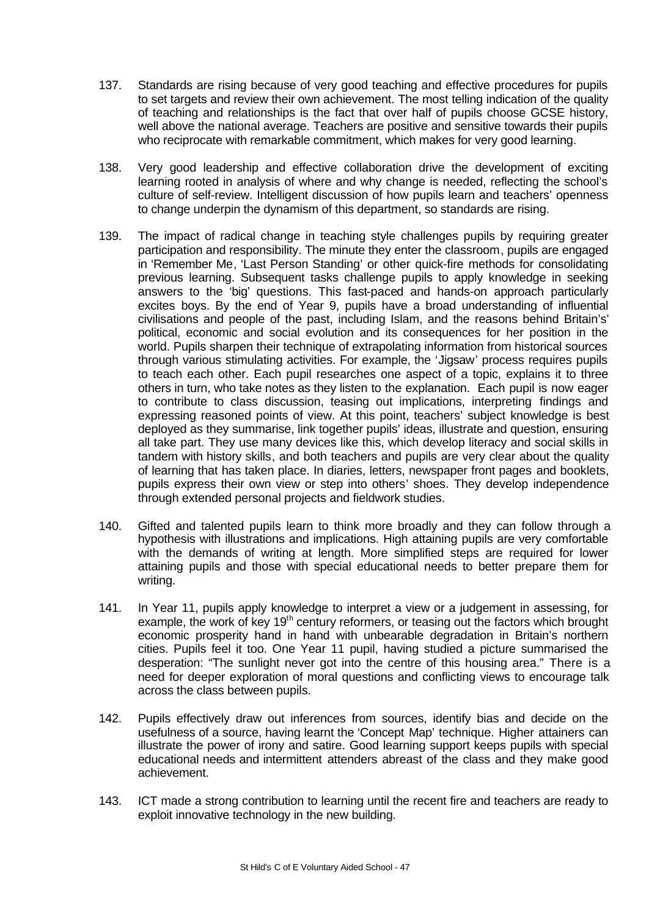137. Standards are rising because of very good teaching and effective procedures for pupils to set targets and review their own achievement. The most telling indication of the quality of teaching and relationships is the fact that over half of pupils choose GCSE history, well above the national average. Teachers are positive and sensitive towards their pupils who reciprocate with remarkable commitment, which makes for very good learning.

138. Very good leadership and effective collaboration drive the development of exciting learning rooted in analysis of where and why change is needed, reflecting the school's culture of self-review. Intelligent discussion of how pupils learn and teachers' openness to change underpin the dynamism of this department, so standards are rising.

139. The impact of radical change in teaching style challenges pupils by requiring greater participation and responsibility. The minute they enter the classroom, pupils are engaged in 'Remember Me, 'Last Person Standing' or other quick-fire methods for consolidating previous learning. Subsequent tasks challenge pupils to apply knowledge in seeking answers to the 'big' questions. This fast-paced and hands-on approach particularly excites boys. By the end of Year 9, pupils have a broad understanding of influential civilisations and people of the past, including Islam, and the reasons behind Britain's' political, economic and social evolution and its consequences for her position in the world. Pupils sharpen their technique of extrapolating information from historical sources through various stimulating activities. For example, the 'Jigsaw' process requires pupils to teach each other. Each pupil researches one aspect of a topic, explains it to three others in turn, who take notes as they listen to the explanation. Each pupil is now eager to contribute to class discussion, teasing out implications, interpreting findings and expressing reasoned points of view. At this point, teachers' subject knowledge is best deployed as they summarise, link together pupils' ideas, illustrate and question, ensuring all take part. They use many devices like this, which develop literacy and social skills in tandem with history skills, and both teachers and pupils are very clear about the quality of learning that has taken place. In diaries, letters, newspaper front pages and booklets, pupils express their own view or step into others' shoes. They develop independence through extended personal projects and fieldwork studies.

140. Gifted and talented pupils learn to think more broadly and they can follow through a hypothesis with illustrations and implications. High attaining pupils are very comfortable with the demands of writing at length. More simplified steps are required for lower attaining pupils and those with special educational needs to better prepare them for writing.

141. In Year 11, pupils apply knowledge to interpret a view or a judgement in assessing, for example, the work of key 19th century reformers, or teasing out the factors which brought economic prosperity hand in hand with unbearable degradation in Britain's northern cities. Pupils feel it too. One Year 11 pupil, having studied a picture summarised the desperation: "The sunlight never got into the centre of this housing area." There is a need for deeper exploration of moral questions and conflicting views to encourage talk across the class between pupils.

142. Pupils effectively draw out inferences from sources, identify bias and decide on the usefulness of a source, having learnt the 'Concept Map' technique. Higher attainers can illustrate the power of irony and satire. Good learning support keeps pupils with special educational needs and intermittent attenders abreast of the class and they make good achievement.

143. ICT made a strong contribution to learning until the recent fire and teachers are ready to exploit innovative technology in the new building.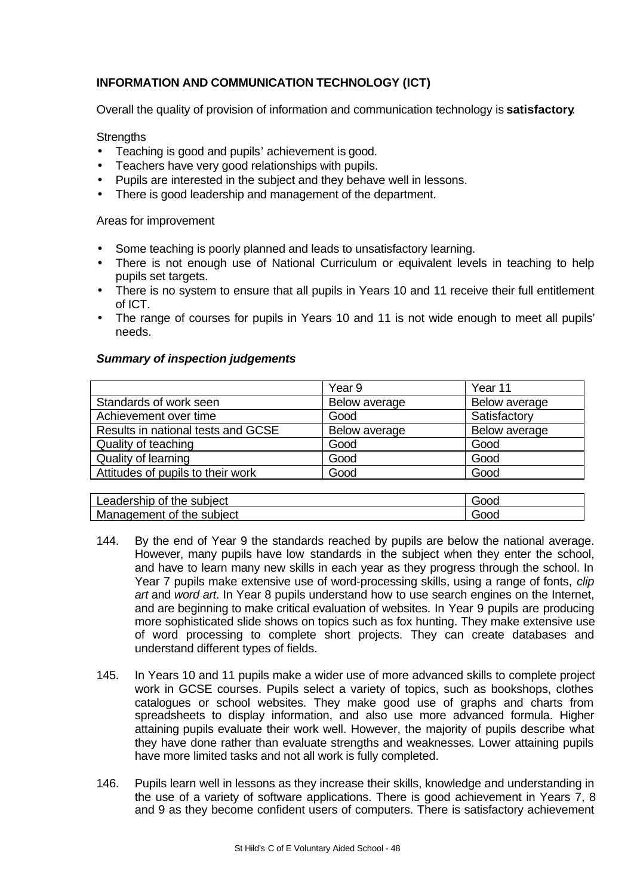### INFORMATION AND COMMUNICATION TECHNOLOGY (ICT)

Overall the quality of provision of information and communication technology is **satisfactory**.

Strengths

- Teaching is good and pupils' achievement is good.
- Teachers have very good relationships with pupils.
- Pupils are interested in the subject and they behave well in lessons.
- There is good leadership and management of the department.

Areas for improvement

- Some teaching is poorly planned and leads to unsatisfactory learning.
- There is not enough use of National Curriculum or equivalent levels in teaching to help pupils set targets.
- There is no system to ensure that all pupils in Years 10 and 11 receive their full entitlement of ICT.
- The range of courses for pupils in Years 10 and 11 is not wide enough to meet all pupils' needs.

***Summary of inspection judgements***

| | Year 9 | Year 11 |
|---|---|---|
| Standards of work seen | Below average | Below average |
| Achievement over time | Good | Satisfactory |
| Results in national tests and GCSE | Below average | Below average |
| Quality of teaching | Good | Good |
| Quality of learning | Good | Good |
| Attitudes of pupils to their work | Good | Good |

| | |
|---|---|
| Leadership of the subject | Good |
| Management of the subject | Good |

144. By the end of Year 9 the standards reached by pupils are below the national average. However, many pupils have low standards in the subject when they enter the school, and have to learn many new skills in each year as they progress through the school. In Year 7 pupils make extensive use of word-processing skills, using a range of fonts, *clip art* and *word art*. In Year 8 pupils understand how to use search engines on the Internet, and are beginning to make critical evaluation of websites. In Year 9 pupils are producing more sophisticated slide shows on topics such as fox hunting. They make extensive use of word processing to complete short projects. They can create databases and understand different types of fields.

145. In Years 10 and 11 pupils make a wider use of more advanced skills to complete project work in GCSE courses. Pupils select a variety of topics, such as bookshops, clothes catalogues or school websites. They make good use of graphs and charts from spreadsheets to display information, and also use more advanced formula. Higher attaining pupils evaluate their work well. However, the majority of pupils describe what they have done rather than evaluate strengths and weaknesses. Lower attaining pupils have more limited tasks and not all work is fully completed.

146. Pupils learn well in lessons as they increase their skills, knowledge and understanding in the use of a variety of software applications. There is good achievement in Years 7, 8 and 9 as they become confident users of computers. There is satisfactory achievement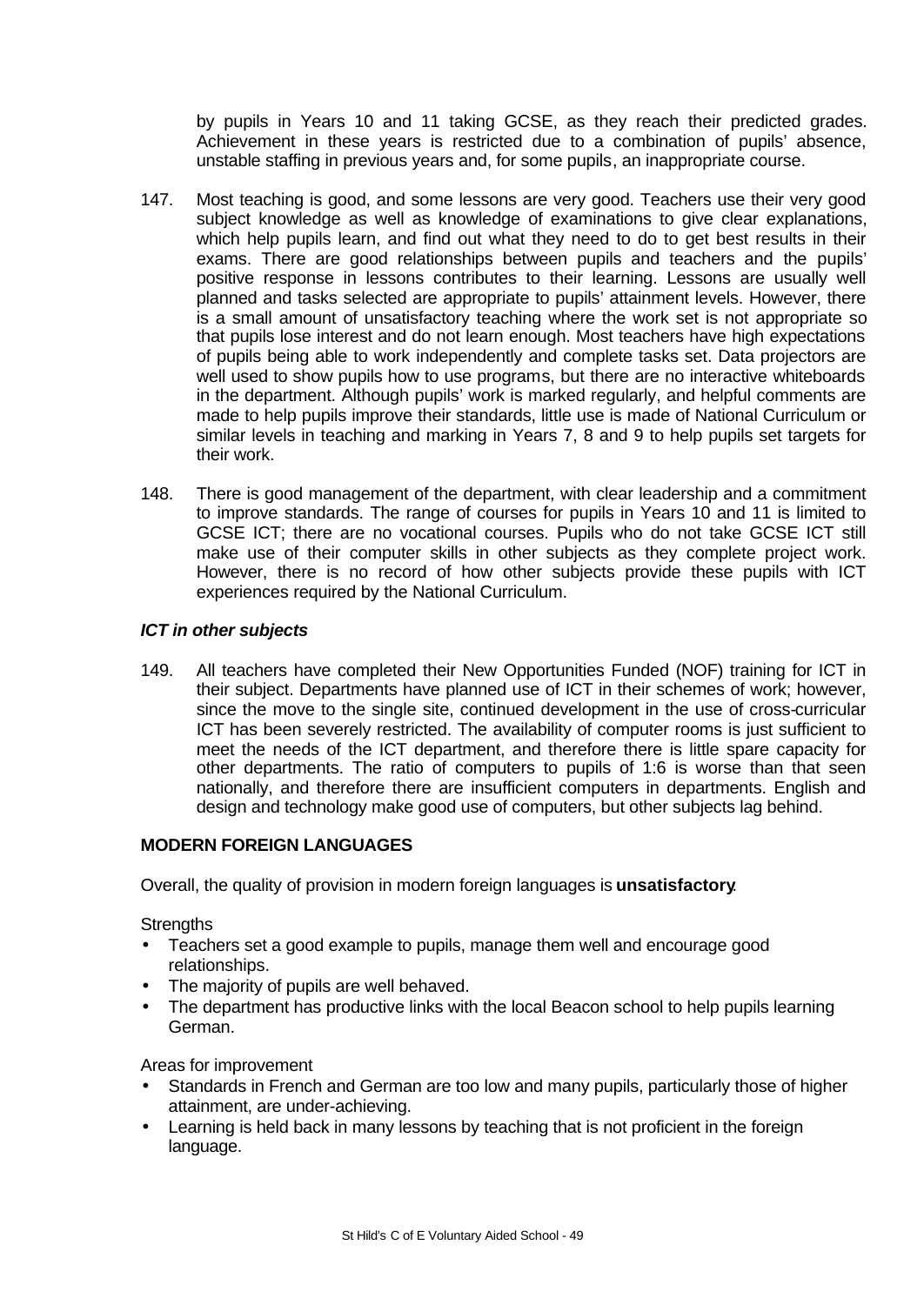by pupils in Years 10 and 11 taking GCSE, as they reach their predicted grades. Achievement in these years is restricted due to a combination of pupils' absence, unstable staffing in previous years and, for some pupils, an inappropriate course.

147. Most teaching is good, and some lessons are very good. Teachers use their very good subject knowledge as well as knowledge of examinations to give clear explanations, which help pupils learn, and find out what they need to do to get best results in their exams. There are good relationships between pupils and teachers and the pupils' positive response in lessons contributes to their learning. Lessons are usually well planned and tasks selected are appropriate to pupils' attainment levels. However, there is a small amount of unsatisfactory teaching where the work set is not appropriate so that pupils lose interest and do not learn enough. Most teachers have high expectations of pupils being able to work independently and complete tasks set. Data projectors are well used to show pupils how to use programs, but there are no interactive whiteboards in the department. Although pupils' work is marked regularly, and helpful comments are made to help pupils improve their standards, little use is made of National Curriculum or similar levels in teaching and marking in Years 7, 8 and 9 to help pupils set targets for their work.

148. There is good management of the department, with clear leadership and a commitment to improve standards. The range of courses for pupils in Years 10 and 11 is limited to GCSE ICT; there are no vocational courses. Pupils who do not take GCSE ICT still make use of their computer skills in other subjects as they complete project work. However, there is no record of how other subjects provide these pupils with ICT experiences required by the National Curriculum.

***ICT in other subjects***

149. All teachers have completed their New Opportunities Funded (NOF) training for ICT in their subject. Departments have planned use of ICT in their schemes of work; however, since the move to the single site, continued development in the use of cross-curricular ICT has been severely restricted. The availability of computer rooms is just sufficient to meet the needs of the ICT department, and therefore there is little spare capacity for other departments. The ratio of computers to pupils of 1:6 is worse than that seen nationally, and therefore there are insufficient computers in departments. English and design and technology make good use of computers, but other subjects lag behind.

**MODERN FOREIGN LANGUAGES**

Overall, the quality of provision in modern foreign languages is **unsatisfactory**.

Strengths

- Teachers set a good example to pupils, manage them well and encourage good relationships.
- The majority of pupils are well behaved.
- The department has productive links with the local Beacon school to help pupils learning German.

Areas for improvement

- Standards in French and German are too low and many pupils, particularly those of higher attainment, are under-achieving.
- Learning is held back in many lessons by teaching that is not proficient in the foreign language.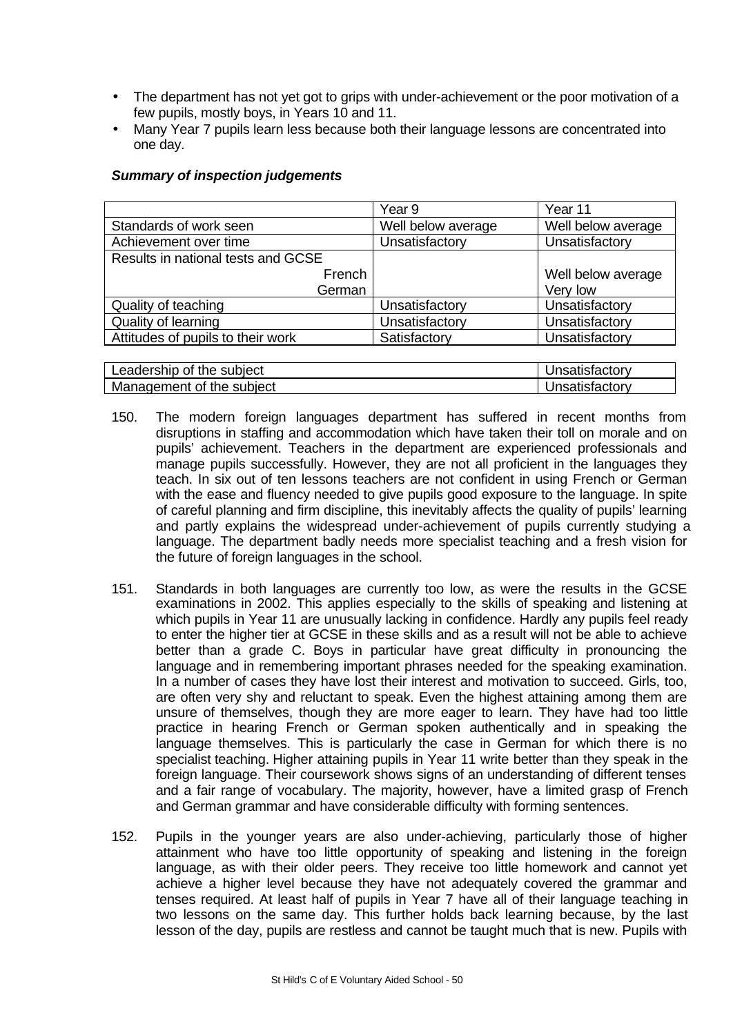- The department has not yet got to grips with under-achievement or the poor motivation of a few pupils, mostly boys, in Years 10 and 11.
- Many Year 7 pupils learn less because both their language lessons are concentrated into one day.

***Summary of inspection judgements***

| | Year 9 | Year 11 |
|---|---|---|
| Standards of work seen | Well below average | Well below average |
| Achievement over time | Unsatisfactory | Unsatisfactory |
| Results in national tests and GCSE | | |
| French | | Well below average |
| German | | Very low |
| Quality of teaching | Unsatisfactory | Unsatisfactory |
| Quality of learning | Unsatisfactory | Unsatisfactory |
| Attitudes of pupils to their work | Satisfactory | Unsatisfactory |

| | |
|---|---|
| Leadership of the subject | Unsatisfactory |
| Management of the subject | Unsatisfactory |

150. The modern foreign languages department has suffered in recent months from disruptions in staffing and accommodation which have taken their toll on morale and on pupils' achievement. Teachers in the department are experienced professionals and manage pupils successfully. However, they are not all proficient in the languages they teach. In six out of ten lessons teachers are not confident in using French or German with the ease and fluency needed to give pupils good exposure to the language. In spite of careful planning and firm discipline, this inevitably affects the quality of pupils' learning and partly explains the widespread under-achievement of pupils currently studying a language. The department badly needs more specialist teaching and a fresh vision for the future of foreign languages in the school.

151. Standards in both languages are currently too low, as were the results in the GCSE examinations in 2002. This applies especially to the skills of speaking and listening at which pupils in Year 11 are unusually lacking in confidence. Hardly any pupils feel ready to enter the higher tier at GCSE in these skills and as a result will not be able to achieve better than a grade C. Boys in particular have great difficulty in pronouncing the language and in remembering important phrases needed for the speaking examination. In a number of cases they have lost their interest and motivation to succeed. Girls, too, are often very shy and reluctant to speak. Even the highest attaining among them are unsure of themselves, though they are more eager to learn. They have had too little practice in hearing French or German spoken authentically and in speaking the language themselves. This is particularly the case in German for which there is no specialist teaching. Higher attaining pupils in Year 11 write better than they speak in the foreign language. Their coursework shows signs of an understanding of different tenses and a fair range of vocabulary. The majority, however, have a limited grasp of French and German grammar and have considerable difficulty with forming sentences.

152. Pupils in the younger years are also under-achieving, particularly those of higher attainment who have too little opportunity of speaking and listening in the foreign language, as with their older peers. They receive too little homework and cannot yet achieve a higher level because they have not adequately covered the grammar and tenses required. At least half of pupils in Year 7 have all of their language teaching in two lessons on the same day. This further holds back learning because, by the last lesson of the day, pupils are restless and cannot be taught much that is new. Pupils with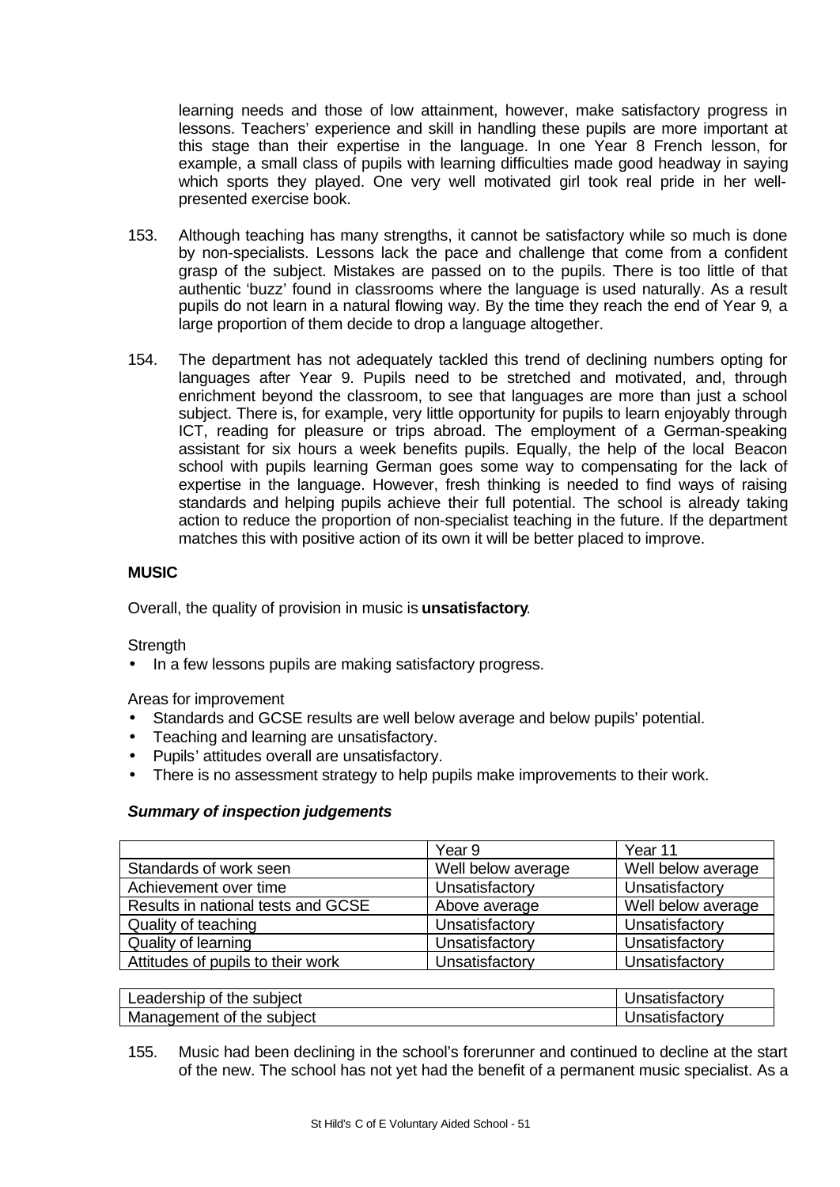learning needs and those of low attainment, however, make satisfactory progress in lessons. Teachers' experience and skill in handling these pupils are more important at this stage than their expertise in the language. In one Year 8 French lesson, for example, a small class of pupils with learning difficulties made good headway in saying which sports they played. One very well motivated girl took real pride in her well-presented exercise book.

153. Although teaching has many strengths, it cannot be satisfactory while so much is done by non-specialists. Lessons lack the pace and challenge that come from a confident grasp of the subject. Mistakes are passed on to the pupils. There is too little of that authentic 'buzz' found in classrooms where the language is used naturally. As a result pupils do not learn in a natural flowing way. By the time they reach the end of Year 9, a large proportion of them decide to drop a language altogether.

154. The department has not adequately tackled this trend of declining numbers opting for languages after Year 9. Pupils need to be stretched and motivated, and, through enrichment beyond the classroom, to see that languages are more than just a school subject. There is, for example, very little opportunity for pupils to learn enjoyably through ICT, reading for pleasure or trips abroad. The employment of a German-speaking assistant for six hours a week benefits pupils. Equally, the help of the local Beacon school with pupils learning German goes some way to compensating for the lack of expertise in the language. However, fresh thinking is needed to find ways of raising standards and helping pupils achieve their full potential. The school is already taking action to reduce the proportion of non-specialist teaching in the future. If the department matches this with positive action of its own it will be better placed to improve.

## MUSIC

Overall, the quality of provision in music is **unsatisfactory**.

Strength

- In a few lessons pupils are making satisfactory progress.

Areas for improvement

- Standards and GCSE results are well below average and below pupils' potential.
- Teaching and learning are unsatisfactory.
- Pupils' attitudes overall are unsatisfactory.
- There is no assessment strategy to help pupils make improvements to their work.

***Summary of inspection judgements***

| | Year 9 | Year 11 |
|---|---|---|
| Standards of work seen | Well below average | Well below average |
| Achievement over time | Unsatisfactory | Unsatisfactory |
| Results in national tests and GCSE | Above average | Well below average |
| Quality of teaching | Unsatisfactory | Unsatisfactory |
| Quality of learning | Unsatisfactory | Unsatisfactory |
| Attitudes of pupils to their work | Unsatisfactory | Unsatisfactory |

| | |
|---|---|
| Leadership of the subject | Unsatisfactory |
| Management of the subject | Unsatisfactory |

155. Music had been declining in the school's forerunner and continued to decline at the start of the new. The school has not yet had the benefit of a permanent music specialist. As a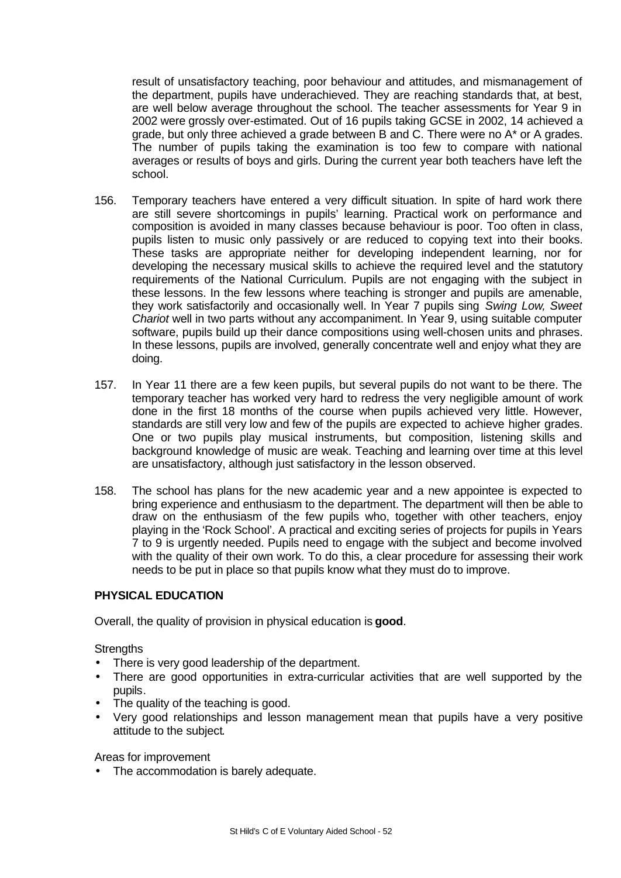result of unsatisfactory teaching, poor behaviour and attitudes, and mismanagement of the department, pupils have underachieved. They are reaching standards that, at best, are well below average throughout the school. The teacher assessments for Year 9 in 2002 were grossly over-estimated. Out of 16 pupils taking GCSE in 2002, 14 achieved a grade, but only three achieved a grade between B and C. There were no A* or A grades. The number of pupils taking the examination is too few to compare with national averages or results of boys and girls. During the current year both teachers have left the school.

156. Temporary teachers have entered a very difficult situation. In spite of hard work there are still severe shortcomings in pupils' learning. Practical work on performance and composition is avoided in many classes because behaviour is poor. Too often in class, pupils listen to music only passively or are reduced to copying text into their books. These tasks are appropriate neither for developing independent learning, nor for developing the necessary musical skills to achieve the required level and the statutory requirements of the National Curriculum. Pupils are not engaging with the subject in these lessons. In the few lessons where teaching is stronger and pupils are amenable, they work satisfactorily and occasionally well. In Year 7 pupils sing *Swing Low, Sweet Chariot* well in two parts without any accompaniment. In Year 9, using suitable computer software, pupils build up their dance compositions using well-chosen units and phrases. In these lessons, pupils are involved, generally concentrate well and enjoy what they are doing.

157. In Year 11 there are a few keen pupils, but several pupils do not want to be there. The temporary teacher has worked very hard to redress the very negligible amount of work done in the first 18 months of the course when pupils achieved very little. However, standards are still very low and few of the pupils are expected to achieve higher grades. One or two pupils play musical instruments, but composition, listening skills and background knowledge of music are weak. Teaching and learning over time at this level are unsatisfactory, although just satisfactory in the lesson observed.

158. The school has plans for the new academic year and a new appointee is expected to bring experience and enthusiasm to the department. The department will then be able to draw on the enthusiasm of the few pupils who, together with other teachers, enjoy playing in the 'Rock School'. A practical and exciting series of projects for pupils in Years 7 to 9 is urgently needed. Pupils need to engage with the subject and become involved with the quality of their own work. To do this, a clear procedure for assessing their work needs to be put in place so that pupils know what they must do to improve.

## PHYSICAL EDUCATION

Overall, the quality of provision in physical education is **good**.

Strengths

- There is very good leadership of the department.
- There are good opportunities in extra-curricular activities that are well supported by the pupils.
- The quality of the teaching is good.
- Very good relationships and lesson management mean that pupils have a very positive attitude to the subject.

Areas for improvement

- The accommodation is barely adequate.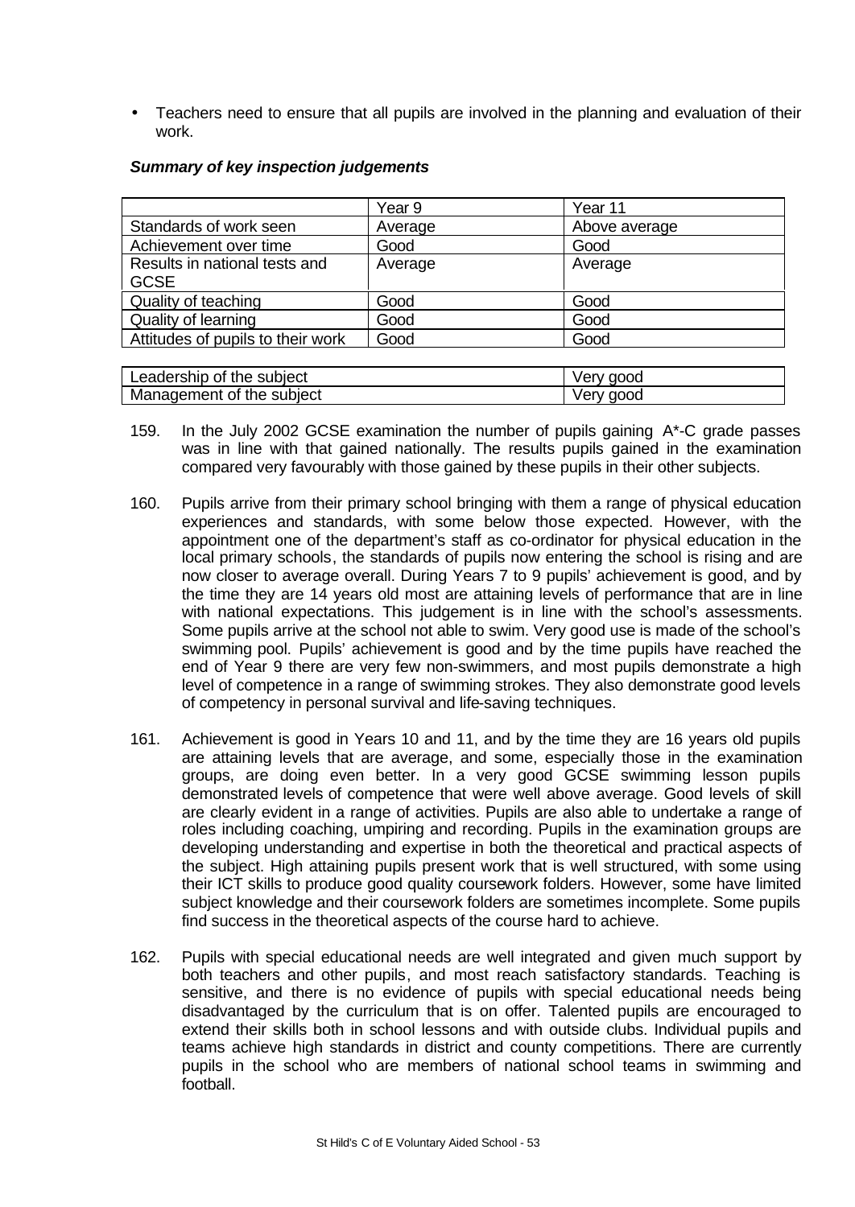- Teachers need to ensure that all pupils are involved in the planning and evaluation of their work.

***Summary of key inspection judgements***

| | Year 9 | Year 11 |
|---|---|---|
| Standards of work seen | Average | Above average |
| Achievement over time | Good | Good |
| Results in national tests and GCSE | Average | Average |
| Quality of teaching | Good | Good |
| Quality of learning | Good | Good |
| Attitudes of pupils to their work | Good | Good |

| | |
|---|---|
| Leadership of the subject | Very good |
| Management of the subject | Very good |

159. In the July 2002 GCSE examination the number of pupils gaining A*-C grade passes was in line with that gained nationally. The results pupils gained in the examination compared very favourably with those gained by these pupils in their other subjects.

160. Pupils arrive from their primary school bringing with them a range of physical education experiences and standards, with some below those expected. However, with the appointment one of the department's staff as co-ordinator for physical education in the local primary schools, the standards of pupils now entering the school is rising and are now closer to average overall. During Years 7 to 9 pupils' achievement is good, and by the time they are 14 years old most are attaining levels of performance that are in line with national expectations. This judgement is in line with the school's assessments. Some pupils arrive at the school not able to swim. Very good use is made of the school's swimming pool. Pupils' achievement is good and by the time pupils have reached the end of Year 9 there are very few non-swimmers, and most pupils demonstrate a high level of competence in a range of swimming strokes. They also demonstrate good levels of competency in personal survival and life-saving techniques.

161. Achievement is good in Years 10 and 11, and by the time they are 16 years old pupils are attaining levels that are average, and some, especially those in the examination groups, are doing even better. In a very good GCSE swimming lesson pupils demonstrated levels of competence that were well above average. Good levels of skill are clearly evident in a range of activities. Pupils are also able to undertake a range of roles including coaching, umpiring and recording. Pupils in the examination groups are developing understanding and expertise in both the theoretical and practical aspects of the subject. High attaining pupils present work that is well structured, with some using their ICT skills to produce good quality coursework folders. However, some have limited subject knowledge and their coursework folders are sometimes incomplete. Some pupils find success in the theoretical aspects of the course hard to achieve.

162. Pupils with special educational needs are well integrated and given much support by both teachers and other pupils, and most reach satisfactory standards. Teaching is sensitive, and there is no evidence of pupils with special educational needs being disadvantaged by the curriculum that is on offer. Talented pupils are encouraged to extend their skills both in school lessons and with outside clubs. Individual pupils and teams achieve high standards in district and county competitions. There are currently pupils in the school who are members of national school teams in swimming and football.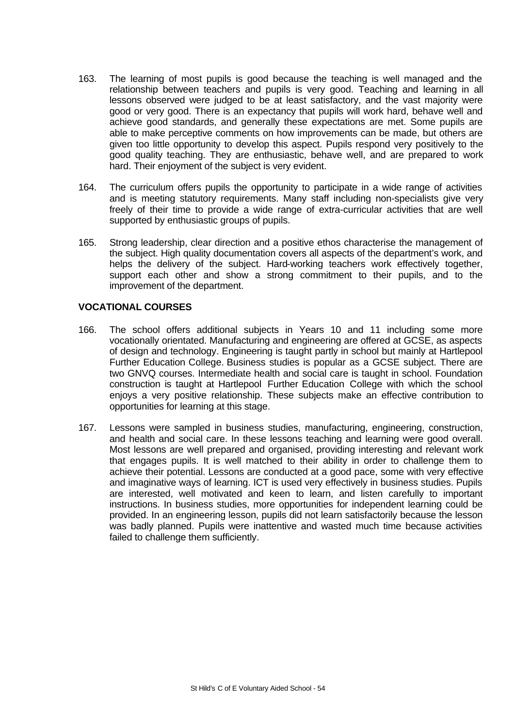163. The learning of most pupils is good because the teaching is well managed and the relationship between teachers and pupils is very good. Teaching and learning in all lessons observed were judged to be at least satisfactory, and the vast majority were good or very good. There is an expectancy that pupils will work hard, behave well and achieve good standards, and generally these expectations are met. Some pupils are able to make perceptive comments on how improvements can be made, but others are given too little opportunity to develop this aspect. Pupils respond very positively to the good quality teaching. They are enthusiastic, behave well, and are prepared to work hard. Their enjoyment of the subject is very evident.

164. The curriculum offers pupils the opportunity to participate in a wide range of activities and is meeting statutory requirements. Many staff including non-specialists give very freely of their time to provide a wide range of extra-curricular activities that are well supported by enthusiastic groups of pupils.

165. Strong leadership, clear direction and a positive ethos characterise the management of the subject. High quality documentation covers all aspects of the department's work, and helps the delivery of the subject. Hard-working teachers work effectively together, support each other and show a strong commitment to their pupils, and to the improvement of the department.

**VOCATIONAL COURSES**

166. The school offers additional subjects in Years 10 and 11 including some more vocationally orientated. Manufacturing and engineering are offered at GCSE, as aspects of design and technology. Engineering is taught partly in school but mainly at Hartlepool Further Education College. Business studies is popular as a GCSE subject. There are two GNVQ courses. Intermediate health and social care is taught in school. Foundation construction is taught at Hartlepool Further Education College with which the school enjoys a very positive relationship. These subjects make an effective contribution to opportunities for learning at this stage.

167. Lessons were sampled in business studies, manufacturing, engineering, construction, and health and social care. In these lessons teaching and learning were good overall. Most lessons are well prepared and organised, providing interesting and relevant work that engages pupils. It is well matched to their ability in order to challenge them to achieve their potential. Lessons are conducted at a good pace, some with very effective and imaginative ways of learning. ICT is used very effectively in business studies. Pupils are interested, well motivated and keen to learn, and listen carefully to important instructions. In business studies, more opportunities for independent learning could be provided. In an engineering lesson, pupils did not learn satisfactorily because the lesson was badly planned. Pupils were inattentive and wasted much time because activities failed to challenge them sufficiently.